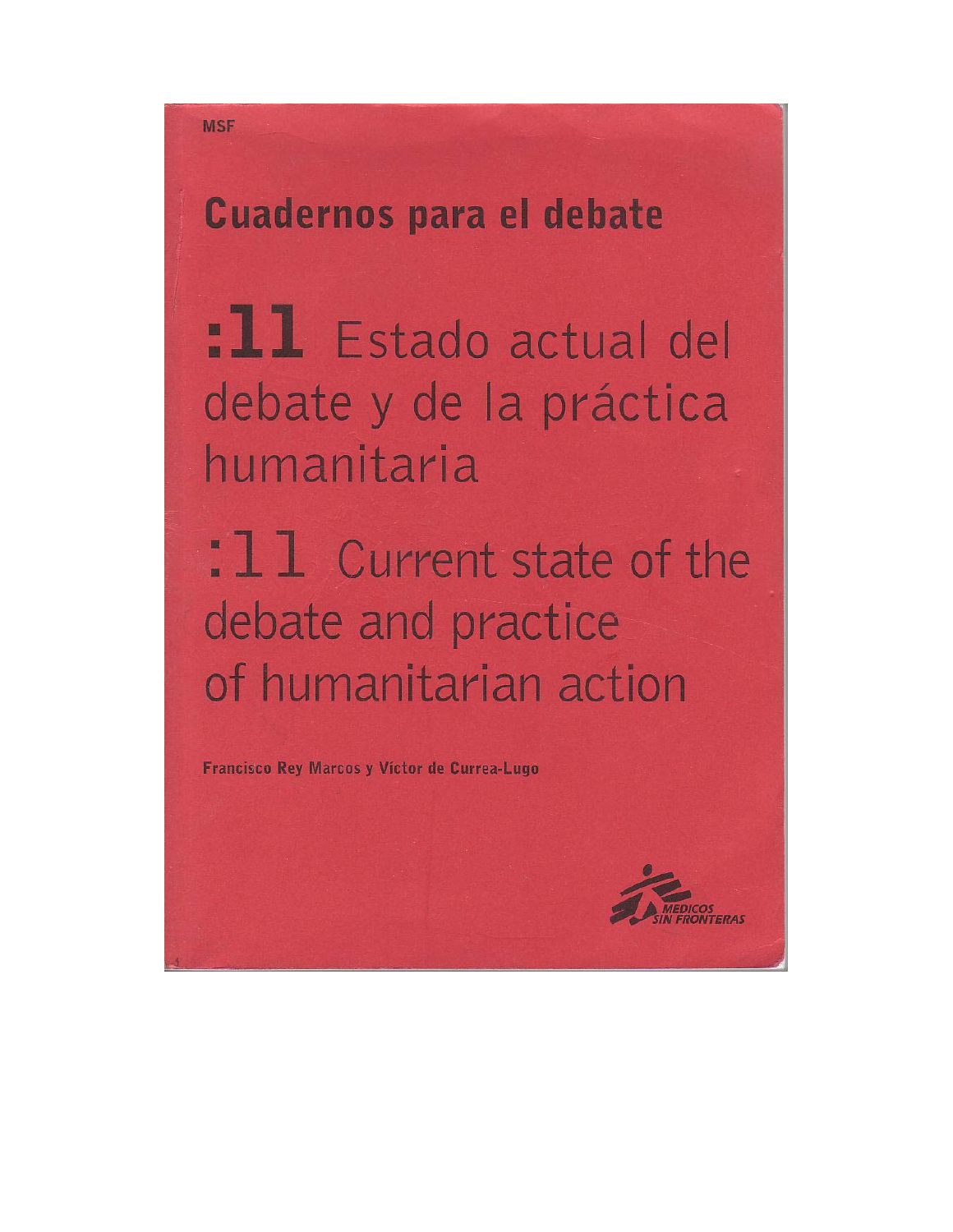MSF

# Cuadernos para el debate

## :11 Estado actual del debate y de la práctica humanitaria

## :11 Current state of the debate and practice of humanitarian action

**Francisco Rey Marcos y Víctor de Currea-Lugo**

MEDICOS SIN FRONTERAS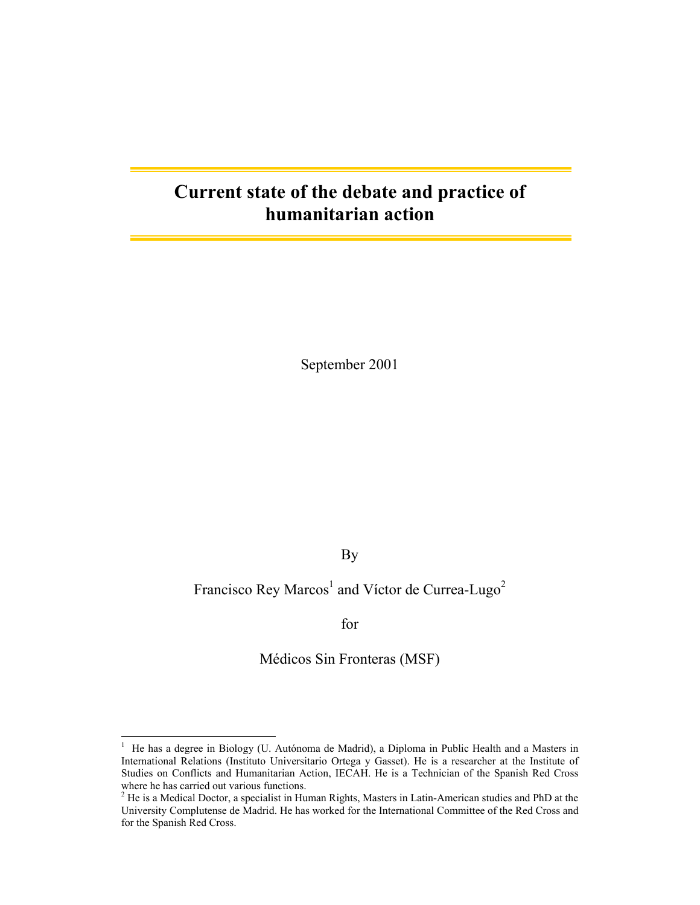# Current state of the debate and practice of humanitarian action

September 2001

By

Francisco Rey Marcos[1] and Víctor de Currea-Lugo[2]

for

Médicos Sin Fronteras (MSF)

---

[1] He has a degree in Biology (U. Autónoma de Madrid), a Diploma in Public Health and a Masters in International Relations (Instituto Universitario Ortega y Gasset). He is a researcher at the Institute of Studies on Conflicts and Humanitarian Action, IECAH. He is a Technician of the Spanish Red Cross where he has carried out various functions.

[2] He is a Medical Doctor, a specialist in Human Rights, Masters in Latin-American studies and PhD at the University Complutense de Madrid. He has worked for the International Committee of the Red Cross and for the Spanish Red Cross.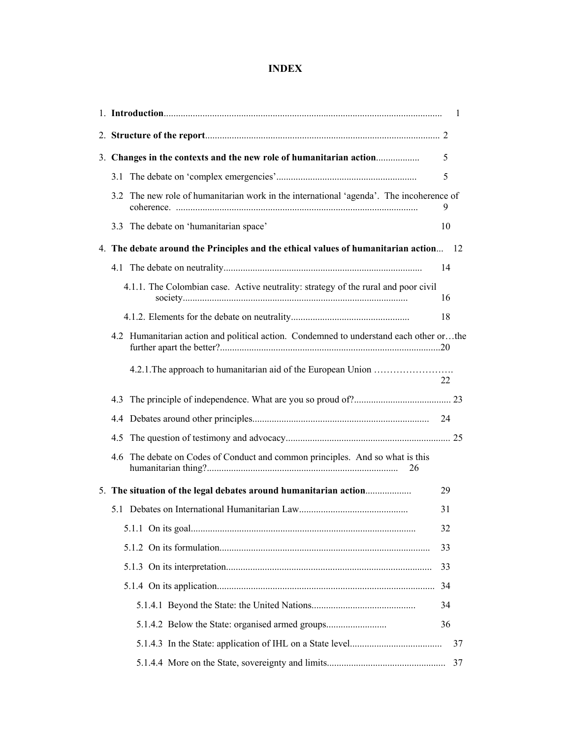# INDEX

1. **Introduction**................................................................................................................ 1
2. **Structure of the report**............................................................................................... 2
3. **Changes in the contexts and the new role of humanitarian action**.................. 5
   - 3.1 The debate on 'complex emergencies'.......................................................... 5
   - 3.2 The new role of humanitarian work in the international 'agenda'. The incoherence of coherence. ................................................................................................... 9
   - 3.3 The debate on 'humanitarian space' 10
4. **The debate around the Principles and the ethical values of humanitarian action**... 12
   - 4.1 The debate on neutrality................................................................................. 14
     - 4.1.1. The Colombian case. Active neutrality: strategy of the rural and poor civil society........................................................................................... 16
     - 4.1.2. Elements for the debate on neutrality................................................ 18
   - 4.2 Humanitarian action and political action. Condemned to understand each other or…the further apart the better?..........................................................................................20
     - 4.2.1.The approach to humanitarian aid of the European Union ……………………. 22
   - 4.3 The principle of independence. What are you so proud of?........................................ 23
   - 4.4 Debates around other principles........................................................................ 24
   - 4.5 The question of testimony and advocacy.................................................................... 25
   - 4.6 The debate on Codes of Conduct and common principles. And so what is this humanitarian thing?.............................................................................. 26
5. **The situation of the legal debates around humanitarian action**.................. 29
   - 5.1 Debates on International Humanitarian Law............................................ 31
     - 5.1.1 On its goal........................................................................................... 32
     - 5.1.2 On its formulation...................................................................................... 33
     - 5.1.3 On its interpretation.................................................................................... 33
     - 5.1.4 On its application......................................................................................... 34
       - 5.1.4.1 Beyond the State: the United Nations........................................... 34
       - 5.1.4.2 Below the State: organised armed groups......................... 36
       - 5.1.4.3 In the State: application of IHL on a State level...................................... 37
       - 5.1.4.4 More on the State, sovereignty and limits................................................ 37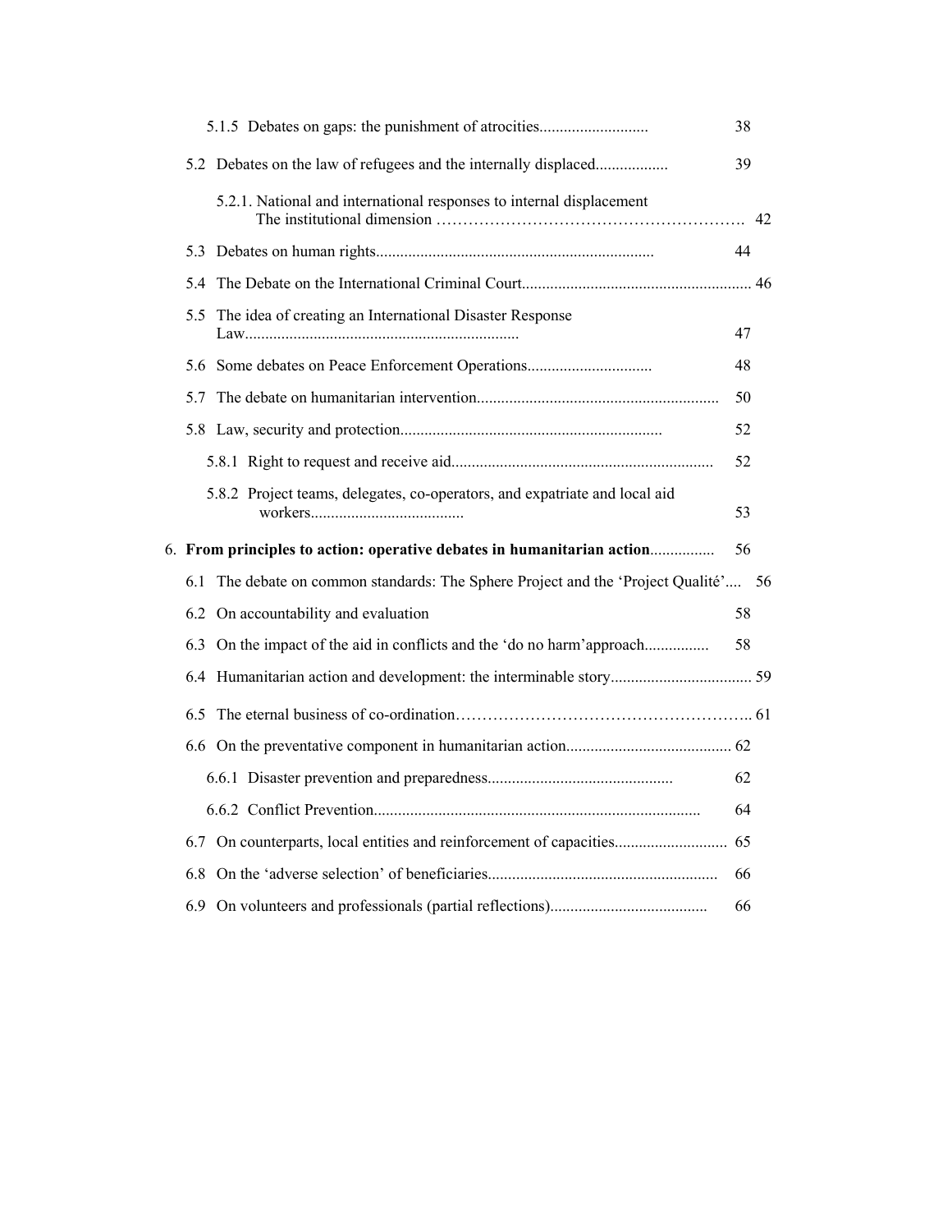5.1.5 Debates on gaps: the punishment of atrocities........................... 38

5.2 Debates on the law of refugees and the internally displaced.................. 39

5.2.1. National and international responses to internal displacement The institutional dimension ……………………………………………….. 42

5.3 Debates on human rights..................................................................... 44

5.4 The Debate on the International Criminal Court......................................................... 46

5.5 The idea of creating an International Disaster Response Law.................................................................... 47

5.6 Some debates on Peace Enforcement Operations............................... 48

5.7 The debate on humanitarian intervention............................................................ 50

5.8 Law, security and protection................................................................. 52

5.8.1 Right to request and receive aid................................................................. 52

5.8.2 Project teams, delegates, co-operators, and expatriate and local aid workers...................................... 53

6. **From principles to action: operative debates in humanitarian action**................ 56

6.1 The debate on common standards: The Sphere Project and the 'Project Qualité'.... 56

6.2 On accountability and evaluation 58

6.3 On the impact of the aid in conflicts and the 'do no harm'approach................ 58

6.4 Humanitarian action and development: the interminable story................................... 59

6.5 The eternal business of co-ordination……………………………………………….. 61

6.6 On the preventative component in humanitarian action......................................... 62

6.6.1 Disaster prevention and preparedness............................................. 62

6.6.2 Conflict Prevention................................................................................. 64

6.7 On counterparts, local entities and reinforcement of capacities............................ 65

6.8 On the 'adverse selection' of beneficiaries......................................................... 66

6.9 On volunteers and professionals (partial reflections)....................................... 66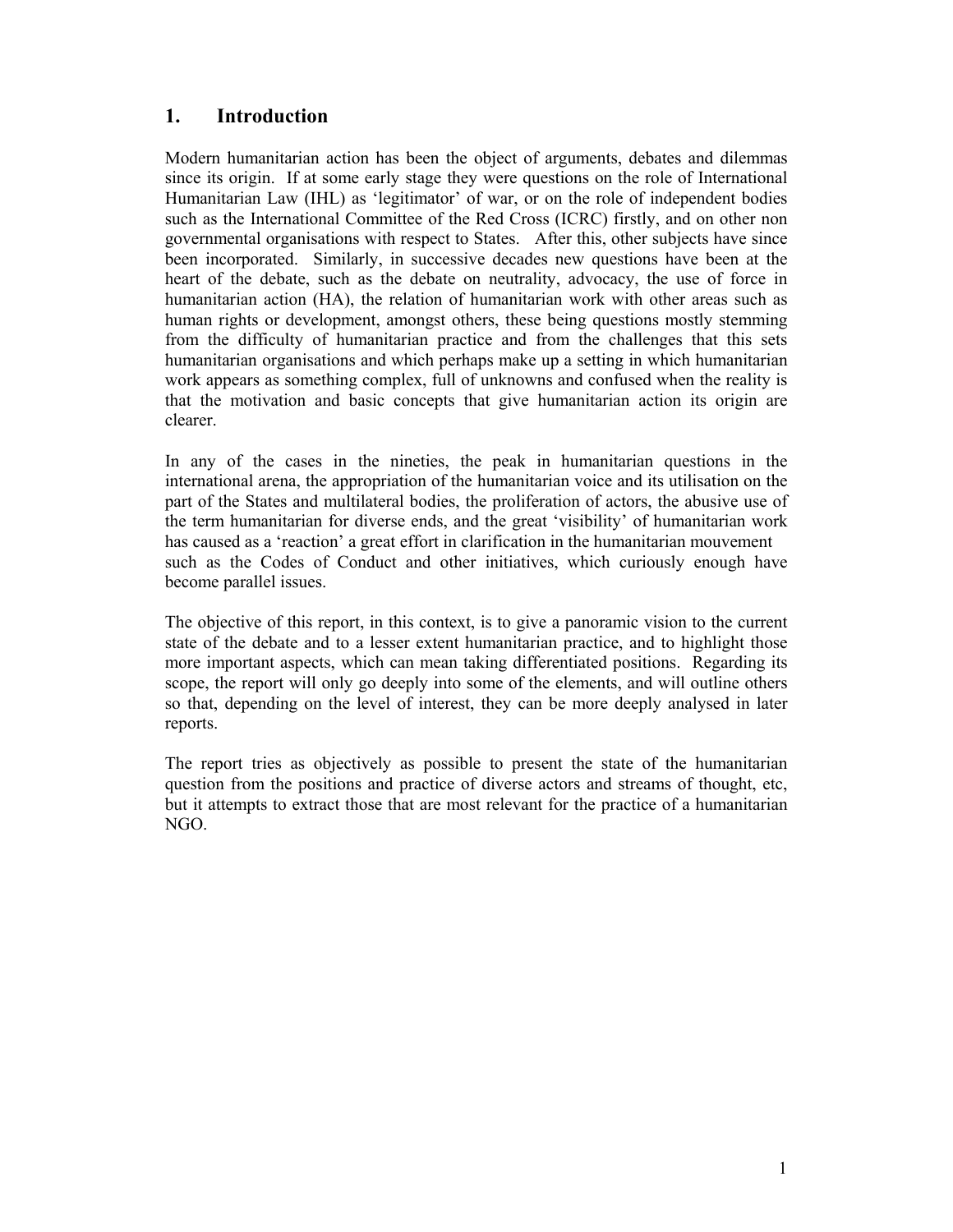## 1. Introduction

Modern humanitarian action has been the object of arguments, debates and dilemmas since its origin. If at some early stage they were questions on the role of International Humanitarian Law (IHL) as 'legitimator' of war, or on the role of independent bodies such as the International Committee of the Red Cross (ICRC) firstly, and on other non governmental organisations with respect to States. After this, other subjects have since been incorporated. Similarly, in successive decades new questions have been at the heart of the debate, such as the debate on neutrality, advocacy, the use of force in humanitarian action (HA), the relation of humanitarian work with other areas such as human rights or development, amongst others, these being questions mostly stemming from the difficulty of humanitarian practice and from the challenges that this sets humanitarian organisations and which perhaps make up a setting in which humanitarian work appears as something complex, full of unknowns and confused when the reality is that the motivation and basic concepts that give humanitarian action its origin are clearer.

In any of the cases in the nineties, the peak in humanitarian questions in the international arena, the appropriation of the humanitarian voice and its utilisation on the part of the States and multilateral bodies, the proliferation of actors, the abusive use of the term humanitarian for diverse ends, and the great 'visibility' of humanitarian work has caused as a 'reaction' a great effort in clarification in the humanitarian mouvement such as the Codes of Conduct and other initiatives, which curiously enough have become parallel issues.

The objective of this report, in this context, is to give a panoramic vision to the current state of the debate and to a lesser extent humanitarian practice, and to highlight those more important aspects, which can mean taking differentiated positions. Regarding its scope, the report will only go deeply into some of the elements, and will outline others so that, depending on the level of interest, they can be more deeply analysed in later reports.

The report tries as objectively as possible to present the state of the humanitarian question from the positions and practice of diverse actors and streams of thought, etc, but it attempts to extract those that are most relevant for the practice of a humanitarian NGO.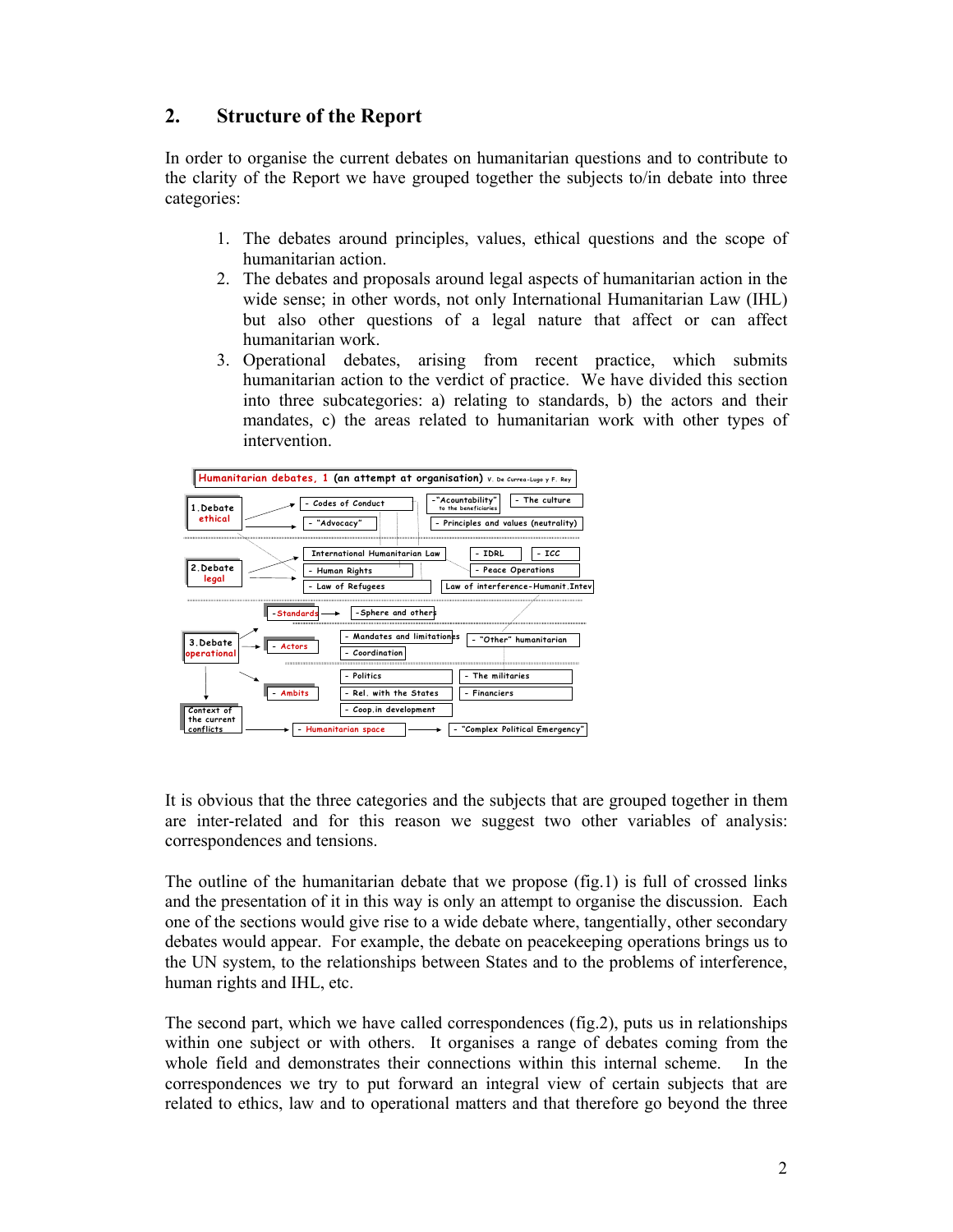## 2. Structure of the Report

In order to organise the current debates on humanitarian questions and to contribute to the clarity of the Report we have grouped together the subjects to/in debate into three categories:

1. The debates around principles, values, ethical questions and the scope of humanitarian action.
2. The debates and proposals around legal aspects of humanitarian action in the wide sense; in other words, not only International Humanitarian Law (IHL) but also other questions of a legal nature that affect or can affect humanitarian work.
3. Operational debates, arising from recent practice, which submits humanitarian action to the verdict of practice. We have divided this section into three subcategories: a) relating to standards, b) the actors and their mandates, c) the areas related to humanitarian work with other types of intervention.

**Humanitarian debates, 1 (an attempt at organisation)** V. De Currea-Lugo y F. Rey

- **1. Debate ethical**
  - Codes of Conduct
  - "Advocacy"
  - "Acountability" to the beneficiaries
  - The culture
  - Principles and values (neutrality)
- **2. Debate legal**
  - International Humanitarian Law
  - Human Rights
  - Law of Refugees
  - IDRL
  - ICC
  - Peace Operations
  - Law of interference-Humanit.Intev
- **3. Debate operational**
  - Standards
    - Sphere and others
  - Actors
    - Mandates and limitations
    - Coordination
    - "Other" humanitarian
  - Ambits
    - Politics
    - Rel. with the States
    - Coop.in development
    - The militaries
    - Financiers
- **Context of the current conflicts**
  - Humanitarian space
  - "Complex Political Emergency"

It is obvious that the three categories and the subjects that are grouped together in them are inter-related and for this reason we suggest two other variables of analysis: correspondences and tensions.

The outline of the humanitarian debate that we propose (fig.1) is full of crossed links and the presentation of it in this way is only an attempt to organise the discussion. Each one of the sections would give rise to a wide debate where, tangentially, other secondary debates would appear. For example, the debate on peacekeeping operations brings us to the UN system, to the relationships between States and to the problems of interference, human rights and IHL, etc.

The second part, which we have called correspondences (fig.2), puts us in relationships within one subject or with others. It organises a range of debates coming from the whole field and demonstrates their connections within this internal scheme. In the correspondences we try to put forward an integral view of certain subjects that are related to ethics, law and to operational matters and that therefore go beyond the three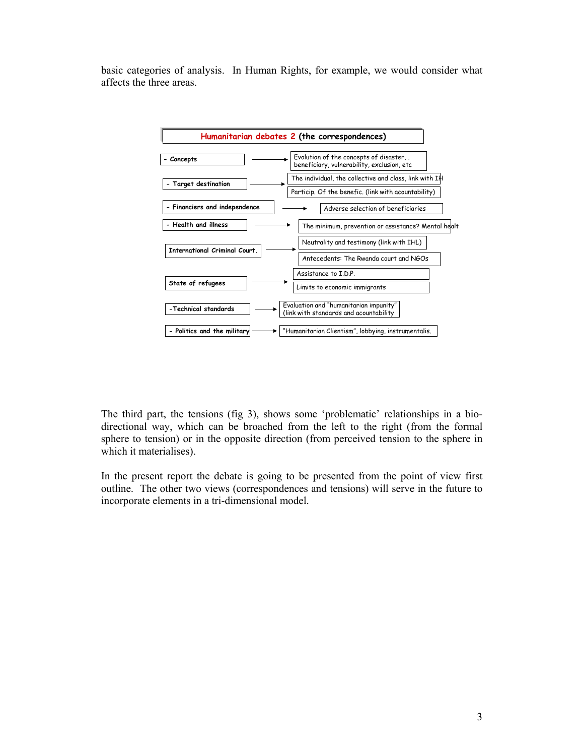basic categories of analysis. In Human Rights, for example, we would consider what affects the three areas.

**Humanitarian debates 2 (the correspondences)**

| | | |
|---|---|---|
| - Concepts | → | Evolution of the concepts of disaster, . beneficiary, vulnerability, exclusion, etc |
| - Target destination | → | The individual, the collective and class, link with IH |
| | | Particip. Of the benefic. (link with acountability) |
| - Financiers and independence | → | Adverse selection of beneficiaries |
| - Health and illness | → | The minimum, prevention or assistance? Mental healt |
| International Criminal Court. | → | Neutrality and testimony (link with IHL) |
| | | Antecedents: The Rwanda court and NGOs |
| State of refugees | → | Assistance to I.D.P. |
| | | Limits to economic immigrants |
| -Technical standards | → | Evaluation and "humanitarian impunity" (link with standards and acountability |
| - Politics and the military | → | "Humanitarian Clientism", lobbying, instrumentalis. |

The third part, the tensions (fig 3), shows some 'problematic' relationships in a bio-directional way, which can be broached from the left to the right (from the formal sphere to tension) or in the opposite direction (from perceived tension to the sphere in which it materialises).

In the present report the debate is going to be presented from the point of view first outline. The other two views (correspondences and tensions) will serve in the future to incorporate elements in a tri-dimensional model.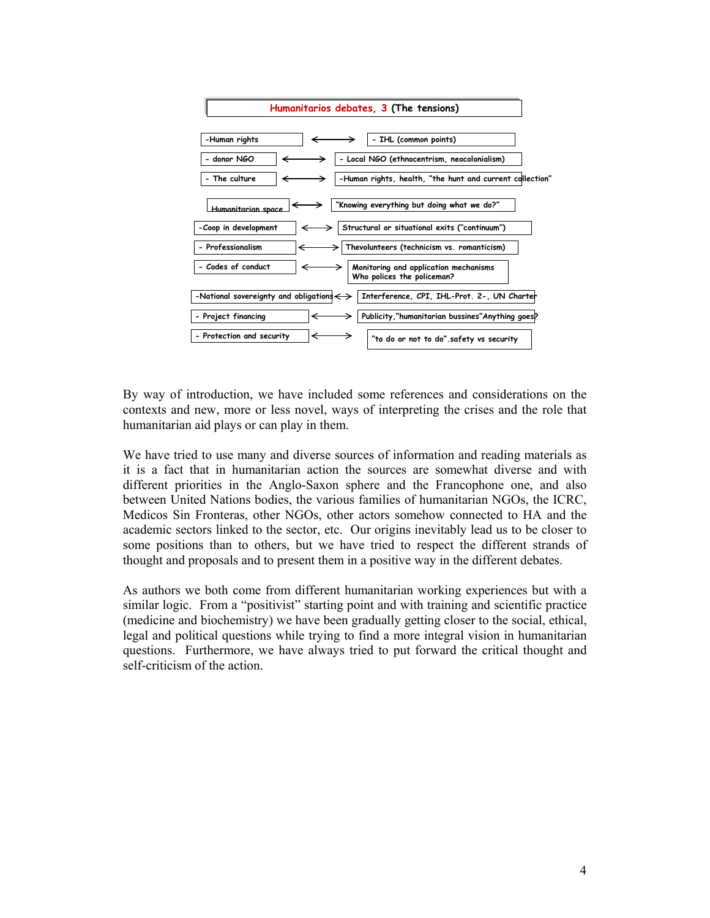**Humanitarios debates, 3 (The tensions)**

| | |
|---|---|
| -Human rights ⟷ | - IHL (common points) |
| - donor NGO ⟷ | - Local NGO (ethnocentrism, neocolonialism) |
| - The culture ⟷ | -Human rights, health, "the hunt and current collection" |
| Humanitarian space ⟷ | "Knowing everything but doing what we do?" |
| -Coop in development ⟷ | Structural or situational exits ("continuum") |
| - Professionalism ⟷ | Thevolunteers (technicism vs. romanticism) |
| - Codes of conduct ⟷ | Monitoring and application mechanisms Who polices the policeman? |
| -National sovereignty and obligations ⟷ | Interference, CPI, IHL-Prot. 2-, UN Charter |
| - Project financing ⟷ | Publicity,"humanitarian bussines"Anything goes? |
| - Protection and security ⟷ | "to do or not to do".safety vs security |

By way of introduction, we have included some references and considerations on the contexts and new, more or less novel, ways of interpreting the crises and the role that humanitarian aid plays or can play in them.

We have tried to use many and diverse sources of information and reading materials as it is a fact that in humanitarian action the sources are somewhat diverse and with different priorities in the Anglo-Saxon sphere and the Francophone one, and also between United Nations bodies, the various families of humanitarian NGOs, the ICRC, Medicos Sin Fronteras, other NGOs, other actors somehow connected to HA and the academic sectors linked to the sector, etc. Our origins inevitably lead us to be closer to some positions than to others, but we have tried to respect the different strands of thought and proposals and to present them in a positive way in the different debates.

As authors we both come from different humanitarian working experiences but with a similar logic. From a "positivist" starting point and with training and scientific practice (medicine and biochemistry) we have been gradually getting closer to the social, ethical, legal and political questions while trying to find a more integral vision in humanitarian questions. Furthermore, we have always tried to put forward the critical thought and self-criticism of the action.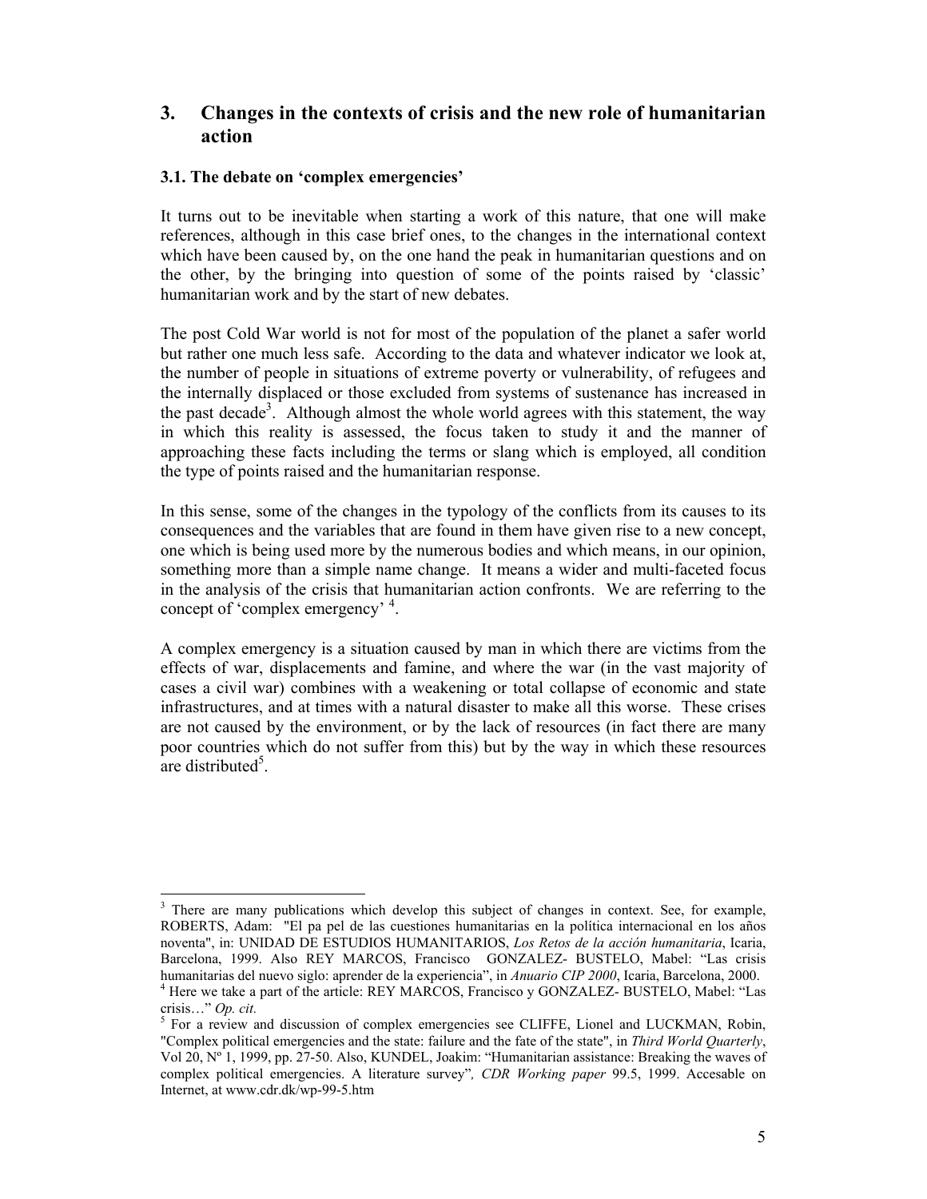## 3. Changes in the contexts of crisis and the new role of humanitarian action

### 3.1. The debate on 'complex emergencies'

It turns out to be inevitable when starting a work of this nature, that one will make references, although in this case brief ones, to the changes in the international context which have been caused by, on the one hand the peak in humanitarian questions and on the other, by the bringing into question of some of the points raised by 'classic' humanitarian work and by the start of new debates.

The post Cold War world is not for most of the population of the planet a safer world but rather one much less safe. According to the data and whatever indicator we look at, the number of people in situations of extreme poverty or vulnerability, of refugees and the internally displaced or those excluded from systems of sustenance has increased in the past decade[3]. Although almost the whole world agrees with this statement, the way in which this reality is assessed, the focus taken to study it and the manner of approaching these facts including the terms or slang which is employed, all condition the type of points raised and the humanitarian response.

In this sense, some of the changes in the typology of the conflicts from its causes to its consequences and the variables that are found in them have given rise to a new concept, one which is being used more by the numerous bodies and which means, in our opinion, something more than a simple name change. It means a wider and multi-faceted focus in the analysis of the crisis that humanitarian action confronts. We are referring to the concept of 'complex emergency' [4].

A complex emergency is a situation caused by man in which there are victims from the effects of war, displacements and famine, and where the war (in the vast majority of cases a civil war) combines with a weakening or total collapse of economic and state infrastructures, and at times with a natural disaster to make all this worse. These crises are not caused by the environment, or by the lack of resources (in fact there are many poor countries which do not suffer from this) but by the way in which these resources are distributed[5].

---

[3] There are many publications which develop this subject of changes in context. See, for example, ROBERTS, Adam: "El pa pel de las cuestiones humanitarias en la política internacional en los años noventa", in: UNIDAD DE ESTUDIOS HUMANITARIOS, *Los Retos de la acción humanitaria*, Icaria, Barcelona, 1999. Also REY MARCOS, Francisco GONZALEZ- BUSTELO, Mabel: "Las crisis humanitarias del nuevo siglo: aprender de la experiencia", in *Anuario CIP 2000*, Icaria, Barcelona, 2000.

[4] Here we take a part of the article: REY MARCOS, Francisco y GONZALEZ- BUSTELO, Mabel: "Las crisis…" *Op. cit.*

[5] For a review and discussion of complex emergencies see CLIFFE, Lionel and LUCKMAN, Robin, "Complex political emergencies and the state: failure and the fate of the state", in *Third World Quarterly*, Vol 20, Nº 1, 1999, pp. 27-50. Also, KUNDEL, Joakim: "Humanitarian assistance: Breaking the waves of complex political emergencies. A literature survey"*, CDR Working paper* 99.5, 1999. Accesable on Internet, at www.cdr.dk/wp-99-5.htm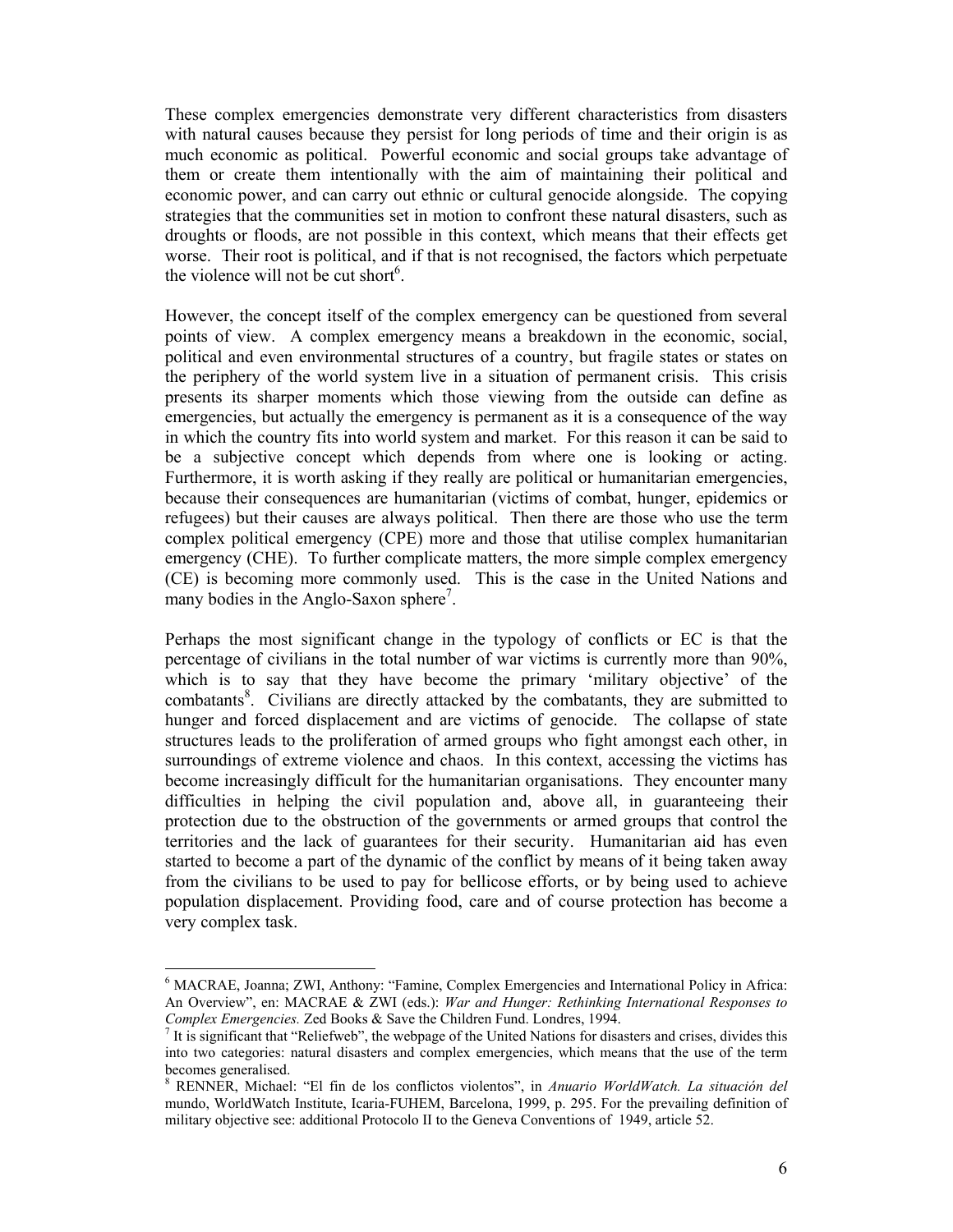These complex emergencies demonstrate very different characteristics from disasters with natural causes because they persist for long periods of time and their origin is as much economic as political. Powerful economic and social groups take advantage of them or create them intentionally with the aim of maintaining their political and economic power, and can carry out ethnic or cultural genocide alongside. The copying strategies that the communities set in motion to confront these natural disasters, such as droughts or floods, are not possible in this context, which means that their effects get worse. Their root is political, and if that is not recognised, the factors which perpetuate the violence will not be cut short[6].

However, the concept itself of the complex emergency can be questioned from several points of view. A complex emergency means a breakdown in the economic, social, political and even environmental structures of a country, but fragile states or states on the periphery of the world system live in a situation of permanent crisis. This crisis presents its sharper moments which those viewing from the outside can define as emergencies, but actually the emergency is permanent as it is a consequence of the way in which the country fits into world system and market. For this reason it can be said to be a subjective concept which depends from where one is looking or acting. Furthermore, it is worth asking if they really are political or humanitarian emergencies, because their consequences are humanitarian (victims of combat, hunger, epidemics or refugees) but their causes are always political. Then there are those who use the term complex political emergency (CPE) more and those that utilise complex humanitarian emergency (CHE). To further complicate matters, the more simple complex emergency (CE) is becoming more commonly used. This is the case in the United Nations and many bodies in the Anglo-Saxon sphere[7].

Perhaps the most significant change in the typology of conflicts or EC is that the percentage of civilians in the total number of war victims is currently more than 90%, which is to say that they have become the primary 'military objective' of the combatants[8]. Civilians are directly attacked by the combatants, they are submitted to hunger and forced displacement and are victims of genocide. The collapse of state structures leads to the proliferation of armed groups who fight amongst each other, in surroundings of extreme violence and chaos. In this context, accessing the victims has become increasingly difficult for the humanitarian organisations. They encounter many difficulties in helping the civil population and, above all, in guaranteeing their protection due to the obstruction of the governments or armed groups that control the territories and the lack of guarantees for their security. Humanitarian aid has even started to become a part of the dynamic of the conflict by means of it being taken away from the civilians to be used to pay for bellicose efforts, or by being used to achieve population displacement. Providing food, care and of course protection has become a very complex task.

---

[6] MACRAE, Joanna; ZWI, Anthony: "Famine, Complex Emergencies and International Policy in Africa: An Overview", en: MACRAE & ZWI (eds.): *War and Hunger: Rethinking International Responses to Complex Emergencies.* Zed Books & Save the Children Fund. Londres, 1994.

[7] It is significant that "Reliefweb", the webpage of the United Nations for disasters and crises, divides this into two categories: natural disasters and complex emergencies, which means that the use of the term becomes generalised.

[8] RENNER, Michael: "El fin de los conflictos violentos", in *Anuario WorldWatch. La situación del* mundo, WorldWatch Institute, Icaria-FUHEM, Barcelona, 1999, p. 295. For the prevailing definition of military objective see: additional Protocolo II to the Geneva Conventions of 1949, article 52.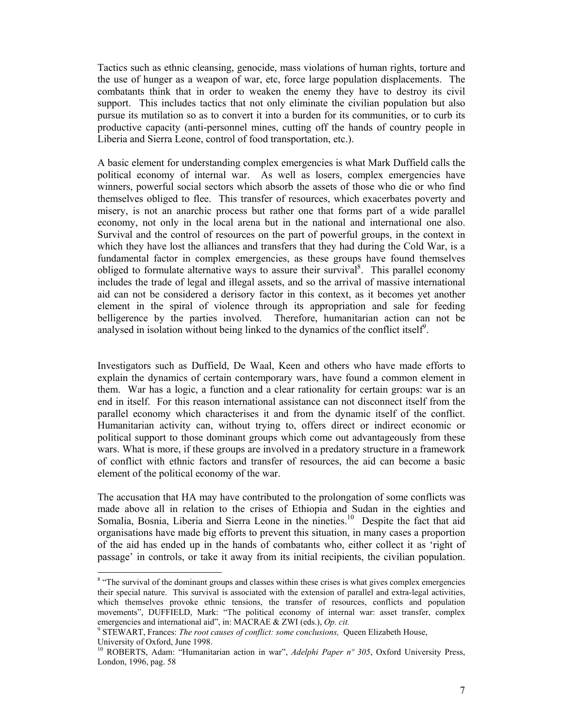Tactics such as ethnic cleansing, genocide, mass violations of human rights, torture and the use of hunger as a weapon of war, etc, force large population displacements. The combatants think that in order to weaken the enemy they have to destroy its civil support. This includes tactics that not only eliminate the civilian population but also pursue its mutilation so as to convert it into a burden for its communities, or to curb its productive capacity (anti-personnel mines, cutting off the hands of country people in Liberia and Sierra Leone, control of food transportation, etc.).

A basic element for understanding complex emergencies is what Mark Duffield calls the political economy of internal war. As well as losers, complex emergencies have winners, powerful social sectors which absorb the assets of those who die or who find themselves obliged to flee. This transfer of resources, which exacerbates poverty and misery, is not an anarchic process but rather one that forms part of a wide parallel economy, not only in the local arena but in the national and international one also. Survival and the control of resources on the part of powerful groups, in the context in which they have lost the alliances and transfers that they had during the Cold War, is a fundamental factor in complex emergencies, as these groups have found themselves obliged to formulate alternative ways to assure their survival[8]. This parallel economy includes the trade of legal and illegal assets, and so the arrival of massive international aid can not be considered a derisory factor in this context, as it becomes yet another element in the spiral of violence through its appropriation and sale for feeding belligerence by the parties involved. Therefore, humanitarian action can not be analysed in isolation without being linked to the dynamics of the conflict itself[9].

Investigators such as Duffield, De Waal, Keen and others who have made efforts to explain the dynamics of certain contemporary wars, have found a common element in them. War has a logic, a function and a clear rationality for certain groups: war is an end in itself. For this reason international assistance can not disconnect itself from the parallel economy which characterises it and from the dynamic itself of the conflict. Humanitarian activity can, without trying to, offers direct or indirect economic or political support to those dominant groups which come out advantageously from these wars. What is more, if these groups are involved in a predatory structure in a framework of conflict with ethnic factors and transfer of resources, the aid can become a basic element of the political economy of the war.

The accusation that HA may have contributed to the prolongation of some conflicts was made above all in relation to the crises of Ethiopia and Sudan in the eighties and Somalia, Bosnia, Liberia and Sierra Leone in the nineties.[10] Despite the fact that aid organisations have made big efforts to prevent this situation, in many cases a proportion of the aid has ended up in the hands of combatants who, either collect it as 'right of passage' in controls, or take it away from its initial recipients, the civilian population.

---

[8] "The survival of the dominant groups and classes within these crises is what gives complex emergencies their special nature. This survival is associated with the extension of parallel and extra-legal activities, which themselves provoke ethnic tensions, the transfer of resources, conflicts and population movements", DUFFIELD, Mark: "The political economy of internal war: asset transfer, complex emergencies and international aid", in: MACRAE & ZWI (eds.), *Op. cit.*

[9] STEWART, Frances: *The root causes of conflict: some conclusions,* Queen Elizabeth House, University of Oxford, June 1998.

[10] ROBERTS, Adam: "Humanitarian action in war", *Adelphi Paper nº 305*, Oxford University Press, London, 1996, pag. 58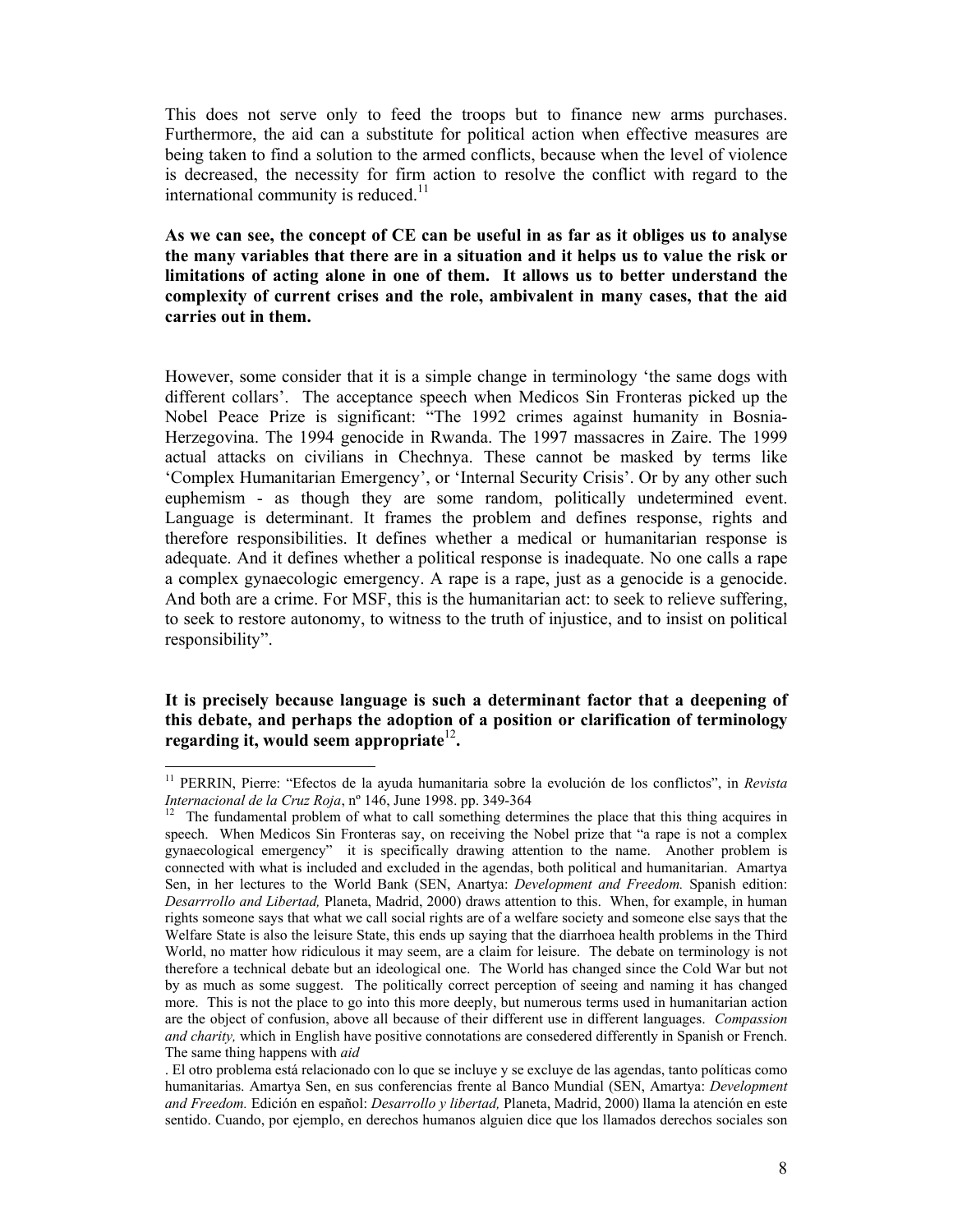This does not serve only to feed the troops but to finance new arms purchases. Furthermore, the aid can a substitute for political action when effective measures are being taken to find a solution to the armed conflicts, because when the level of violence is decreased, the necessity for firm action to resolve the conflict with regard to the international community is reduced.[11]

**As we can see, the concept of CE can be useful in as far as it obliges us to analyse the many variables that there are in a situation and it helps us to value the risk or limitations of acting alone in one of them. It allows us to better understand the complexity of current crises and the role, ambivalent in many cases, that the aid carries out in them.**

However, some consider that it is a simple change in terminology 'the same dogs with different collars'. The acceptance speech when Medicos Sin Fronteras picked up the Nobel Peace Prize is significant: "The 1992 crimes against humanity in Bosnia-Herzegovina. The 1994 genocide in Rwanda. The 1997 massacres in Zaire. The 1999 actual attacks on civilians in Chechnya. These cannot be masked by terms like 'Complex Humanitarian Emergency', or 'Internal Security Crisis'. Or by any other such euphemism - as though they are some random, politically undetermined event. Language is determinant. It frames the problem and defines response, rights and therefore responsibilities. It defines whether a medical or humanitarian response is adequate. And it defines whether a political response is inadequate. No one calls a rape a complex gynaecologic emergency. A rape is a rape, just as a genocide is a genocide. And both are a crime. For MSF, this is the humanitarian act: to seek to relieve suffering, to seek to restore autonomy, to witness to the truth of injustice, and to insist on political responsibility".

**It is precisely because language is such a determinant factor that a deepening of this debate, and perhaps the adoption of a position or clarification of terminology regarding it, would seem appropriate[12].**

---

[11] PERRIN, Pierre: "Efectos de la ayuda humanitaria sobre la evolución de los conflictos", in *Revista Internacional de la Cruz Roja*, nº 146, June 1998. pp. 349-364

[12] The fundamental problem of what to call something determines the place that this thing acquires in speech. When Medicos Sin Fronteras say, on receiving the Nobel prize that "a rape is not a complex gynaecological emergency" it is specifically drawing attention to the name. Another problem is connected with what is included and excluded in the agendas, both political and humanitarian. Amartya Sen, in her lectures to the World Bank (SEN, Anartya: *Development and Freedom.* Spanish edition: *Desarrrollo and Libertad,* Planeta, Madrid, 2000) draws attention to this. When, for example, in human rights someone says that what we call social rights are of a welfare society and someone else says that the Welfare State is also the leisure State, this ends up saying that the diarrhoea health problems in the Third World, no matter how ridiculous it may seem, are a claim for leisure. The debate on terminology is not therefore a technical debate but an ideological one. The World has changed since the Cold War but not by as much as some suggest. The politically correct perception of seeing and naming it has changed more. This is not the place to go into this more deeply, but numerous terms used in humanitarian action are the object of confusion, above all because of their different use in different languages. *Compassion and charity,* which in English have positive connotations are consedered differently in Spanish or French. The same thing happens with *aid*

. El otro problema está relacionado con lo que se incluye y se excluye de las agendas, tanto políticas como humanitarias. Amartya Sen, en sus conferencias frente al Banco Mundial (SEN, Amartya: *Development and Freedom.* Edición en español: *Desarrollo y libertad,* Planeta, Madrid, 2000) llama la atención en este sentido. Cuando, por ejemplo, en derechos humanos alguien dice que los llamados derechos sociales son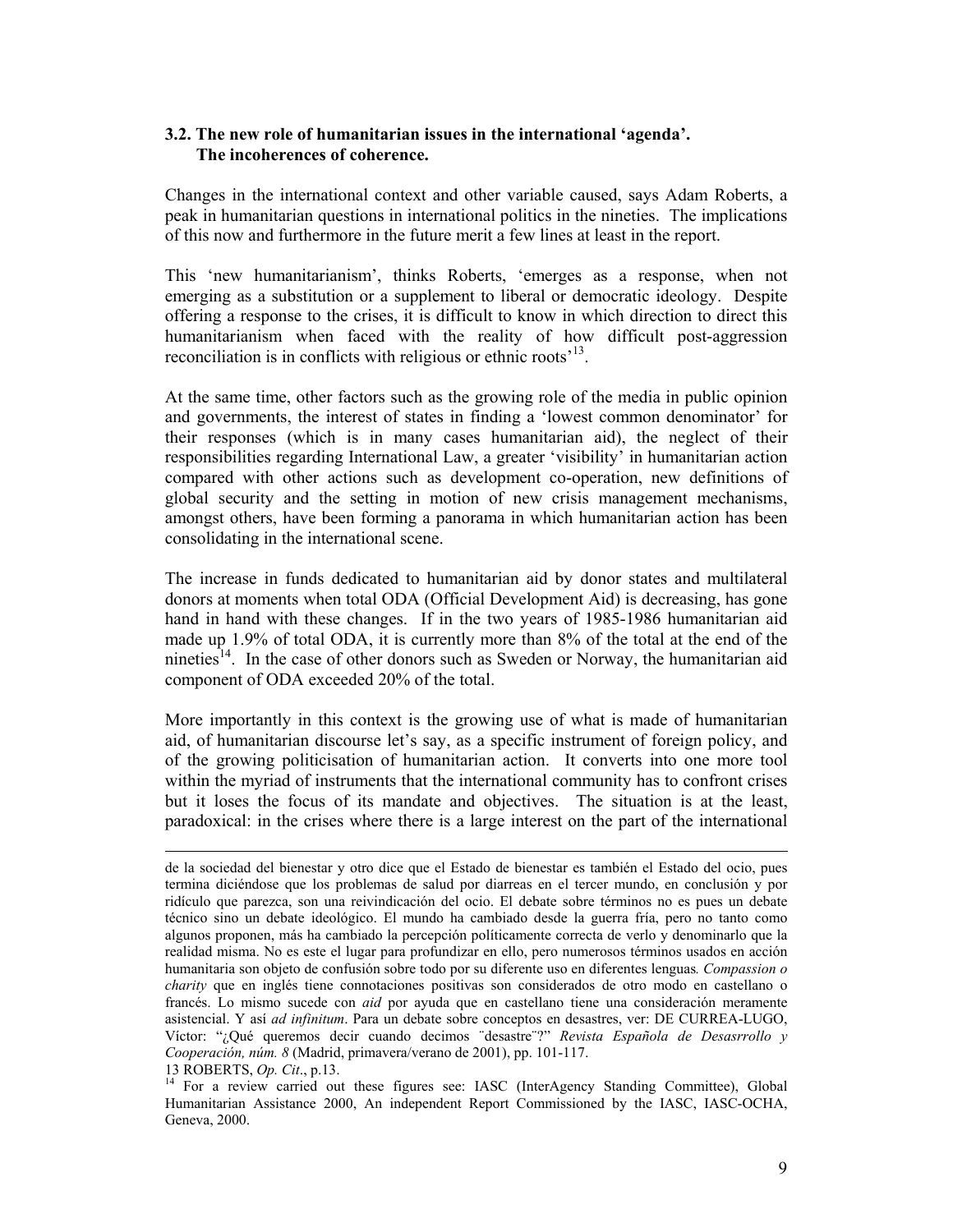### 3.2. The new role of humanitarian issues in the international 'agenda'. The incoherences of coherence.

Changes in the international context and other variable caused, says Adam Roberts, a peak in humanitarian questions in international politics in the nineties. The implications of this now and furthermore in the future merit a few lines at least in the report.

This 'new humanitarianism', thinks Roberts, 'emerges as a response, when not emerging as a substitution or a supplement to liberal or democratic ideology. Despite offering a response to the crises, it is difficult to know in which direction to direct this humanitarianism when faced with the reality of how difficult post-aggression reconciliation is in conflicts with religious or ethnic roots'[13].

At the same time, other factors such as the growing role of the media in public opinion and governments, the interest of states in finding a 'lowest common denominator' for their responses (which is in many cases humanitarian aid), the neglect of their responsibilities regarding International Law, a greater 'visibility' in humanitarian action compared with other actions such as development co-operation, new definitions of global security and the setting in motion of new crisis management mechanisms, amongst others, have been forming a panorama in which humanitarian action has been consolidating in the international scene.

The increase in funds dedicated to humanitarian aid by donor states and multilateral donors at moments when total ODA (Official Development Aid) is decreasing, has gone hand in hand with these changes. If in the two years of 1985-1986 humanitarian aid made up 1.9% of total ODA, it is currently more than 8% of the total at the end of the nineties[14]. In the case of other donors such as Sweden or Norway, the humanitarian aid component of ODA exceeded 20% of the total.

More importantly in this context is the growing use of what is made of humanitarian aid, of humanitarian discourse let's say, as a specific instrument of foreign policy, and of the growing politicisation of humanitarian action. It converts into one more tool within the myriad of instruments that the international community has to confront crises but it loses the focus of its mandate and objectives. The situation is at the least, paradoxical: in the crises where there is a large interest on the part of the international

---

de la sociedad del bienestar y otro dice que el Estado de bienestar es también el Estado del ocio, pues termina diciéndose que los problemas de salud por diarreas en el tercer mundo, en conclusión y por ridículo que parezca, son una reivindicación del ocio. El debate sobre términos no es pues un debate técnico sino un debate ideológico. El mundo ha cambiado desde la guerra fría, pero no tanto como algunos proponen, más ha cambiado la percepción políticamente correcta de verlo y denominarlo que la realidad misma. No es este el lugar para profundizar en ello, pero numerosos términos usados en acción humanitaria son objeto de confusión sobre todo por su diferente uso en diferentes lenguas. *Compassion o charity* que en inglés tiene connotaciones positivas son considerados de otro modo en castellano o francés. Lo mismo sucede con *aid* por ayuda que en castellano tiene una consideración meramente asistencial. Y así *ad infinitum*. Para un debate sobre conceptos en desastres, ver: DE CURREA-LUGO, Víctor: "¿Qué queremos decir cuando decimos ¨desastre¨?" *Revista Española de Desasrrollo y Cooperación, núm. 8* (Madrid, primavera/verano de 2001), pp. 101-117.

13 ROBERTS, *Op. Cit*., p.13.

14 For a review carried out these figures see: IASC (InterAgency Standing Committee), Global Humanitarian Assistance 2000, An independent Report Commissioned by the IASC, IASC-OCHA, Geneva, 2000.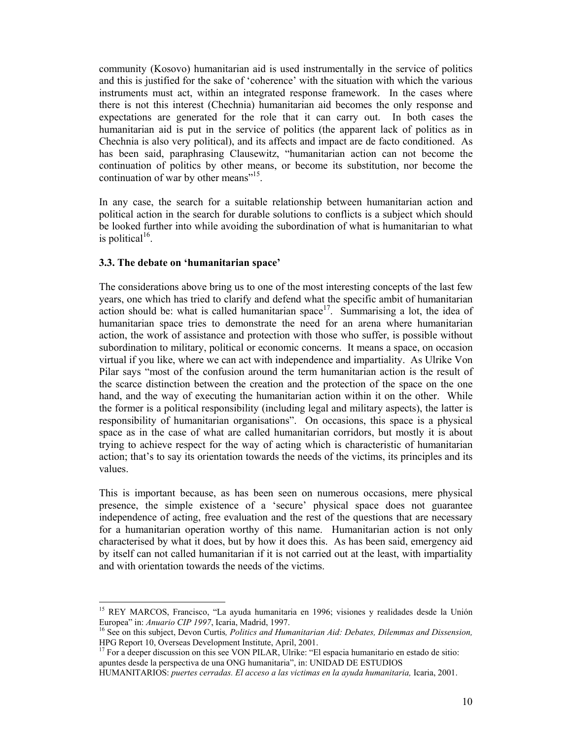community (Kosovo) humanitarian aid is used instrumentally in the service of politics and this is justified for the sake of 'coherence' with the situation with which the various instruments must act, within an integrated response framework. In the cases where there is not this interest (Chechnia) humanitarian aid becomes the only response and expectations are generated for the role that it can carry out. In both cases the humanitarian aid is put in the service of politics (the apparent lack of politics as in Chechnia is also very political), and its affects and impact are de facto conditioned. As has been said, paraphrasing Clausewitz, "humanitarian action can not become the continuation of politics by other means, or become its substitution, nor become the continuation of war by other means"[15].

In any case, the search for a suitable relationship between humanitarian action and political action in the search for durable solutions to conflicts is a subject which should be looked further into while avoiding the subordination of what is humanitarian to what is political[16].

### 3.3. The debate on 'humanitarian space'

The considerations above bring us to one of the most interesting concepts of the last few years, one which has tried to clarify and defend what the specific ambit of humanitarian action should be: what is called humanitarian space[17]. Summarising a lot, the idea of humanitarian space tries to demonstrate the need for an arena where humanitarian action, the work of assistance and protection with those who suffer, is possible without subordination to military, political or economic concerns. It means a space, on occasion virtual if you like, where we can act with independence and impartiality. As Ulrike Von Pilar says "most of the confusion around the term humanitarian action is the result of the scarce distinction between the creation and the protection of the space on the one hand, and the way of executing the humanitarian action within it on the other. While the former is a political responsibility (including legal and military aspects), the latter is responsibility of humanitarian organisations". On occasions, this space is a physical space as in the case of what are called humanitarian corridors, but mostly it is about trying to achieve respect for the way of acting which is characteristic of humanitarian action; that's to say its orientation towards the needs of the victims, its principles and its values.

This is important because, as has been seen on numerous occasions, mere physical presence, the simple existence of a 'secure' physical space does not guarantee independence of acting, free evaluation and the rest of the questions that are necessary for a humanitarian operation worthy of this name. Humanitarian action is not only characterised by what it does, but by how it does this. As has been said, emergency aid by itself can not called humanitarian if it is not carried out at the least, with impartiality and with orientation towards the needs of the victims.

---

[15] REY MARCOS, Francisco, "La ayuda humanitaria en 1996; visiones y realidades desde la Unión Europea" in: *Anuario CIP 1997*, Icaria, Madrid, 1997.

[16] See on this subject, Devon Curtis*, Politics and Humanitarian Aid: Debates, Dilemmas and Dissension,* HPG Report 10, Overseas Development Institute, April, 2001.

[17] For a deeper discussion on this see VON PILAR, Ulrike: "El espacia humanitario en estado de sitio: apuntes desde la perspectiva de una ONG humanitaria", in: UNIDAD DE ESTUDIOS HUMANITARIOS: *puertes cerradas. El acceso a las victimas en la ayuda humanitaria,* Icaria, 2001.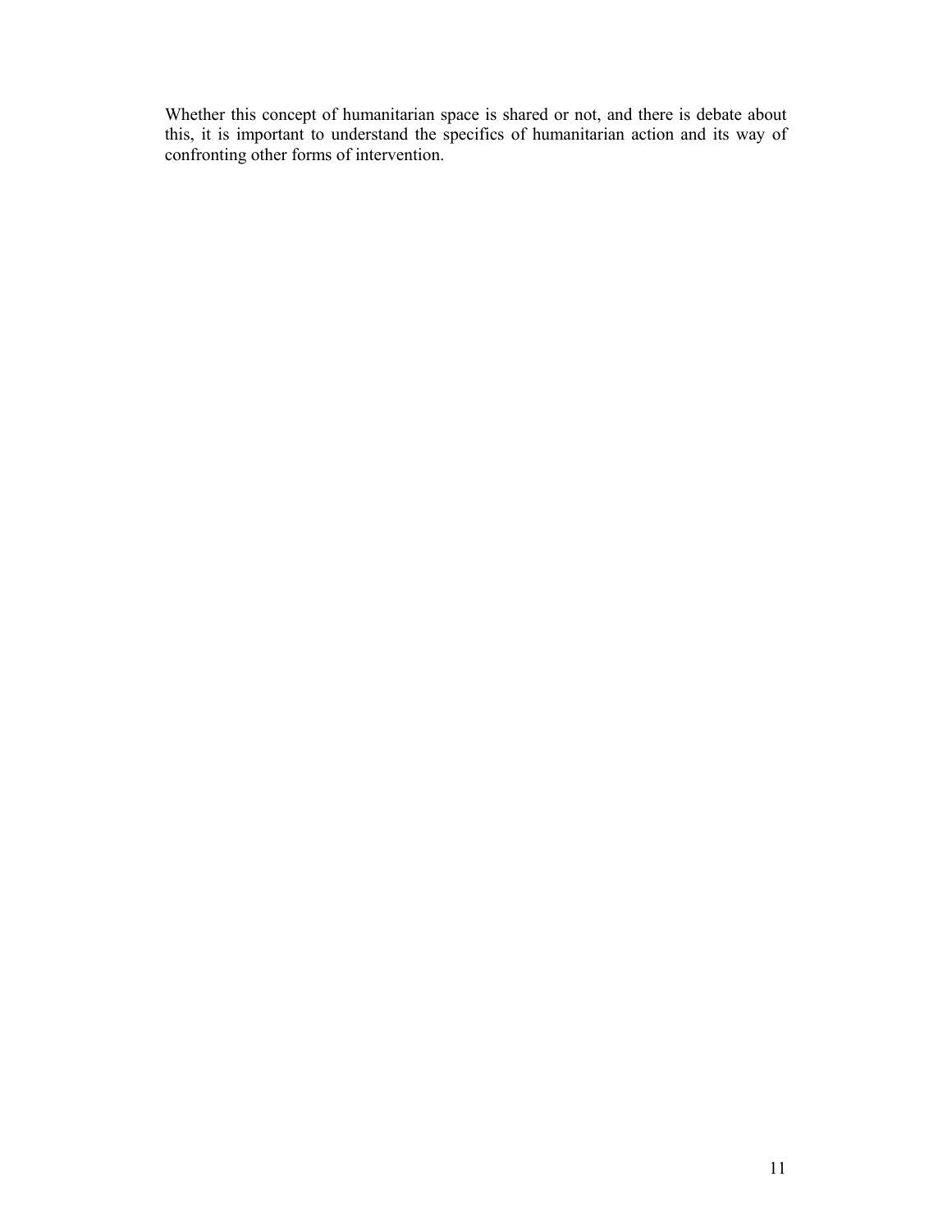Whether this concept of humanitarian space is shared or not, and there is debate about this, it is important to understand the specifics of humanitarian action and its way of confronting other forms of intervention.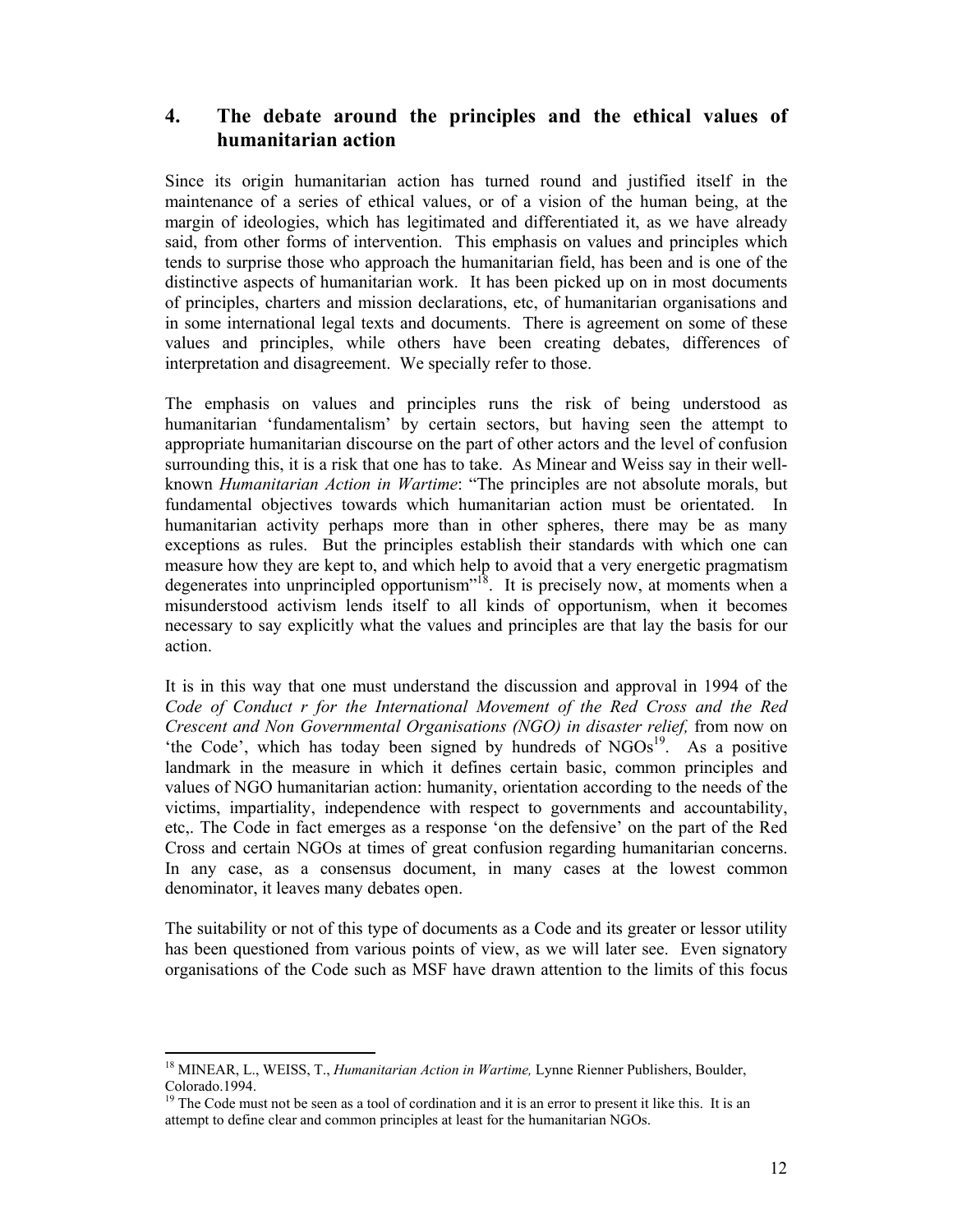## 4. The debate around the principles and the ethical values of humanitarian action

Since its origin humanitarian action has turned round and justified itself in the maintenance of a series of ethical values, or of a vision of the human being, at the margin of ideologies, which has legitimated and differentiated it, as we have already said, from other forms of intervention. This emphasis on values and principles which tends to surprise those who approach the humanitarian field, has been and is one of the distinctive aspects of humanitarian work. It has been picked up on in most documents of principles, charters and mission declarations, etc, of humanitarian organisations and in some international legal texts and documents. There is agreement on some of these values and principles, while others have been creating debates, differences of interpretation and disagreement. We specially refer to those.

The emphasis on values and principles runs the risk of being understood as humanitarian 'fundamentalism' by certain sectors, but having seen the attempt to appropriate humanitarian discourse on the part of other actors and the level of confusion surrounding this, it is a risk that one has to take. As Minear and Weiss say in their well-known *Humanitarian Action in Wartime*: "The principles are not absolute morals, but fundamental objectives towards which humanitarian action must be orientated. In humanitarian activity perhaps more than in other spheres, there may be as many exceptions as rules. But the principles establish their standards with which one can measure how they are kept to, and which help to avoid that a very energetic pragmatism degenerates into unprincipled opportunism"[18]. It is precisely now, at moments when a misunderstood activism lends itself to all kinds of opportunism, when it becomes necessary to say explicitly what the values and principles are that lay the basis for our action.

It is in this way that one must understand the discussion and approval in 1994 of the *Code of Conduct r for the International Movement of the Red Cross and the Red Crescent and Non Governmental Organisations (NGO) in disaster relief,* from now on 'the Code', which has today been signed by hundreds of NGOs[19]. As a positive landmark in the measure in which it defines certain basic, common principles and values of NGO humanitarian action: humanity, orientation according to the needs of the victims, impartiality, independence with respect to governments and accountability, etc,. The Code in fact emerges as a response 'on the defensive' on the part of the Red Cross and certain NGOs at times of great confusion regarding humanitarian concerns. In any case, as a consensus document, in many cases at the lowest common denominator, it leaves many debates open.

The suitability or not of this type of documents as a Code and its greater or lessor utility has been questioned from various points of view, as we will later see. Even signatory organisations of the Code such as MSF have drawn attention to the limits of this focus

---

[18] MINEAR, L., WEISS, T., *Humanitarian Action in Wartime,* Lynne Rienner Publishers, Boulder, Colorado.1994.

[19] The Code must not be seen as a tool of cordination and it is an error to present it like this. It is an attempt to define clear and common principles at least for the humanitarian NGOs.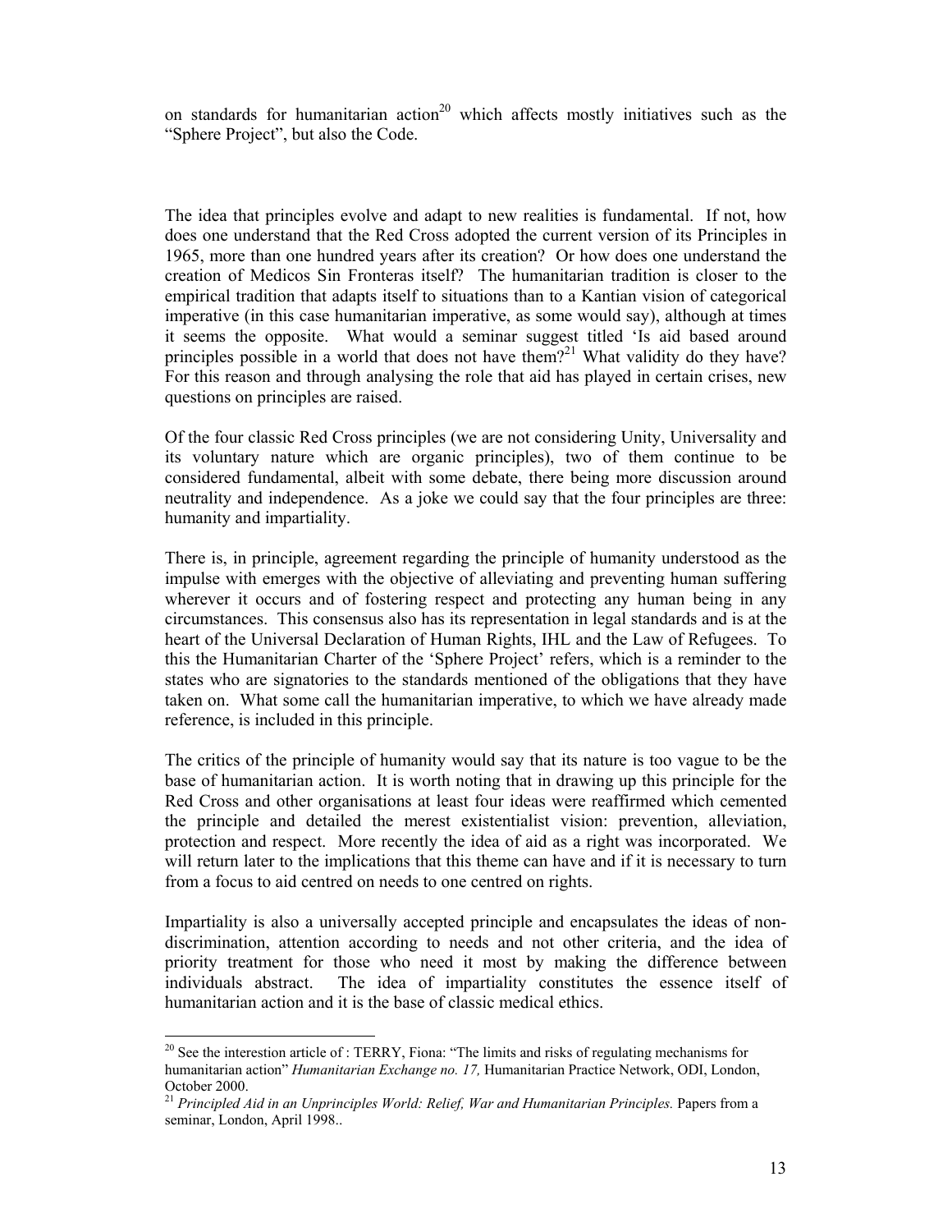on standards for humanitarian action[20] which affects mostly initiatives such as the "Sphere Project", but also the Code.

The idea that principles evolve and adapt to new realities is fundamental. If not, how does one understand that the Red Cross adopted the current version of its Principles in 1965, more than one hundred years after its creation? Or how does one understand the creation of Medicos Sin Fronteras itself? The humanitarian tradition is closer to the empirical tradition that adapts itself to situations than to a Kantian vision of categorical imperative (in this case humanitarian imperative, as some would say), although at times it seems the opposite. What would a seminar suggest titled 'Is aid based around principles possible in a world that does not have them?[21] What validity do they have? For this reason and through analysing the role that aid has played in certain crises, new questions on principles are raised.

Of the four classic Red Cross principles (we are not considering Unity, Universality and its voluntary nature which are organic principles), two of them continue to be considered fundamental, albeit with some debate, there being more discussion around neutrality and independence. As a joke we could say that the four principles are three: humanity and impartiality.

There is, in principle, agreement regarding the principle of humanity understood as the impulse with emerges with the objective of alleviating and preventing human suffering wherever it occurs and of fostering respect and protecting any human being in any circumstances. This consensus also has its representation in legal standards and is at the heart of the Universal Declaration of Human Rights, IHL and the Law of Refugees. To this the Humanitarian Charter of the 'Sphere Project' refers, which is a reminder to the states who are signatories to the standards mentioned of the obligations that they have taken on. What some call the humanitarian imperative, to which we have already made reference, is included in this principle.

The critics of the principle of humanity would say that its nature is too vague to be the base of humanitarian action. It is worth noting that in drawing up this principle for the Red Cross and other organisations at least four ideas were reaffirmed which cemented the principle and detailed the merest existentialist vision: prevention, alleviation, protection and respect. More recently the idea of aid as a right was incorporated. We will return later to the implications that this theme can have and if it is necessary to turn from a focus to aid centred on needs to one centred on rights.

Impartiality is also a universally accepted principle and encapsulates the ideas of non-discrimination, attention according to needs and not other criteria, and the idea of priority treatment for those who need it most by making the difference between individuals abstract. The idea of impartiality constitutes the essence itself of humanitarian action and it is the base of classic medical ethics.

---

[20] See the interestion article of : TERRY, Fiona: "The limits and risks of regulating mechanisms for humanitarian action" *Humanitarian Exchange no. 17,* Humanitarian Practice Network, ODI, London, October 2000.

[21] *Principled Aid in an Unprinciples World: Relief, War and Humanitarian Principles.* Papers from a seminar, London, April 1998..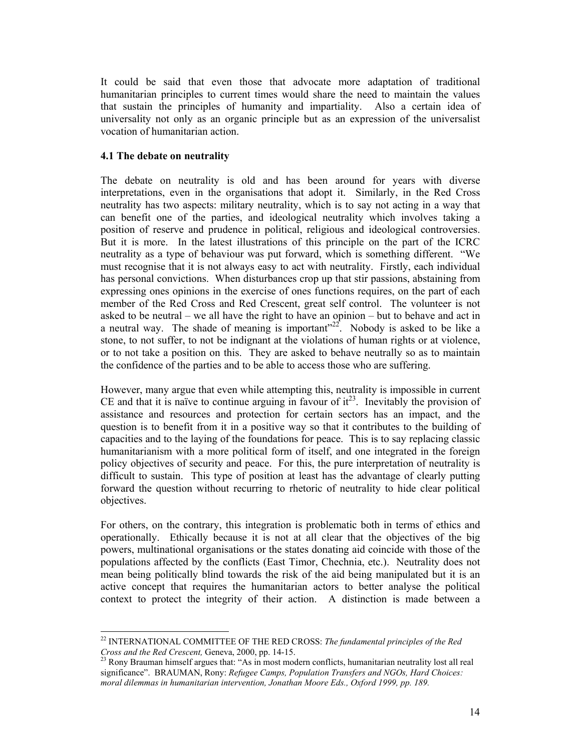It could be said that even those that advocate more adaptation of traditional humanitarian principles to current times would share the need to maintain the values that sustain the principles of humanity and impartiality. Also a certain idea of universality not only as an organic principle but as an expression of the universalist vocation of humanitarian action.

### 4.1 The debate on neutrality

The debate on neutrality is old and has been around for years with diverse interpretations, even in the organisations that adopt it. Similarly, in the Red Cross neutrality has two aspects: military neutrality, which is to say not acting in a way that can benefit one of the parties, and ideological neutrality which involves taking a position of reserve and prudence in political, religious and ideological controversies. But it is more. In the latest illustrations of this principle on the part of the ICRC neutrality as a type of behaviour was put forward, which is something different. "We must recognise that it is not always easy to act with neutrality. Firstly, each individual has personal convictions. When disturbances crop up that stir passions, abstaining from expressing ones opinions in the exercise of ones functions requires, on the part of each member of the Red Cross and Red Crescent, great self control. The volunteer is not asked to be neutral – we all have the right to have an opinion – but to behave and act in a neutral way. The shade of meaning is important"[22]. Nobody is asked to be like a stone, to not suffer, to not be indignant at the violations of human rights or at violence, or to not take a position on this. They are asked to behave neutrally so as to maintain the confidence of the parties and to be able to access those who are suffering.

However, many argue that even while attempting this, neutrality is impossible in current CE and that it is naïve to continue arguing in favour of it[23]. Inevitably the provision of assistance and resources and protection for certain sectors has an impact, and the question is to benefit from it in a positive way so that it contributes to the building of capacities and to the laying of the foundations for peace. This is to say replacing classic humanitarianism with a more political form of itself, and one integrated in the foreign policy objectives of security and peace. For this, the pure interpretation of neutrality is difficult to sustain. This type of position at least has the advantage of clearly putting forward the question without recurring to rhetoric of neutrality to hide clear political objectives.

For others, on the contrary, this integration is problematic both in terms of ethics and operationally. Ethically because it is not at all clear that the objectives of the big powers, multinational organisations or the states donating aid coincide with those of the populations affected by the conflicts (East Timor, Chechnia, etc.). Neutrality does not mean being politically blind towards the risk of the aid being manipulated but it is an active concept that requires the humanitarian actors to better analyse the political context to protect the integrity of their action. A distinction is made between a

---

[22] INTERNATIONAL COMMITTEE OF THE RED CROSS: *The fundamental principles of the Red Cross and the Red Crescent,* Geneva, 2000, pp. 14-15.

[23] Rony Brauman himself argues that: "As in most modern conflicts, humanitarian neutrality lost all real significance". BRAUMAN, Rony: *Refugee Camps, Population Transfers and NGOs, Hard Choices: moral dilemmas in humanitarian intervention, Jonathan Moore Eds., Oxford 1999, pp. 189.*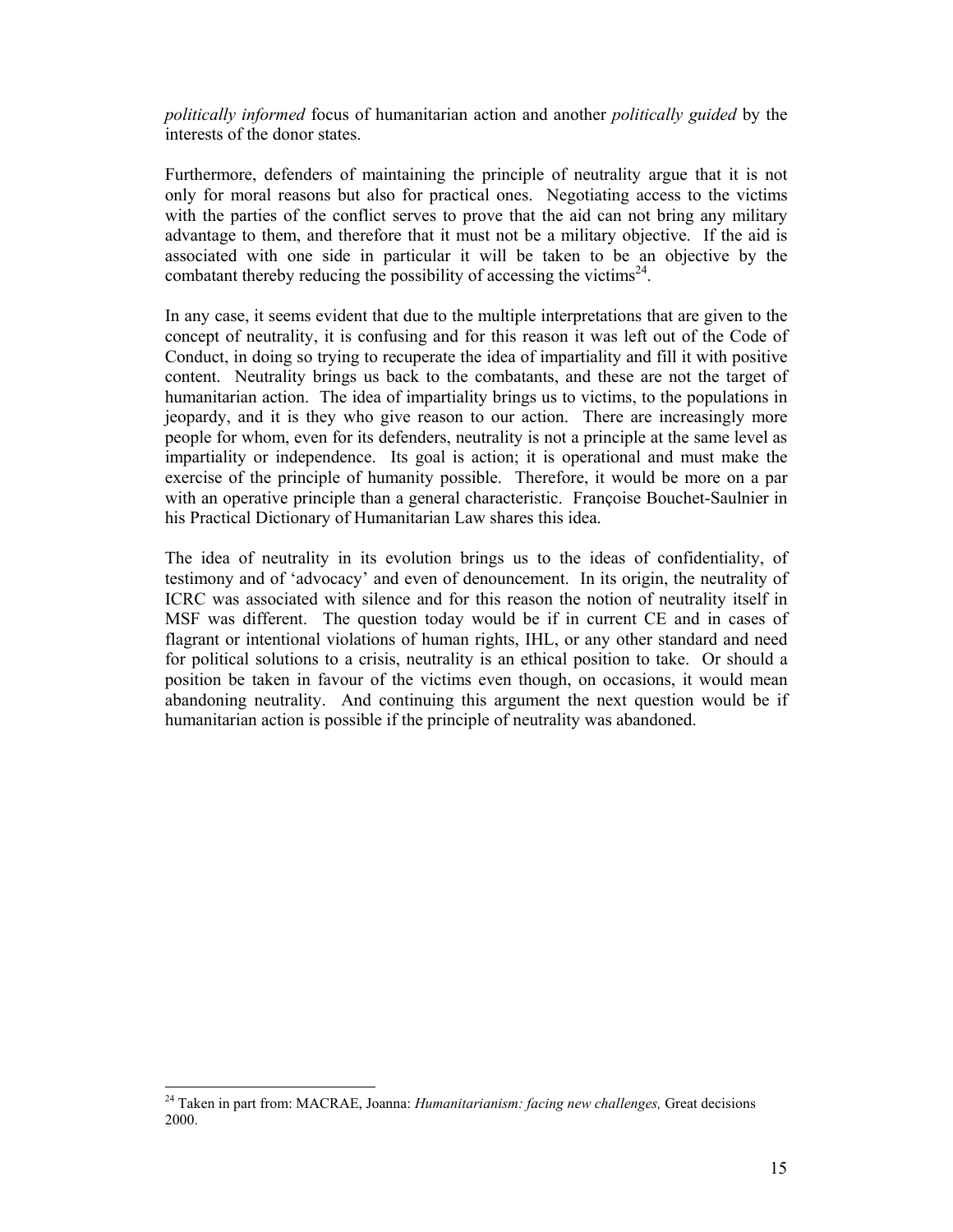*politically informed* focus of humanitarian action and another *politically guided* by the interests of the donor states.

Furthermore, defenders of maintaining the principle of neutrality argue that it is not only for moral reasons but also for practical ones. Negotiating access to the victims with the parties of the conflict serves to prove that the aid can not bring any military advantage to them, and therefore that it must not be a military objective. If the aid is associated with one side in particular it will be taken to be an objective by the combatant thereby reducing the possibility of accessing the victims[24].

In any case, it seems evident that due to the multiple interpretations that are given to the concept of neutrality, it is confusing and for this reason it was left out of the Code of Conduct, in doing so trying to recuperate the idea of impartiality and fill it with positive content. Neutrality brings us back to the combatants, and these are not the target of humanitarian action. The idea of impartiality brings us to victims, to the populations in jeopardy, and it is they who give reason to our action. There are increasingly more people for whom, even for its defenders, neutrality is not a principle at the same level as impartiality or independence. Its goal is action; it is operational and must make the exercise of the principle of humanity possible. Therefore, it would be more on a par with an operative principle than a general characteristic. Françoise Bouchet-Saulnier in his Practical Dictionary of Humanitarian Law shares this idea.

The idea of neutrality in its evolution brings us to the ideas of confidentiality, of testimony and of 'advocacy' and even of denouncement. In its origin, the neutrality of ICRC was associated with silence and for this reason the notion of neutrality itself in MSF was different. The question today would be if in current CE and in cases of flagrant or intentional violations of human rights, IHL, or any other standard and need for political solutions to a crisis, neutrality is an ethical position to take. Or should a position be taken in favour of the victims even though, on occasions, it would mean abandoning neutrality. And continuing this argument the next question would be if humanitarian action is possible if the principle of neutrality was abandoned.

---

[24] Taken in part from: MACRAE, Joanna: *Humanitarianism: facing new challenges,* Great decisions 2000.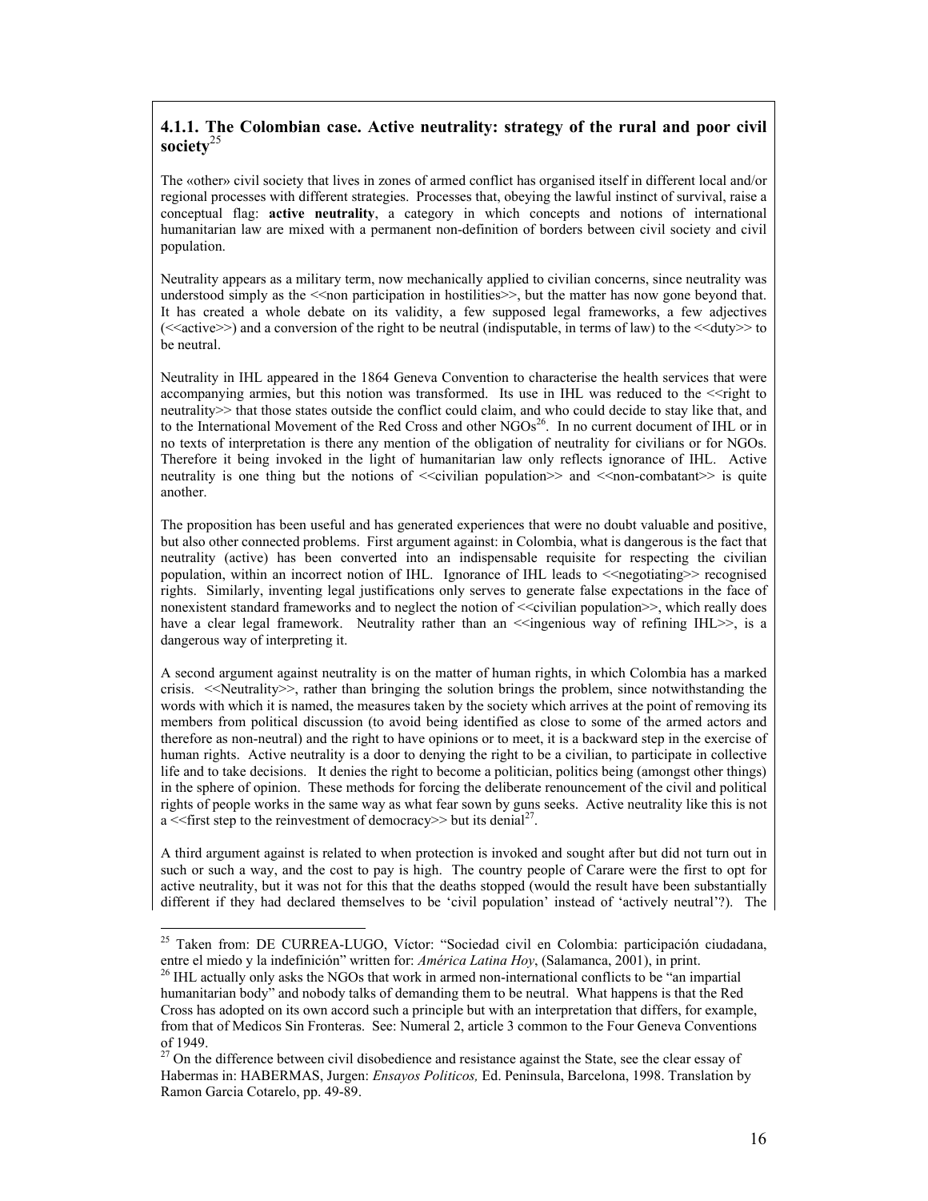### 4.1.1. The Colombian case. Active neutrality: strategy of the rural and poor civil society[25]

The «other» civil society that lives in zones of armed conflict has organised itself in different local and/or regional processes with different strategies. Processes that, obeying the lawful instinct of survival, raise a conceptual flag: **active neutrality**, a category in which concepts and notions of international humanitarian law are mixed with a permanent non-definition of borders between civil society and civil population.

Neutrality appears as a military term, now mechanically applied to civilian concerns, since neutrality was understood simply as the <<non participation in hostilities>>, but the matter has now gone beyond that. It has created a whole debate on its validity, a few supposed legal frameworks, a few adjectives (<<active>>) and a conversion of the right to be neutral (indisputable, in terms of law) to the <<duty>> to be neutral.

Neutrality in IHL appeared in the 1864 Geneva Convention to characterise the health services that were accompanying armies, but this notion was transformed. Its use in IHL was reduced to the <<right to neutrality>> that those states outside the conflict could claim, and who could decide to stay like that, and to the International Movement of the Red Cross and other NGOs[26]. In no current document of IHL or in no texts of interpretation is there any mention of the obligation of neutrality for civilians or for NGOs. Therefore it being invoked in the light of humanitarian law only reflects ignorance of IHL. Active neutrality is one thing but the notions of <<civilian population>> and <<non-combatant>> is quite another.

The proposition has been useful and has generated experiences that were no doubt valuable and positive, but also other connected problems. First argument against: in Colombia, what is dangerous is the fact that neutrality (active) has been converted into an indispensable requisite for respecting the civilian population, within an incorrect notion of IHL. Ignorance of IHL leads to <<negotiating>> recognised rights. Similarly, inventing legal justifications only serves to generate false expectations in the face of nonexistent standard frameworks and to neglect the notion of <<civilian population>>, which really does have a clear legal framework. Neutrality rather than an <<ingenious way of refining IHL>>, is a dangerous way of interpreting it.

A second argument against neutrality is on the matter of human rights, in which Colombia has a marked crisis. <<Neutrality>>, rather than bringing the solution brings the problem, since notwithstanding the words with which it is named, the measures taken by the society which arrives at the point of removing its members from political discussion (to avoid being identified as close to some of the armed actors and therefore as non-neutral) and the right to have opinions or to meet, it is a backward step in the exercise of human rights. Active neutrality is a door to denying the right to be a civilian, to participate in collective life and to take decisions. It denies the right to become a politician, politics being (amongst other things) in the sphere of opinion. These methods for forcing the deliberate renouncement of the civil and political rights of people works in the same way as what fear sown by guns seeks. Active neutrality like this is not a <<first step to the reinvestment of democracy>> but its denial[27].

A third argument against is related to when protection is invoked and sought after but did not turn out in such or such a way, and the cost to pay is high. The country people of Carare were the first to opt for active neutrality, but it was not for this that the deaths stopped (would the result have been substantially different if they had declared themselves to be 'civil population' instead of 'actively neutral'?). The

---

[25] Taken from: DE CURREA-LUGO, Víctor: "Sociedad civil en Colombia: participación ciudadana, entre el miedo y la indefinición" written for: *América Latina Hoy*, (Salamanca, 2001), in print.

[26] IHL actually only asks the NGOs that work in armed non-international conflicts to be "an impartial humanitarian body" and nobody talks of demanding them to be neutral. What happens is that the Red Cross has adopted on its own accord such a principle but with an interpretation that differs, for example, from that of Medicos Sin Fronteras. See: Numeral 2, article 3 common to the Four Geneva Conventions of 1949.

[27] On the difference between civil disobedience and resistance against the State, see the clear essay of Habermas in: HABERMAS, Jurgen: *Ensayos Politicos,* Ed. Peninsula, Barcelona, 1998. Translation by Ramon Garcia Cotarelo, pp. 49-89.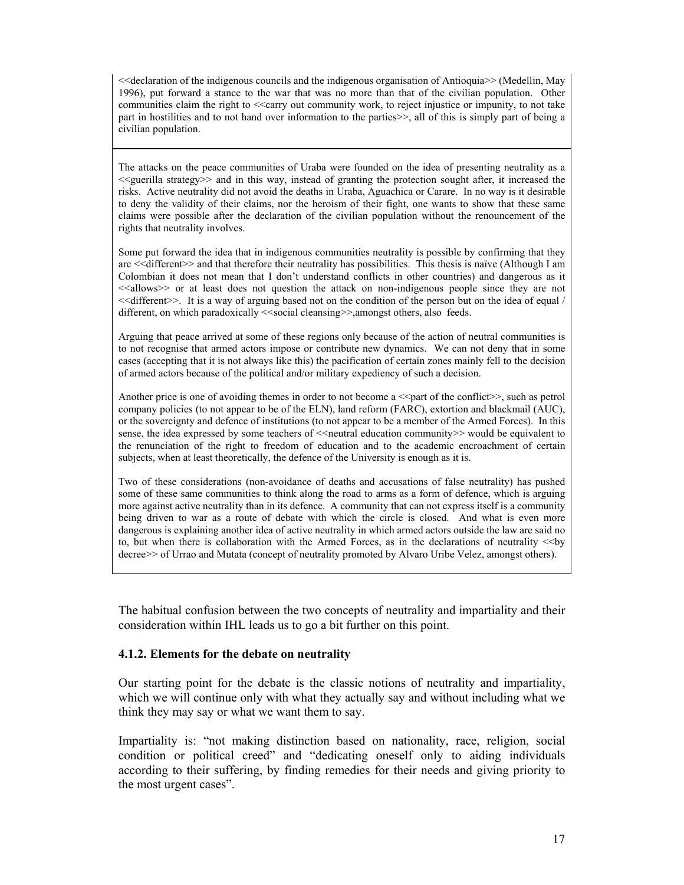<<declaration of the indigenous councils and the indigenous organisation of Antioquia>> (Medellin, May 1996), put forward a stance to the war that was no more than that of the civilian population. Other communities claim the right to <<carry out community work, to reject injustice or impunity, to not take part in hostilities and to not hand over information to the parties>>, all of this is simply part of being a civilian population.

The attacks on the peace communities of Uraba were founded on the idea of presenting neutrality as a <<guerilla strategy>> and in this way, instead of granting the protection sought after, it increased the risks. Active neutrality did not avoid the deaths in Uraba, Aguachica or Carare. In no way is it desirable to deny the validity of their claims, nor the heroism of their fight, one wants to show that these same claims were possible after the declaration of the civilian population without the renouncement of the rights that neutrality involves.

Some put forward the idea that in indigenous communities neutrality is possible by confirming that they are <<different>> and that therefore their neutrality has possibilities. This thesis is naïve (Although I am Colombian it does not mean that I don't understand conflicts in other countries) and dangerous as it <<allows>> or at least does not question the attack on non-indigenous people since they are not <<different>>. It is a way of arguing based not on the condition of the person but on the idea of equal / different, on which paradoxically <<social cleansing>>,amongst others, also feeds.

Arguing that peace arrived at some of these regions only because of the action of neutral communities is to not recognise that armed actors impose or contribute new dynamics. We can not deny that in some cases (accepting that it is not always like this) the pacification of certain zones mainly fell to the decision of armed actors because of the political and/or military expediency of such a decision.

Another price is one of avoiding themes in order to not become a <<part of the conflict>>, such as petrol company policies (to not appear to be of the ELN), land reform (FARC), extortion and blackmail (AUC), or the sovereignty and defence of institutions (to not appear to be a member of the Armed Forces). In this sense, the idea expressed by some teachers of <<neutral education community>> would be equivalent to the renunciation of the right to freedom of education and to the academic encroachment of certain subjects, when at least theoretically, the defence of the University is enough as it is.

Two of these considerations (non-avoidance of deaths and accusations of false neutrality) has pushed some of these same communities to think along the road to arms as a form of defence, which is arguing more against active neutrality than in its defence. A community that can not express itself is a community being driven to war as a route of debate with which the circle is closed. And what is even more dangerous is explaining another idea of active neutrality in which armed actors outside the law are said no to, but when there is collaboration with the Armed Forces, as in the declarations of neutrality <<by decree>> of Urrao and Mutata (concept of neutrality promoted by Alvaro Uribe Velez, amongst others).

The habitual confusion between the two concepts of neutrality and impartiality and their consideration within IHL leads us to go a bit further on this point.

#### 4.1.2. Elements for the debate on neutrality

Our starting point for the debate is the classic notions of neutrality and impartiality, which we will continue only with what they actually say and without including what we think they may say or what we want them to say.

Impartiality is: "not making distinction based on nationality, race, religion, social condition or political creed" and "dedicating oneself only to aiding individuals according to their suffering, by finding remedies for their needs and giving priority to the most urgent cases".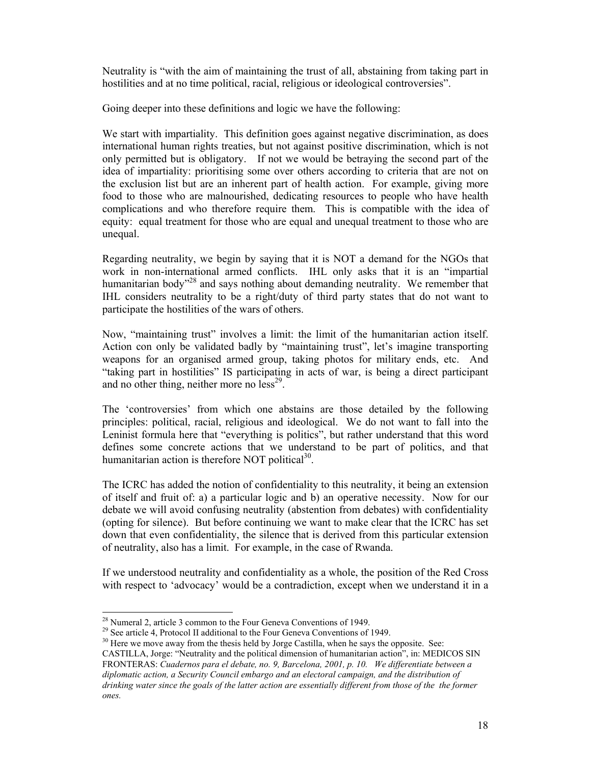Neutrality is "with the aim of maintaining the trust of all, abstaining from taking part in hostilities and at no time political, racial, religious or ideological controversies".

Going deeper into these definitions and logic we have the following:

We start with impartiality. This definition goes against negative discrimination, as does international human rights treaties, but not against positive discrimination, which is not only permitted but is obligatory. If not we would be betraying the second part of the idea of impartiality: prioritising some over others according to criteria that are not on the exclusion list but are an inherent part of health action. For example, giving more food to those who are malnourished, dedicating resources to people who have health complications and who therefore require them. This is compatible with the idea of equity: equal treatment for those who are equal and unequal treatment to those who are unequal.

Regarding neutrality, we begin by saying that it is NOT a demand for the NGOs that work in non-international armed conflicts. IHL only asks that it is an "impartial humanitarian body"[28] and says nothing about demanding neutrality. We remember that IHL considers neutrality to be a right/duty of third party states that do not want to participate the hostilities of the wars of others.

Now, "maintaining trust" involves a limit: the limit of the humanitarian action itself. Action con only be validated badly by "maintaining trust", let's imagine transporting weapons for an organised armed group, taking photos for military ends, etc. And "taking part in hostilities" IS participating in acts of war, is being a direct participant and no other thing, neither more no less[29].

The 'controversies' from which one abstains are those detailed by the following principles: political, racial, religious and ideological. We do not want to fall into the Leninist formula here that "everything is politics", but rather understand that this word defines some concrete actions that we understand to be part of politics, and that humanitarian action is therefore NOT political[30].

The ICRC has added the notion of confidentiality to this neutrality, it being an extension of itself and fruit of: a) a particular logic and b) an operative necessity. Now for our debate we will avoid confusing neutrality (abstention from debates) with confidentiality (opting for silence). But before continuing we want to make clear that the ICRC has set down that even confidentiality, the silence that is derived from this particular extension of neutrality, also has a limit. For example, in the case of Rwanda.

If we understood neutrality and confidentiality as a whole, the position of the Red Cross with respect to 'advocacy' would be a contradiction, except when we understand it in a

---

[28] Numeral 2, article 3 common to the Four Geneva Conventions of 1949.

[29] See article 4, Protocol II additional to the Four Geneva Conventions of 1949.

[30] Here we move away from the thesis held by Jorge Castilla, when he says the opposite. See: CASTILLA, Jorge: "Neutrality and the political dimension of humanitarian action", in: MEDICOS SIN FRONTERAS: *Cuadernos para el debate, no. 9, Barcelona, 2001, p. 10. We differentiate between a diplomatic action, a Security Council embargo and an electoral campaign, and the distribution of drinking water since the goals of the latter action are essentially different from those of the the former ones.*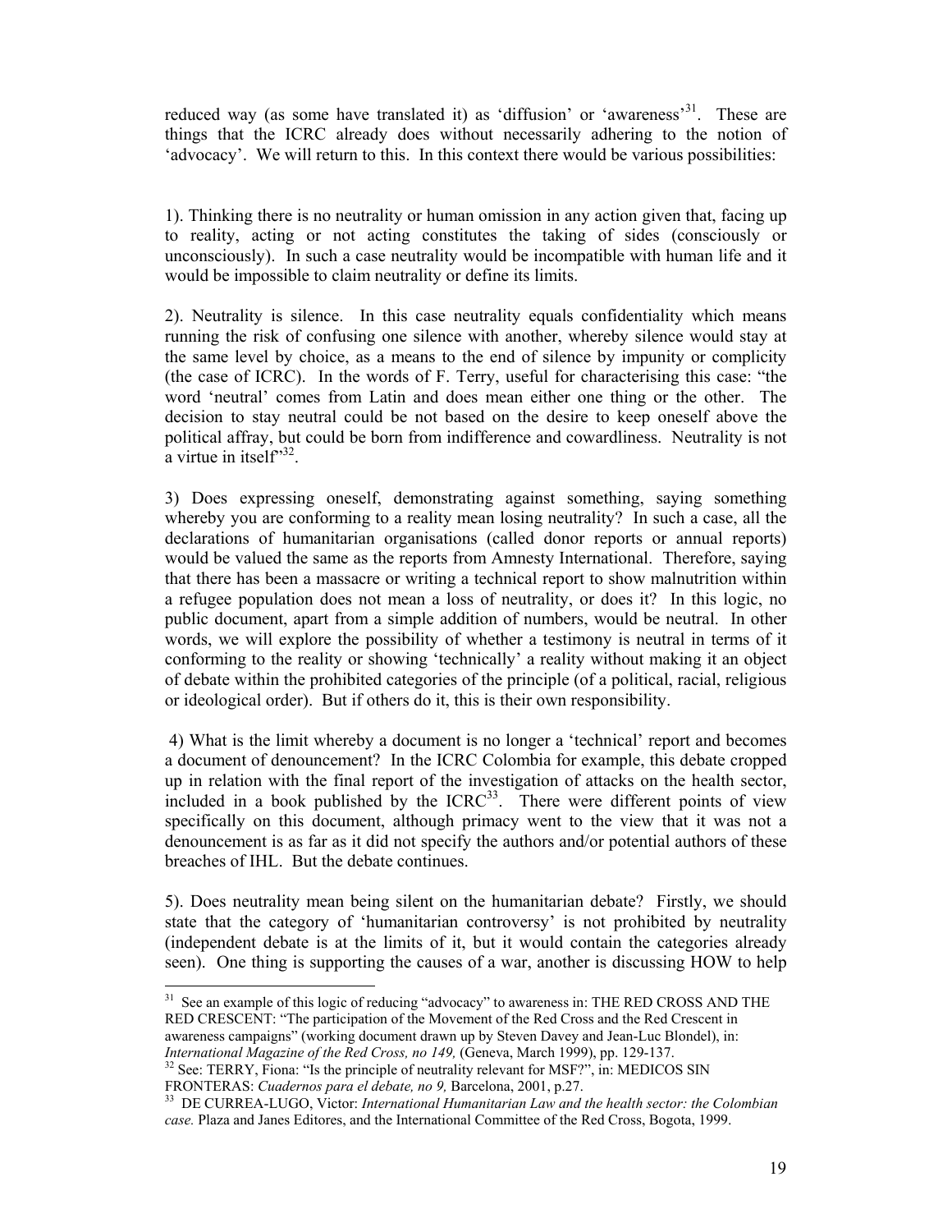reduced way (as some have translated it) as 'diffusion' or 'awareness'[31]. These are things that the ICRC already does without necessarily adhering to the notion of 'advocacy'. We will return to this. In this context there would be various possibilities:

1). Thinking there is no neutrality or human omission in any action given that, facing up to reality, acting or not acting constitutes the taking of sides (consciously or unconsciously). In such a case neutrality would be incompatible with human life and it would be impossible to claim neutrality or define its limits.

2). Neutrality is silence. In this case neutrality equals confidentiality which means running the risk of confusing one silence with another, whereby silence would stay at the same level by choice, as a means to the end of silence by impunity or complicity (the case of ICRC). In the words of F. Terry, useful for characterising this case: "the word 'neutral' comes from Latin and does mean either one thing or the other. The decision to stay neutral could be not based on the desire to keep oneself above the political affray, but could be born from indifference and cowardliness. Neutrality is not a virtue in itself"[32].

3) Does expressing oneself, demonstrating against something, saying something whereby you are conforming to a reality mean losing neutrality? In such a case, all the declarations of humanitarian organisations (called donor reports or annual reports) would be valued the same as the reports from Amnesty International. Therefore, saying that there has been a massacre or writing a technical report to show malnutrition within a refugee population does not mean a loss of neutrality, or does it? In this logic, no public document, apart from a simple addition of numbers, would be neutral. In other words, we will explore the possibility of whether a testimony is neutral in terms of it conforming to the reality or showing 'technically' a reality without making it an object of debate within the prohibited categories of the principle (of a political, racial, religious or ideological order). But if others do it, this is their own responsibility.

4) What is the limit whereby a document is no longer a 'technical' report and becomes a document of denouncement? In the ICRC Colombia for example, this debate cropped up in relation with the final report of the investigation of attacks on the health sector, included in a book published by the ICRC[33]. There were different points of view specifically on this document, although primacy went to the view that it was not a denouncement is as far as it did not specify the authors and/or potential authors of these breaches of IHL. But the debate continues.

5). Does neutrality mean being silent on the humanitarian debate? Firstly, we should state that the category of 'humanitarian controversy' is not prohibited by neutrality (independent debate is at the limits of it, but it would contain the categories already seen). One thing is supporting the causes of a war, another is discussing HOW to help

---

[31] See an example of this logic of reducing "advocacy" to awareness in: THE RED CROSS AND THE RED CRESCENT: "The participation of the Movement of the Red Cross and the Red Crescent in awareness campaigns" (working document drawn up by Steven Davey and Jean-Luc Blondel), in: *International Magazine of the Red Cross, no 149,* (Geneva, March 1999), pp. 129-137.

[32] See: TERRY, Fiona: "Is the principle of neutrality relevant for MSF?", in: MEDICOS SIN FRONTERAS: *Cuadernos para el debate, no 9,* Barcelona, 2001, p.27.

[33] DE CURREA-LUGO, Victor: *International Humanitarian Law and the health sector: the Colombian case.* Plaza and Janes Editores, and the International Committee of the Red Cross, Bogota, 1999.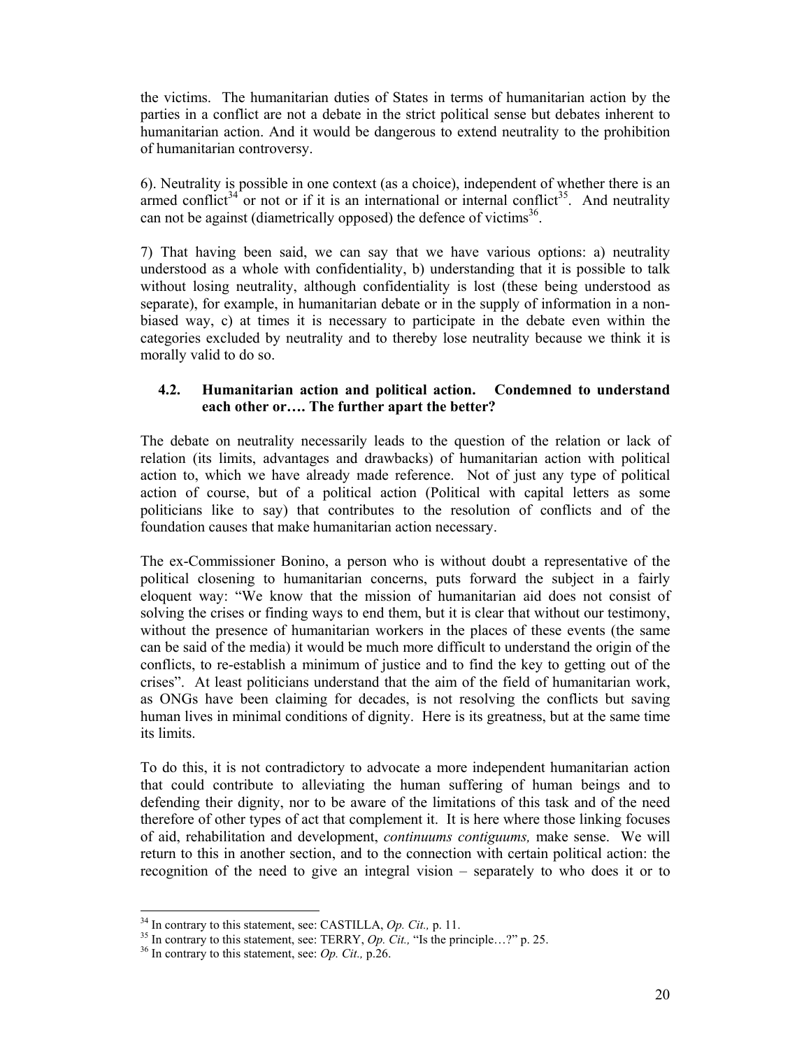the victims. The humanitarian duties of States in terms of humanitarian action by the parties in a conflict are not a debate in the strict political sense but debates inherent to humanitarian action. And it would be dangerous to extend neutrality to the prohibition of humanitarian controversy.

6). Neutrality is possible in one context (as a choice), independent of whether there is an armed conflict[34] or not or if it is an international or internal conflict[35]. And neutrality can not be against (diametrically opposed) the defence of victims[36].

7) That having been said, we can say that we have various options: a) neutrality understood as a whole with confidentiality, b) understanding that it is possible to talk without losing neutrality, although confidentiality is lost (these being understood as separate), for example, in humanitarian debate or in the supply of information in a non-biased way, c) at times it is necessary to participate in the debate even within the categories excluded by neutrality and to thereby lose neutrality because we think it is morally valid to do so.

### 4.2. Humanitarian action and political action. Condemned to understand each other or…. The further apart the better?

The debate on neutrality necessarily leads to the question of the relation or lack of relation (its limits, advantages and drawbacks) of humanitarian action with political action to, which we have already made reference. Not of just any type of political action of course, but of a political action (Political with capital letters as some politicians like to say) that contributes to the resolution of conflicts and of the foundation causes that make humanitarian action necessary.

The ex-Commissioner Bonino, a person who is without doubt a representative of the political closening to humanitarian concerns, puts forward the subject in a fairly eloquent way: "We know that the mission of humanitarian aid does not consist of solving the crises or finding ways to end them, but it is clear that without our testimony, without the presence of humanitarian workers in the places of these events (the same can be said of the media) it would be much more difficult to understand the origin of the conflicts, to re-establish a minimum of justice and to find the key to getting out of the crises". At least politicians understand that the aim of the field of humanitarian work, as ONGs have been claiming for decades, is not resolving the conflicts but saving human lives in minimal conditions of dignity. Here is its greatness, but at the same time its limits.

To do this, it is not contradictory to advocate a more independent humanitarian action that could contribute to alleviating the human suffering of human beings and to defending their dignity, nor to be aware of the limitations of this task and of the need therefore of other types of act that complement it. It is here where those linking focuses of aid, rehabilitation and development, *continuums contiguums,* make sense. We will return to this in another section, and to the connection with certain political action: the recognition of the need to give an integral vision – separately to who does it or to

---

[34] In contrary to this statement, see: CASTILLA, *Op. Cit.,* p. 11.

[35] In contrary to this statement, see: TERRY, *Op. Cit.,* "Is the principle…?" p. 25.

[36] In contrary to this statement, see: *Op. Cit.,* p.26.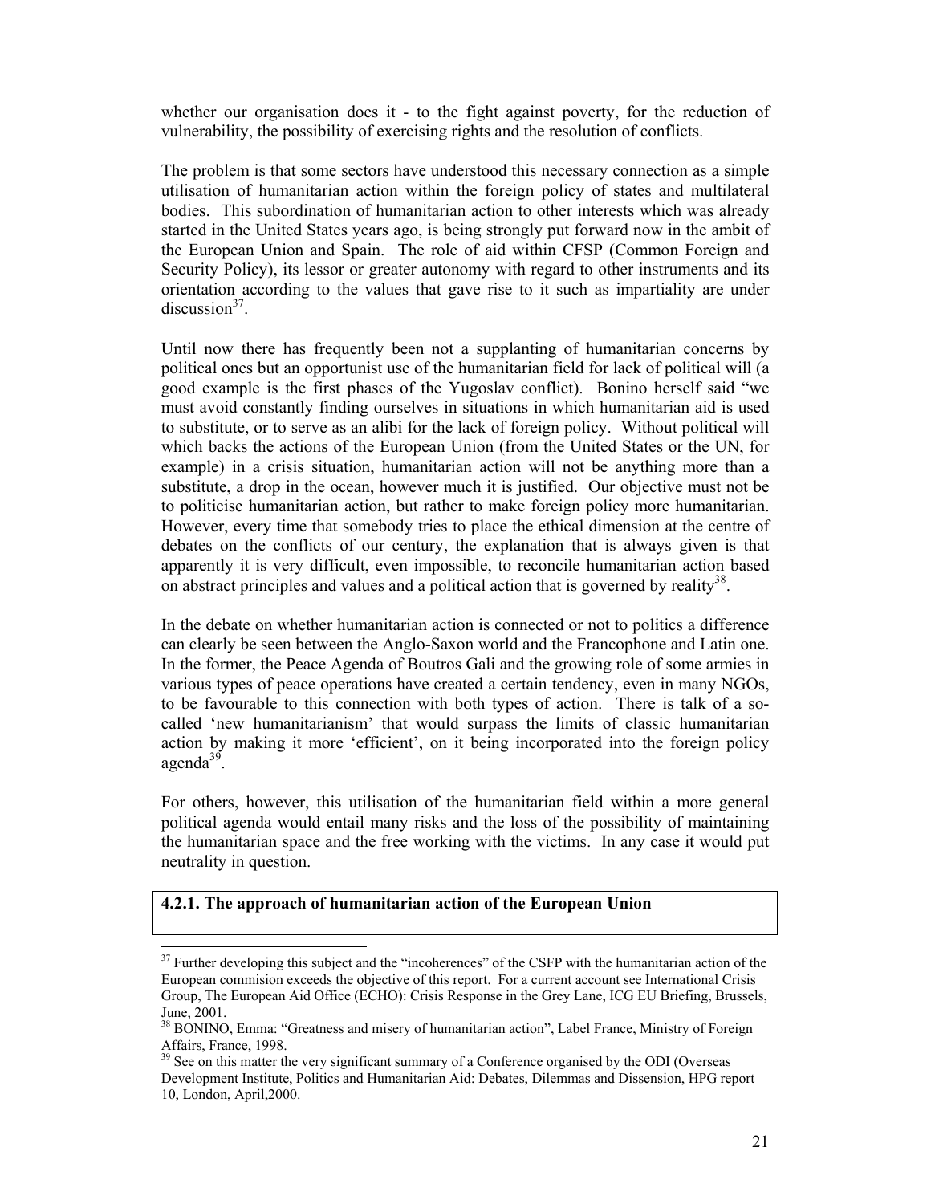whether our organisation does it - to the fight against poverty, for the reduction of vulnerability, the possibility of exercising rights and the resolution of conflicts.

The problem is that some sectors have understood this necessary connection as a simple utilisation of humanitarian action within the foreign policy of states and multilateral bodies. This subordination of humanitarian action to other interests which was already started in the United States years ago, is being strongly put forward now in the ambit of the European Union and Spain. The role of aid within CFSP (Common Foreign and Security Policy), its lessor or greater autonomy with regard to other instruments and its orientation according to the values that gave rise to it such as impartiality are under discussion[37].

Until now there has frequently been not a supplanting of humanitarian concerns by political ones but an opportunist use of the humanitarian field for lack of political will (a good example is the first phases of the Yugoslav conflict). Bonino herself said "we must avoid constantly finding ourselves in situations in which humanitarian aid is used to substitute, or to serve as an alibi for the lack of foreign policy. Without political will which backs the actions of the European Union (from the United States or the UN, for example) in a crisis situation, humanitarian action will not be anything more than a substitute, a drop in the ocean, however much it is justified. Our objective must not be to politicise humanitarian action, but rather to make foreign policy more humanitarian. However, every time that somebody tries to place the ethical dimension at the centre of debates on the conflicts of our century, the explanation that is always given is that apparently it is very difficult, even impossible, to reconcile humanitarian action based on abstract principles and values and a political action that is governed by reality[38].

In the debate on whether humanitarian action is connected or not to politics a difference can clearly be seen between the Anglo-Saxon world and the Francophone and Latin one. In the former, the Peace Agenda of Boutros Gali and the growing role of some armies in various types of peace operations have created a certain tendency, even in many NGOs, to be favourable to this connection with both types of action. There is talk of a so-called 'new humanitarianism' that would surpass the limits of classic humanitarian action by making it more 'efficient', on it being incorporated into the foreign policy agenda[39].

For others, however, this utilisation of the humanitarian field within a more general political agenda would entail many risks and the loss of the possibility of maintaining the humanitarian space and the free working with the victims. In any case it would put neutrality in question.

#### 4.2.1. The approach of humanitarian action of the European Union

---

[37] Further developing this subject and the "incoherences" of the CSFP with the humanitarian action of the European commision exceeds the objective of this report. For a current account see International Crisis Group, The European Aid Office (ECHO): Crisis Response in the Grey Lane, ICG EU Briefing, Brussels, June, 2001.

[38] BONINO, Emma: "Greatness and misery of humanitarian action", Label France, Ministry of Foreign Affairs, France, 1998.

[39] See on this matter the very significant summary of a Conference organised by the ODI (Overseas Development Institute, Politics and Humanitarian Aid: Debates, Dilemmas and Dissension, HPG report 10, London, April,2000.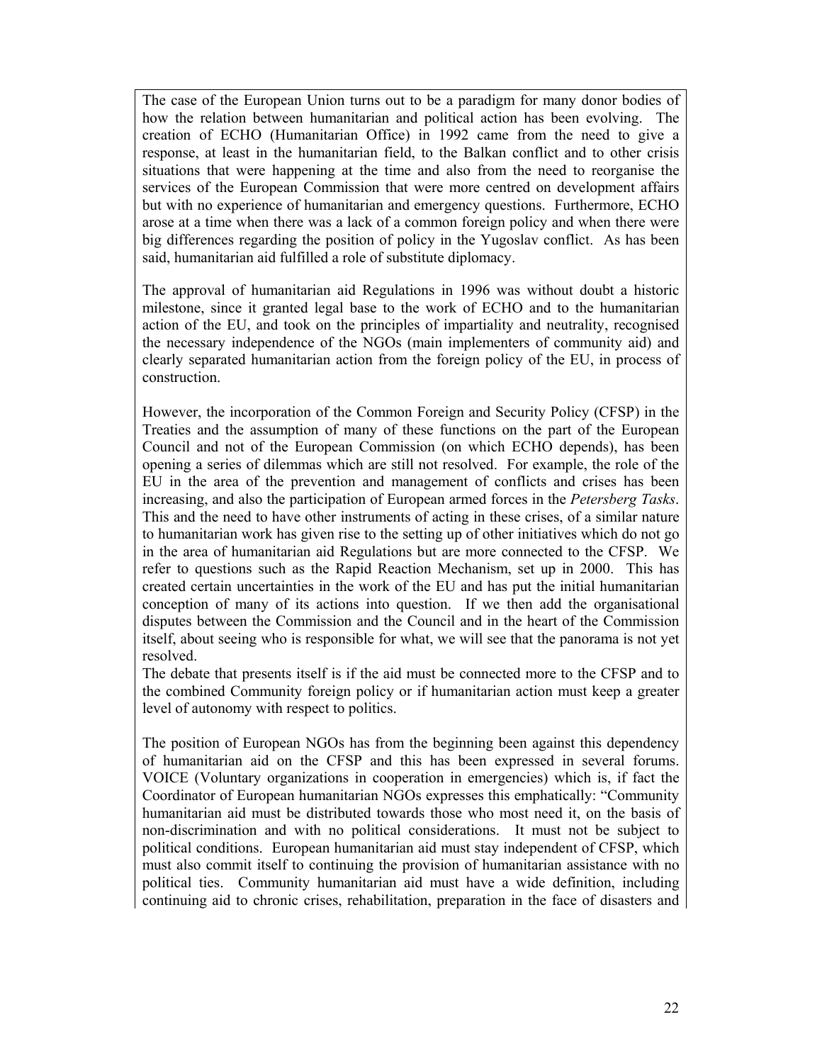The case of the European Union turns out to be a paradigm for many donor bodies of how the relation between humanitarian and political action has been evolving. The creation of ECHO (Humanitarian Office) in 1992 came from the need to give a response, at least in the humanitarian field, to the Balkan conflict and to other crisis situations that were happening at the time and also from the need to reorganise the services of the European Commission that were more centred on development affairs but with no experience of humanitarian and emergency questions. Furthermore, ECHO arose at a time when there was a lack of a common foreign policy and when there were big differences regarding the position of policy in the Yugoslav conflict. As has been said, humanitarian aid fulfilled a role of substitute diplomacy.

The approval of humanitarian aid Regulations in 1996 was without doubt a historic milestone, since it granted legal base to the work of ECHO and to the humanitarian action of the EU, and took on the principles of impartiality and neutrality, recognised the necessary independence of the NGOs (main implementers of community aid) and clearly separated humanitarian action from the foreign policy of the EU, in process of construction.

However, the incorporation of the Common Foreign and Security Policy (CFSP) in the Treaties and the assumption of many of these functions on the part of the European Council and not of the European Commission (on which ECHO depends), has been opening a series of dilemmas which are still not resolved. For example, the role of the EU in the area of the prevention and management of conflicts and crises has been increasing, and also the participation of European armed forces in the *Petersberg Tasks*. This and the need to have other instruments of acting in these crises, of a similar nature to humanitarian work has given rise to the setting up of other initiatives which do not go in the area of humanitarian aid Regulations but are more connected to the CFSP. We refer to questions such as the Rapid Reaction Mechanism, set up in 2000. This has created certain uncertainties in the work of the EU and has put the initial humanitarian conception of many of its actions into question. If we then add the organisational disputes between the Commission and the Council and in the heart of the Commission itself, about seeing who is responsible for what, we will see that the panorama is not yet resolved.
The debate that presents itself is if the aid must be connected more to the CFSP and to the combined Community foreign policy or if humanitarian action must keep a greater level of autonomy with respect to politics.

The position of European NGOs has from the beginning been against this dependency of humanitarian aid on the CFSP and this has been expressed in several forums. VOICE (Voluntary organizations in cooperation in emergencies) which is, if fact the Coordinator of European humanitarian NGOs expresses this emphatically: "Community humanitarian aid must be distributed towards those who most need it, on the basis of non-discrimination and with no political considerations. It must not be subject to political conditions. European humanitarian aid must stay independent of CFSP, which must also commit itself to continuing the provision of humanitarian assistance with no political ties. Community humanitarian aid must have a wide definition, including continuing aid to chronic crises, rehabilitation, preparation in the face of disasters and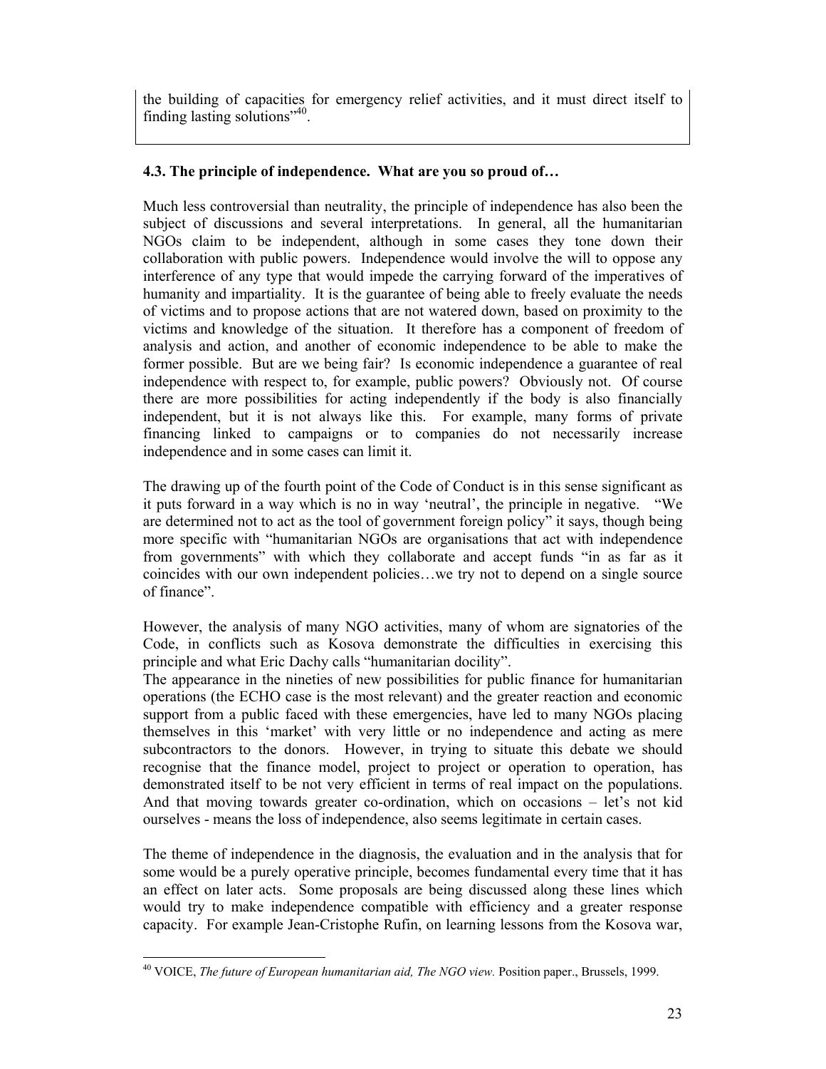the building of capacities for emergency relief activities, and it must direct itself to finding lasting solutions"[40].

### 4.3. The principle of independence. What are you so proud of…

Much less controversial than neutrality, the principle of independence has also been the subject of discussions and several interpretations. In general, all the humanitarian NGOs claim to be independent, although in some cases they tone down their collaboration with public powers. Independence would involve the will to oppose any interference of any type that would impede the carrying forward of the imperatives of humanity and impartiality. It is the guarantee of being able to freely evaluate the needs of victims and to propose actions that are not watered down, based on proximity to the victims and knowledge of the situation. It therefore has a component of freedom of analysis and action, and another of economic independence to be able to make the former possible. But are we being fair? Is economic independence a guarantee of real independence with respect to, for example, public powers? Obviously not. Of course there are more possibilities for acting independently if the body is also financially independent, but it is not always like this. For example, many forms of private financing linked to campaigns or to companies do not necessarily increase independence and in some cases can limit it.

The drawing up of the fourth point of the Code of Conduct is in this sense significant as it puts forward in a way which is no in way 'neutral', the principle in negative. "We are determined not to act as the tool of government foreign policy" it says, though being more specific with "humanitarian NGOs are organisations that act with independence from governments" with which they collaborate and accept funds "in as far as it coincides with our own independent policies…we try not to depend on a single source of finance".

However, the analysis of many NGO activities, many of whom are signatories of the Code, in conflicts such as Kosova demonstrate the difficulties in exercising this principle and what Eric Dachy calls "humanitarian docility".

The appearance in the nineties of new possibilities for public finance for humanitarian operations (the ECHO case is the most relevant) and the greater reaction and economic support from a public faced with these emergencies, have led to many NGOs placing themselves in this 'market' with very little or no independence and acting as mere subcontractors to the donors. However, in trying to situate this debate we should recognise that the finance model, project to project or operation to operation, has demonstrated itself to be not very efficient in terms of real impact on the populations. And that moving towards greater co-ordination, which on occasions – let's not kid ourselves - means the loss of independence, also seems legitimate in certain cases.

The theme of independence in the diagnosis, the evaluation and in the analysis that for some would be a purely operative principle, becomes fundamental every time that it has an effect on later acts. Some proposals are being discussed along these lines which would try to make independence compatible with efficiency and a greater response capacity. For example Jean-Cristophe Rufin, on learning lessons from the Kosova war,

[40] VOICE, *The future of European humanitarian aid, The NGO view.* Position paper., Brussels, 1999.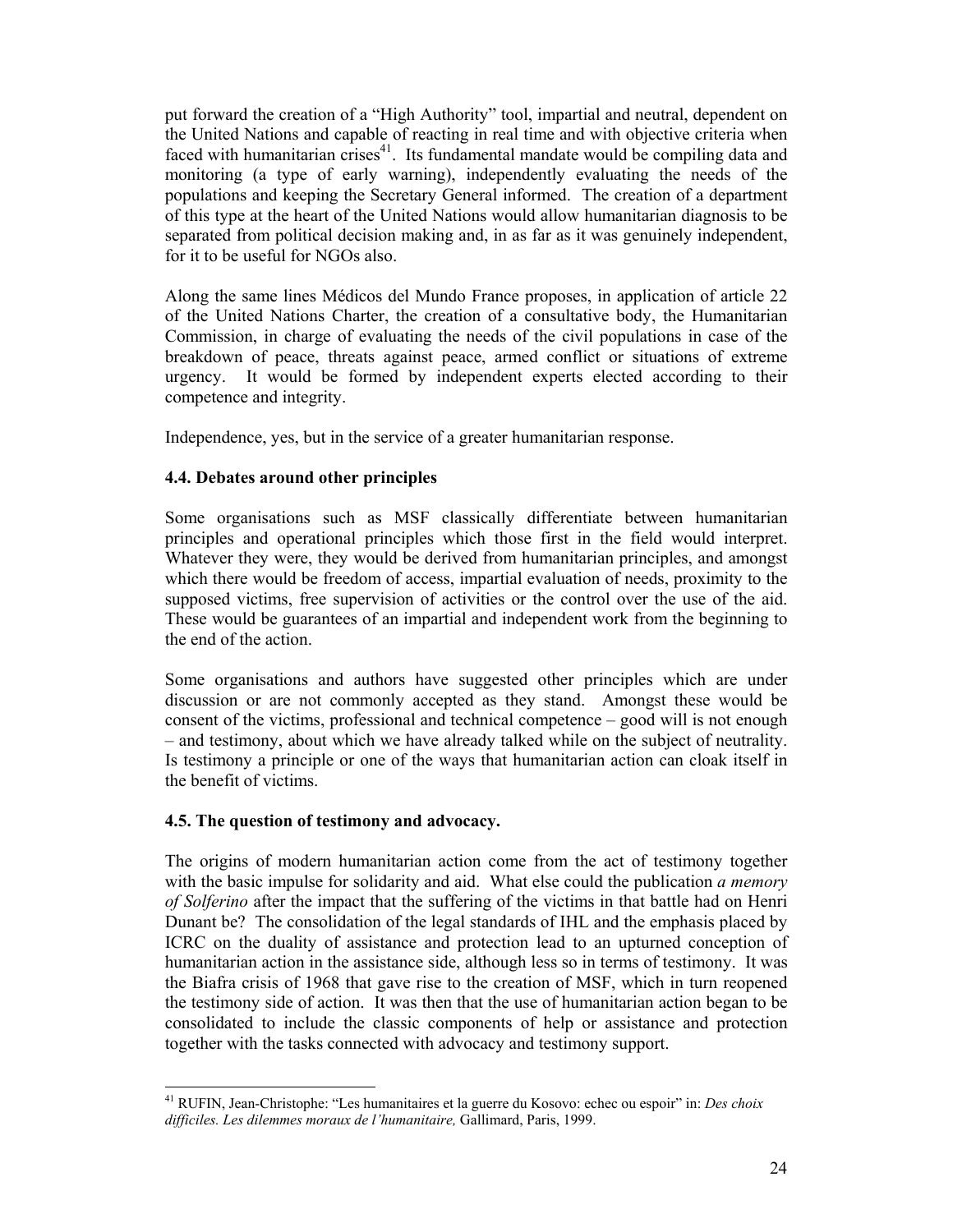put forward the creation of a "High Authority" tool, impartial and neutral, dependent on the United Nations and capable of reacting in real time and with objective criteria when faced with humanitarian crises[41]. Its fundamental mandate would be compiling data and monitoring (a type of early warning), independently evaluating the needs of the populations and keeping the Secretary General informed. The creation of a department of this type at the heart of the United Nations would allow humanitarian diagnosis to be separated from political decision making and, in as far as it was genuinely independent, for it to be useful for NGOs also.

Along the same lines Médicos del Mundo France proposes, in application of article 22 of the United Nations Charter, the creation of a consultative body, the Humanitarian Commission, in charge of evaluating the needs of the civil populations in case of the breakdown of peace, threats against peace, armed conflict or situations of extreme urgency. It would be formed by independent experts elected according to their competence and integrity.

Independence, yes, but in the service of a greater humanitarian response.

### 4.4. Debates around other principles

Some organisations such as MSF classically differentiate between humanitarian principles and operational principles which those first in the field would interpret. Whatever they were, they would be derived from humanitarian principles, and amongst which there would be freedom of access, impartial evaluation of needs, proximity to the supposed victims, free supervision of activities or the control over the use of the aid. These would be guarantees of an impartial and independent work from the beginning to the end of the action.

Some organisations and authors have suggested other principles which are under discussion or are not commonly accepted as they stand. Amongst these would be consent of the victims, professional and technical competence – good will is not enough – and testimony, about which we have already talked while on the subject of neutrality. Is testimony a principle or one of the ways that humanitarian action can cloak itself in the benefit of victims.

### 4.5. The question of testimony and advocacy.

The origins of modern humanitarian action come from the act of testimony together with the basic impulse for solidarity and aid. What else could the publication *a memory of Solferino* after the impact that the suffering of the victims in that battle had on Henri Dunant be? The consolidation of the legal standards of IHL and the emphasis placed by ICRC on the duality of assistance and protection lead to an upturned conception of humanitarian action in the assistance side, although less so in terms of testimony. It was the Biafra crisis of 1968 that gave rise to the creation of MSF, which in turn reopened the testimony side of action. It was then that the use of humanitarian action began to be consolidated to include the classic components of help or assistance and protection together with the tasks connected with advocacy and testimony support.

---

[41] RUFIN, Jean-Christophe: "Les humanitaires et la guerre du Kosovo: echec ou espoir" in: *Des choix difficiles. Les dilemmes moraux de l'humanitaire,* Gallimard, Paris, 1999.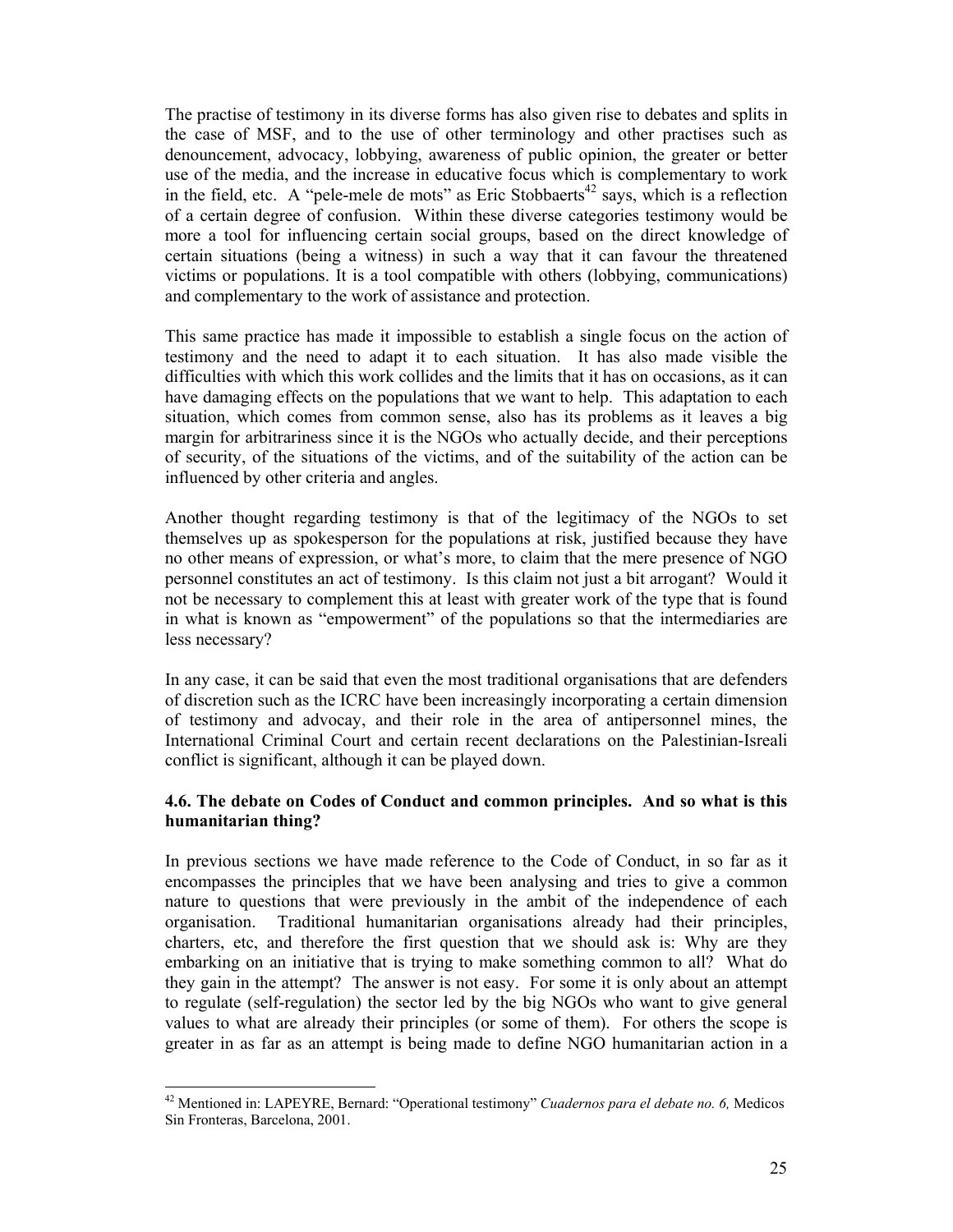The practise of testimony in its diverse forms has also given rise to debates and splits in the case of MSF, and to the use of other terminology and other practises such as denouncement, advocacy, lobbying, awareness of public opinion, the greater or better use of the media, and the increase in educative focus which is complementary to work in the field, etc. A "pele-mele de mots" as Eric Stobbaerts[42] says, which is a reflection of a certain degree of confusion. Within these diverse categories testimony would be more a tool for influencing certain social groups, based on the direct knowledge of certain situations (being a witness) in such a way that it can favour the threatened victims or populations. It is a tool compatible with others (lobbying, communications) and complementary to the work of assistance and protection.

This same practice has made it impossible to establish a single focus on the action of testimony and the need to adapt it to each situation. It has also made visible the difficulties with which this work collides and the limits that it has on occasions, as it can have damaging effects on the populations that we want to help. This adaptation to each situation, which comes from common sense, also has its problems as it leaves a big margin for arbitrariness since it is the NGOs who actually decide, and their perceptions of security, of the situations of the victims, and of the suitability of the action can be influenced by other criteria and angles.

Another thought regarding testimony is that of the legitimacy of the NGOs to set themselves up as spokesperson for the populations at risk, justified because they have no other means of expression, or what's more, to claim that the mere presence of NGO personnel constitutes an act of testimony. Is this claim not just a bit arrogant? Would it not be necessary to complement this at least with greater work of the type that is found in what is known as "empowerment" of the populations so that the intermediaries are less necessary?

In any case, it can be said that even the most traditional organisations that are defenders of discretion such as the ICRC have been increasingly incorporating a certain dimension of testimony and advocay, and their role in the area of antipersonnel mines, the International Criminal Court and certain recent declarations on the Palestinian-Isreali conflict is significant, although it can be played down.

### 4.6. The debate on Codes of Conduct and common principles. And so what is this humanitarian thing?

In previous sections we have made reference to the Code of Conduct, in so far as it encompasses the principles that we have been analysing and tries to give a common nature to questions that were previously in the ambit of the independence of each organisation. Traditional humanitarian organisations already had their principles, charters, etc, and therefore the first question that we should ask is: Why are they embarking on an initiative that is trying to make something common to all? What do they gain in the attempt? The answer is not easy. For some it is only about an attempt to regulate (self-regulation) the sector led by the big NGOs who want to give general values to what are already their principles (or some of them). For others the scope is greater in as far as an attempt is being made to define NGO humanitarian action in a

---

[42] Mentioned in: LAPEYRE, Bernard: "Operational testimony" *Cuadernos para el debate no. 6,* Medicos Sin Fronteras, Barcelona, 2001.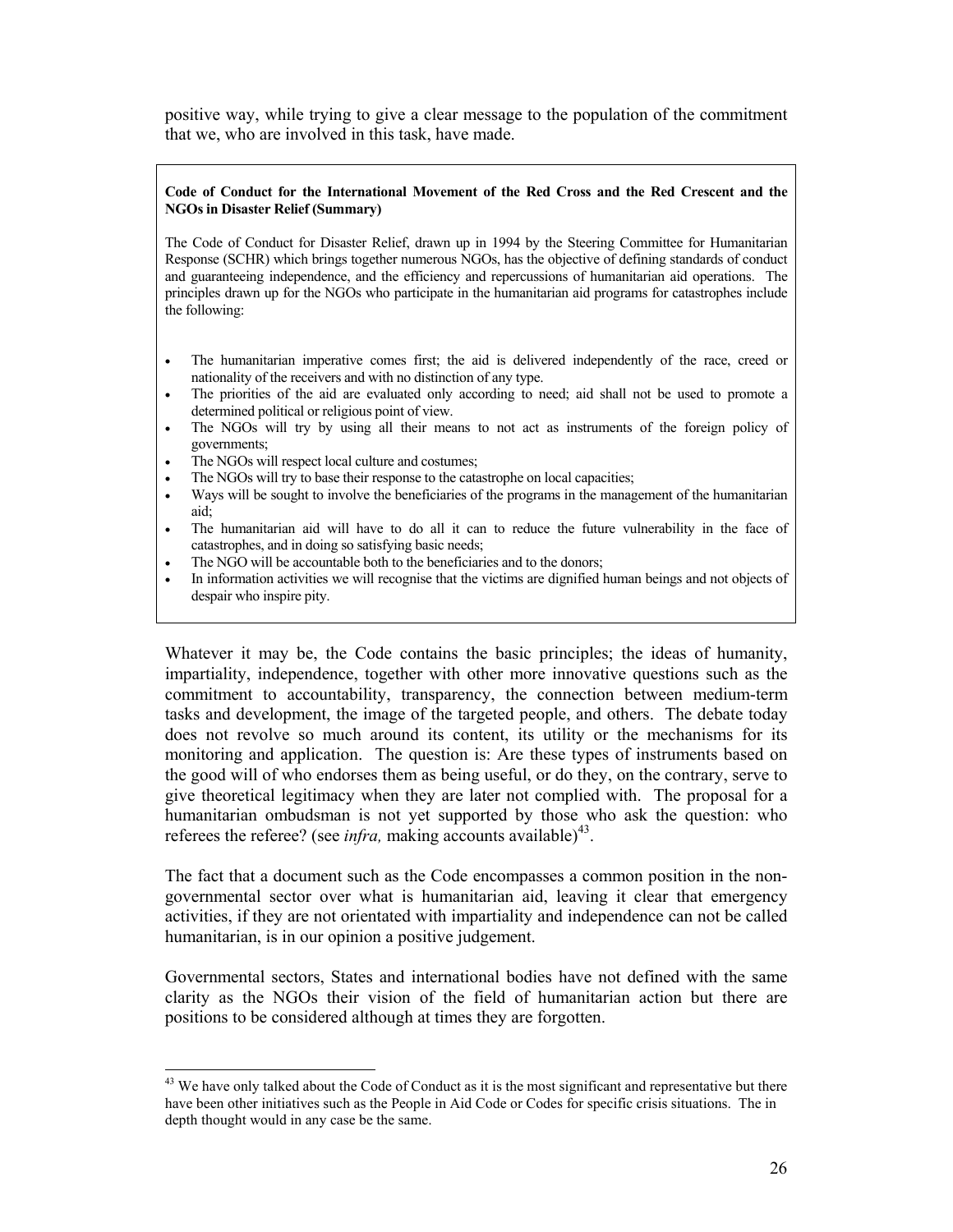positive way, while trying to give a clear message to the population of the commitment that we, who are involved in this task, have made.

**Code of Conduct for the International Movement of the Red Cross and the Red Crescent and the NGOs in Disaster Relief (Summary)**

The Code of Conduct for Disaster Relief, drawn up in 1994 by the Steering Committee for Humanitarian Response (SCHR) which brings together numerous NGOs, has the objective of defining standards of conduct and guaranteeing independence, and the efficiency and repercussions of humanitarian aid operations. The principles drawn up for the NGOs who participate in the humanitarian aid programs for catastrophes include the following:

- The humanitarian imperative comes first; the aid is delivered independently of the race, creed or nationality of the receivers and with no distinction of any type.
- The priorities of the aid are evaluated only according to need; aid shall not be used to promote a determined political or religious point of view.
- The NGOs will try by using all their means to not act as instruments of the foreign policy of governments;
- The NGOs will respect local culture and costumes;
- The NGOs will try to base their response to the catastrophe on local capacities;
- Ways will be sought to involve the beneficiaries of the programs in the management of the humanitarian aid;
- The humanitarian aid will have to do all it can to reduce the future vulnerability in the face of catastrophes, and in doing so satisfying basic needs;
- The NGO will be accountable both to the beneficiaries and to the donors;
- In information activities we will recognise that the victims are dignified human beings and not objects of despair who inspire pity.

Whatever it may be, the Code contains the basic principles; the ideas of humanity, impartiality, independence, together with other more innovative questions such as the commitment to accountability, transparency, the connection between medium-term tasks and development, the image of the targeted people, and others. The debate today does not revolve so much around its content, its utility or the mechanisms for its monitoring and application. The question is: Are these types of instruments based on the good will of who endorses them as being useful, or do they, on the contrary, serve to give theoretical legitimacy when they are later not complied with. The proposal for a humanitarian ombudsman is not yet supported by those who ask the question: who referees the referee? (see *infra,* making accounts available)[43].

The fact that a document such as the Code encompasses a common position in the non-governmental sector over what is humanitarian aid, leaving it clear that emergency activities, if they are not orientated with impartiality and independence can not be called humanitarian, is in our opinion a positive judgement.

Governmental sectors, States and international bodies have not defined with the same clarity as the NGOs their vision of the field of humanitarian action but there are positions to be considered although at times they are forgotten.

[43] We have only talked about the Code of Conduct as it is the most significant and representative but there have been other initiatives such as the People in Aid Code or Codes for specific crisis situations. The in depth thought would in any case be the same.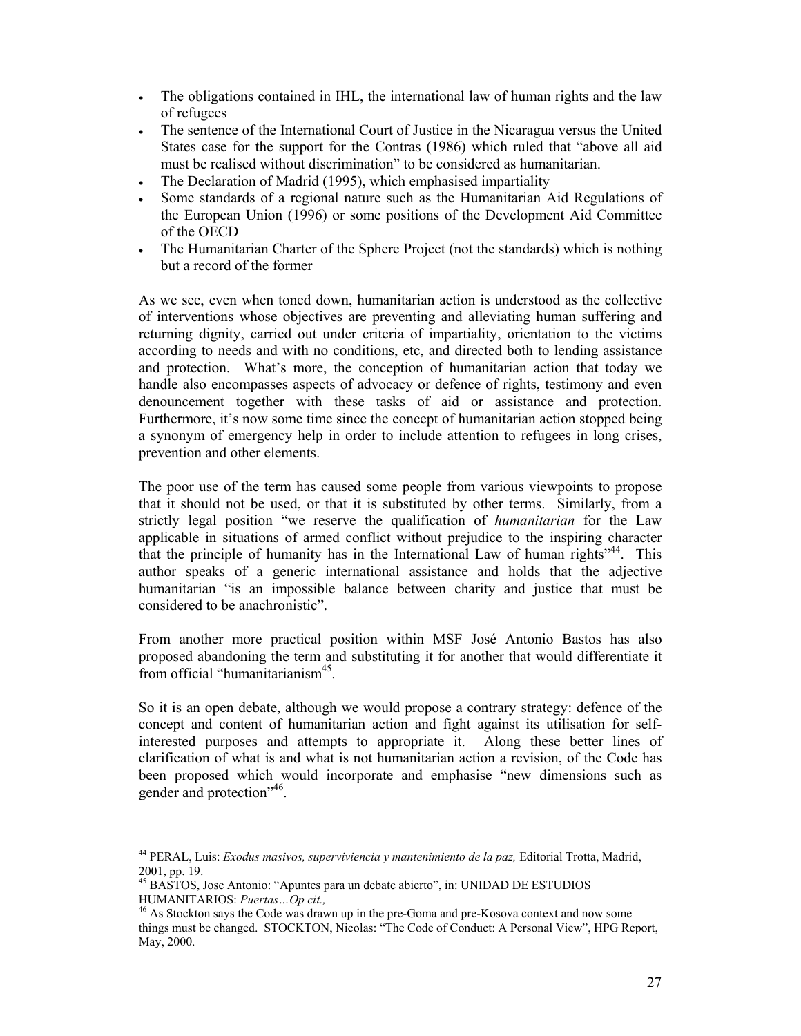- The obligations contained in IHL, the international law of human rights and the law of refugees
- The sentence of the International Court of Justice in the Nicaragua versus the United States case for the support for the Contras (1986) which ruled that "above all aid must be realised without discrimination" to be considered as humanitarian.
- The Declaration of Madrid (1995), which emphasised impartiality
- Some standards of a regional nature such as the Humanitarian Aid Regulations of the European Union (1996) or some positions of the Development Aid Committee of the OECD
- The Humanitarian Charter of the Sphere Project (not the standards) which is nothing but a record of the former

As we see, even when toned down, humanitarian action is understood as the collective of interventions whose objectives are preventing and alleviating human suffering and returning dignity, carried out under criteria of impartiality, orientation to the victims according to needs and with no conditions, etc, and directed both to lending assistance and protection. What's more, the conception of humanitarian action that today we handle also encompasses aspects of advocacy or defence of rights, testimony and even denouncement together with these tasks of aid or assistance and protection. Furthermore, it's now some time since the concept of humanitarian action stopped being a synonym of emergency help in order to include attention to refugees in long crises, prevention and other elements.

The poor use of the term has caused some people from various viewpoints to propose that it should not be used, or that it is substituted by other terms. Similarly, from a strictly legal position "we reserve the qualification of *humanitarian* for the Law applicable in situations of armed conflict without prejudice to the inspiring character that the principle of humanity has in the International Law of human rights"[44]. This author speaks of a generic international assistance and holds that the adjective humanitarian "is an impossible balance between charity and justice that must be considered to be anachronistic".

From another more practical position within MSF José Antonio Bastos has also proposed abandoning the term and substituting it for another that would differentiate it from official "humanitarianism[45].

So it is an open debate, although we would propose a contrary strategy: defence of the concept and content of humanitarian action and fight against its utilisation for self-interested purposes and attempts to appropriate it. Along these better lines of clarification of what is and what is not humanitarian action a revision, of the Code has been proposed which would incorporate and emphasise "new dimensions such as gender and protection"[46].

---

[44] PERAL, Luis: *Exodus masivos, superviviencia y mantenimiento de la paz,* Editorial Trotta, Madrid, 2001, pp. 19.

[45] BASTOS, Jose Antonio: "Apuntes para un debate abierto", in: UNIDAD DE ESTUDIOS HUMANITARIOS: *Puertas…Op cit.,*

[46] As Stockton says the Code was drawn up in the pre-Goma and pre-Kosova context and now some things must be changed. STOCKTON, Nicolas: "The Code of Conduct: A Personal View", HPG Report, May, 2000.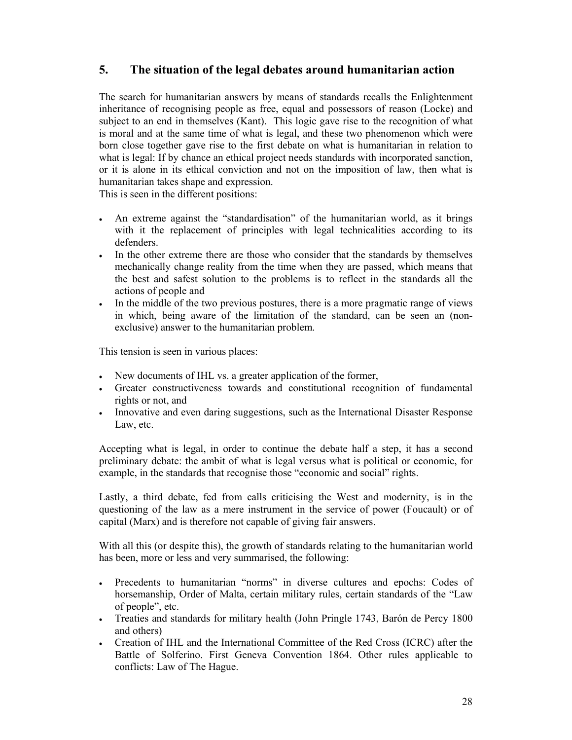## 5. The situation of the legal debates around humanitarian action

The search for humanitarian answers by means of standards recalls the Enlightenment inheritance of recognising people as free, equal and possessors of reason (Locke) and subject to an end in themselves (Kant). This logic gave rise to the recognition of what is moral and at the same time of what is legal, and these two phenomenon which were born close together gave rise to the first debate on what is humanitarian in relation to what is legal: If by chance an ethical project needs standards with incorporated sanction, or it is alone in its ethical conviction and not on the imposition of law, then what is humanitarian takes shape and expression.
This is seen in the different positions:

- An extreme against the "standardisation" of the humanitarian world, as it brings with it the replacement of principles with legal technicalities according to its defenders.
- In the other extreme there are those who consider that the standards by themselves mechanically change reality from the time when they are passed, which means that the best and safest solution to the problems is to reflect in the standards all the actions of people and
- In the middle of the two previous postures, there is a more pragmatic range of views in which, being aware of the limitation of the standard, can be seen an (non-exclusive) answer to the humanitarian problem.

This tension is seen in various places:

- New documents of IHL vs. a greater application of the former,
- Greater constructiveness towards and constitutional recognition of fundamental rights or not, and
- Innovative and even daring suggestions, such as the International Disaster Response Law, etc.

Accepting what is legal, in order to continue the debate half a step, it has a second preliminary debate: the ambit of what is legal versus what is political or economic, for example, in the standards that recognise those "economic and social" rights.

Lastly, a third debate, fed from calls criticising the West and modernity, is in the questioning of the law as a mere instrument in the service of power (Foucault) or of capital (Marx) and is therefore not capable of giving fair answers.

With all this (or despite this), the growth of standards relating to the humanitarian world has been, more or less and very summarised, the following:

- Precedents to humanitarian "norms" in diverse cultures and epochs: Codes of horsemanship, Order of Malta, certain military rules, certain standards of the "Law of people", etc.
- Treaties and standards for military health (John Pringle 1743, Barón de Percy 1800 and others)
- Creation of IHL and the International Committee of the Red Cross (ICRC) after the Battle of Solferino. First Geneva Convention 1864. Other rules applicable to conflicts: Law of The Hague.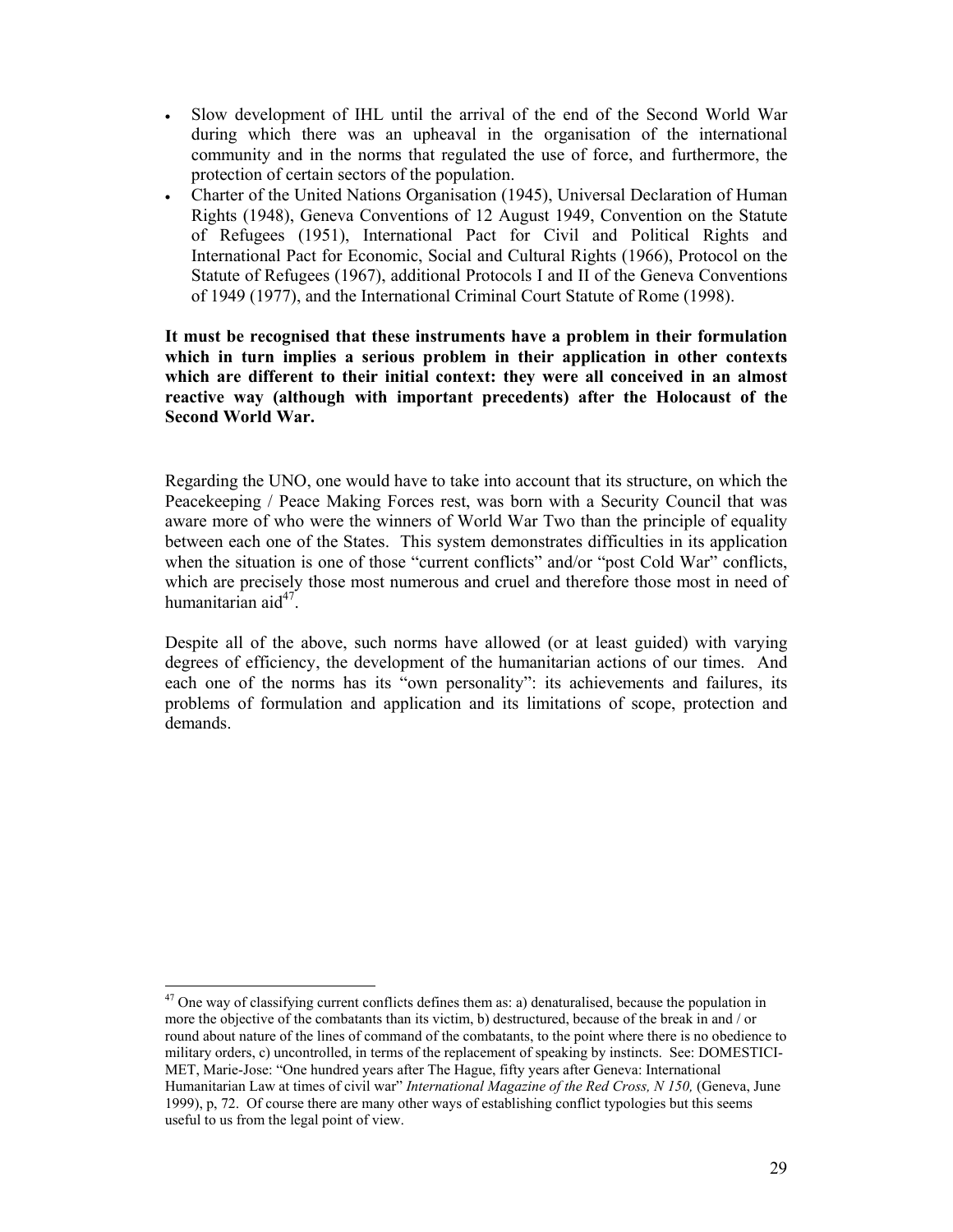- Slow development of IHL until the arrival of the end of the Second World War during which there was an upheaval in the organisation of the international community and in the norms that regulated the use of force, and furthermore, the protection of certain sectors of the population.
- Charter of the United Nations Organisation (1945), Universal Declaration of Human Rights (1948), Geneva Conventions of 12 August 1949, Convention on the Statute of Refugees (1951), International Pact for Civil and Political Rights and International Pact for Economic, Social and Cultural Rights (1966), Protocol on the Statute of Refugees (1967), additional Protocols I and II of the Geneva Conventions of 1949 (1977), and the International Criminal Court Statute of Rome (1998).

**It must be recognised that these instruments have a problem in their formulation which in turn implies a serious problem in their application in other contexts which are different to their initial context: they were all conceived in an almost reactive way (although with important precedents) after the Holocaust of the Second World War.**

Regarding the UNO, one would have to take into account that its structure, on which the Peacekeeping / Peace Making Forces rest, was born with a Security Council that was aware more of who were the winners of World War Two than the principle of equality between each one of the States. This system demonstrates difficulties in its application when the situation is one of those "current conflicts" and/or "post Cold War" conflicts, which are precisely those most numerous and cruel and therefore those most in need of humanitarian aid[47].

Despite all of the above, such norms have allowed (or at least guided) with varying degrees of efficiency, the development of the humanitarian actions of our times. And each one of the norms has its "own personality": its achievements and failures, its problems of formulation and application and its limitations of scope, protection and demands.

---

[47] One way of classifying current conflicts defines them as: a) denaturalised, because the population in more the objective of the combatants than its victim, b) destructured, because of the break in and / or round about nature of the lines of command of the combatants, to the point where there is no obedience to military orders, c) uncontrolled, in terms of the replacement of speaking by instincts. See: DOMESTICI-MET, Marie-Jose: "One hundred years after The Hague, fifty years after Geneva: International Humanitarian Law at times of civil war" *International Magazine of the Red Cross, N 150,* (Geneva, June 1999), p, 72. Of course there are many other ways of establishing conflict typologies but this seems useful to us from the legal point of view.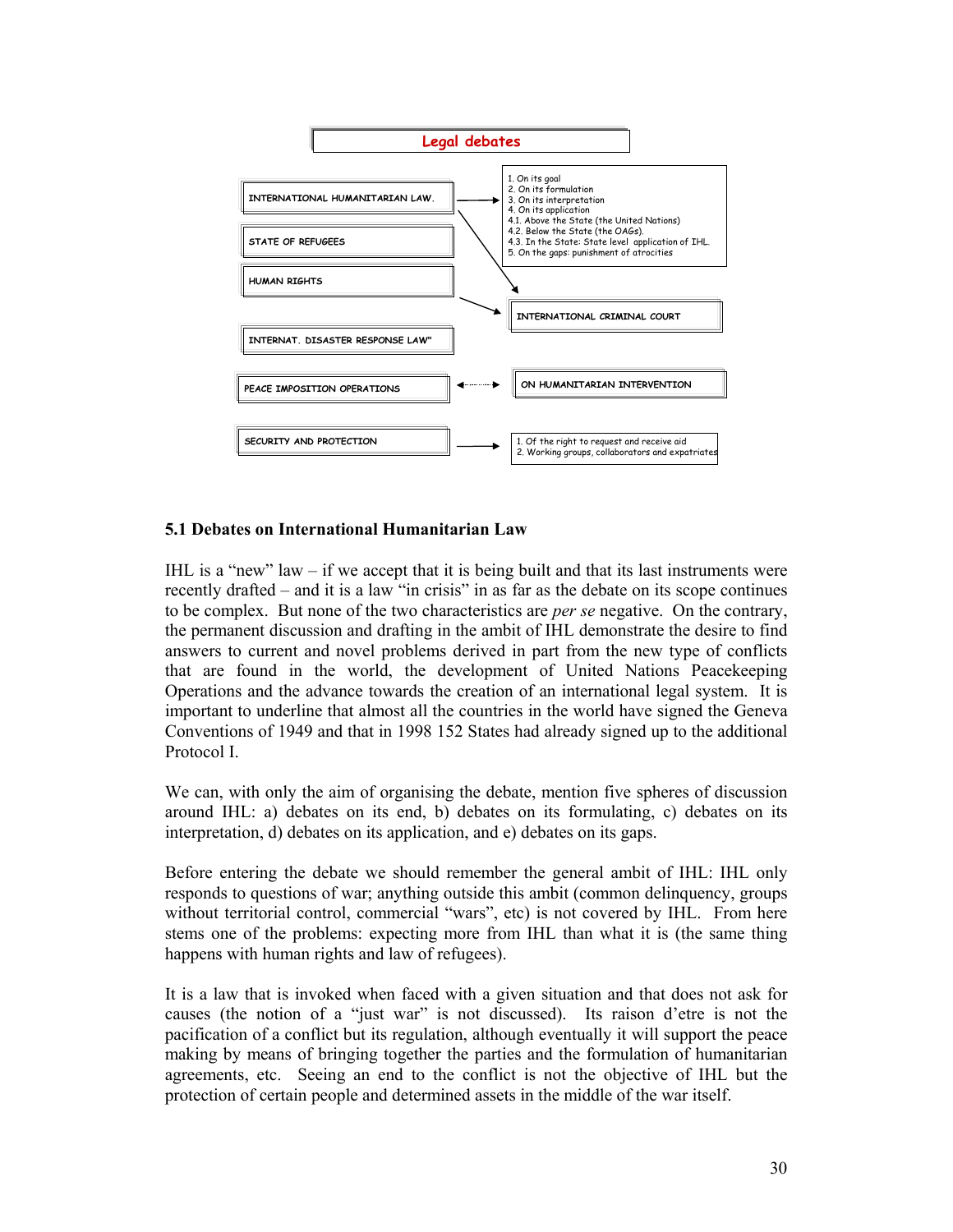**Legal debates**

- INTERNATIONAL HUMANITARIAN LAW. → 
  1. On its goal
  2. On its formulation
  3. On its interpretation
  4. On its application
  4.1. Above the State (the United Nations)
  4.2. Below the State (the OAGs).
  4.3. In the State: State level application of IHL.
  5. On the gaps: punishment of atrocities
- STATE OF REFUGEES
- HUMAN RIGHTS → INTERNATIONAL CRIMINAL COURT
- INTERNAT. DISASTER RESPONSE LAW"
- PEACE IMPOSITION OPERATIONS ↔ ON HUMANITARIAN INTERVENTION
- SECURITY AND PROTECTION →
  1. Of the right to request and receive aid
  2. Working groups, collaborators and expatriates

### 5.1 Debates on International Humanitarian Law

IHL is a "new" law – if we accept that it is being built and that its last instruments were recently drafted – and it is a law "in crisis" in as far as the debate on its scope continues to be complex. But none of the two characteristics are *per se* negative. On the contrary, the permanent discussion and drafting in the ambit of IHL demonstrate the desire to find answers to current and novel problems derived in part from the new type of conflicts that are found in the world, the development of United Nations Peacekeeping Operations and the advance towards the creation of an international legal system. It is important to underline that almost all the countries in the world have signed the Geneva Conventions of 1949 and that in 1998 152 States had already signed up to the additional Protocol I.

We can, with only the aim of organising the debate, mention five spheres of discussion around IHL: a) debates on its end, b) debates on its formulating, c) debates on its interpretation, d) debates on its application, and e) debates on its gaps.

Before entering the debate we should remember the general ambit of IHL: IHL only responds to questions of war; anything outside this ambit (common delinquency, groups without territorial control, commercial "wars", etc) is not covered by IHL. From here stems one of the problems: expecting more from IHL than what it is (the same thing happens with human rights and law of refugees).

It is a law that is invoked when faced with a given situation and that does not ask for causes (the notion of a "just war" is not discussed). Its raison d'etre is not the pacification of a conflict but its regulation, although eventually it will support the peace making by means of bringing together the parties and the formulation of humanitarian agreements, etc. Seeing an end to the conflict is not the objective of IHL but the protection of certain people and determined assets in the middle of the war itself.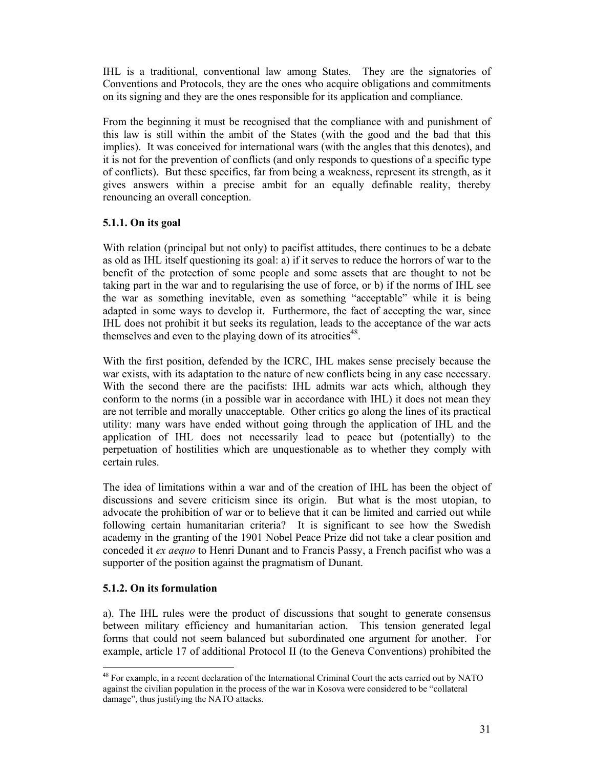IHL is a traditional, conventional law among States. They are the signatories of Conventions and Protocols, they are the ones who acquire obligations and commitments on its signing and they are the ones responsible for its application and compliance.

From the beginning it must be recognised that the compliance with and punishment of this law is still within the ambit of the States (with the good and the bad that this implies). It was conceived for international wars (with the angles that this denotes), and it is not for the prevention of conflicts (and only responds to questions of a specific type of conflicts). But these specifics, far from being a weakness, represent its strength, as it gives answers within a precise ambit for an equally definable reality, thereby renouncing an overall conception.

### 5.1.1. On its goal

With relation (principal but not only) to pacifist attitudes, there continues to be a debate as old as IHL itself questioning its goal: a) if it serves to reduce the horrors of war to the benefit of the protection of some people and some assets that are thought to not be taking part in the war and to regularising the use of force, or b) if the norms of IHL see the war as something inevitable, even as something "acceptable" while it is being adapted in some ways to develop it. Furthermore, the fact of accepting the war, since IHL does not prohibit it but seeks its regulation, leads to the acceptance of the war acts themselves and even to the playing down of its atrocities[48].

With the first position, defended by the ICRC, IHL makes sense precisely because the war exists, with its adaptation to the nature of new conflicts being in any case necessary. With the second there are the pacifists: IHL admits war acts which, although they conform to the norms (in a possible war in accordance with IHL) it does not mean they are not terrible and morally unacceptable. Other critics go along the lines of its practical utility: many wars have ended without going through the application of IHL and the application of IHL does not necessarily lead to peace but (potentially) to the perpetuation of hostilities which are unquestionable as to whether they comply with certain rules.

The idea of limitations within a war and of the creation of IHL has been the object of discussions and severe criticism since its origin. But what is the most utopian, to advocate the prohibition of war or to believe that it can be limited and carried out while following certain humanitarian criteria? It is significant to see how the Swedish academy in the granting of the 1901 Nobel Peace Prize did not take a clear position and conceded it *ex aequo* to Henri Dunant and to Francis Passy, a French pacifist who was a supporter of the position against the pragmatism of Dunant.

### 5.1.2. On its formulation

a). The IHL rules were the product of discussions that sought to generate consensus between military efficiency and humanitarian action. This tension generated legal forms that could not seem balanced but subordinated one argument for another. For example, article 17 of additional Protocol II (to the Geneva Conventions) prohibited the

---

[48] For example, in a recent declaration of the International Criminal Court the acts carried out by NATO against the civilian population in the process of the war in Kosova were considered to be "collateral damage", thus justifying the NATO attacks.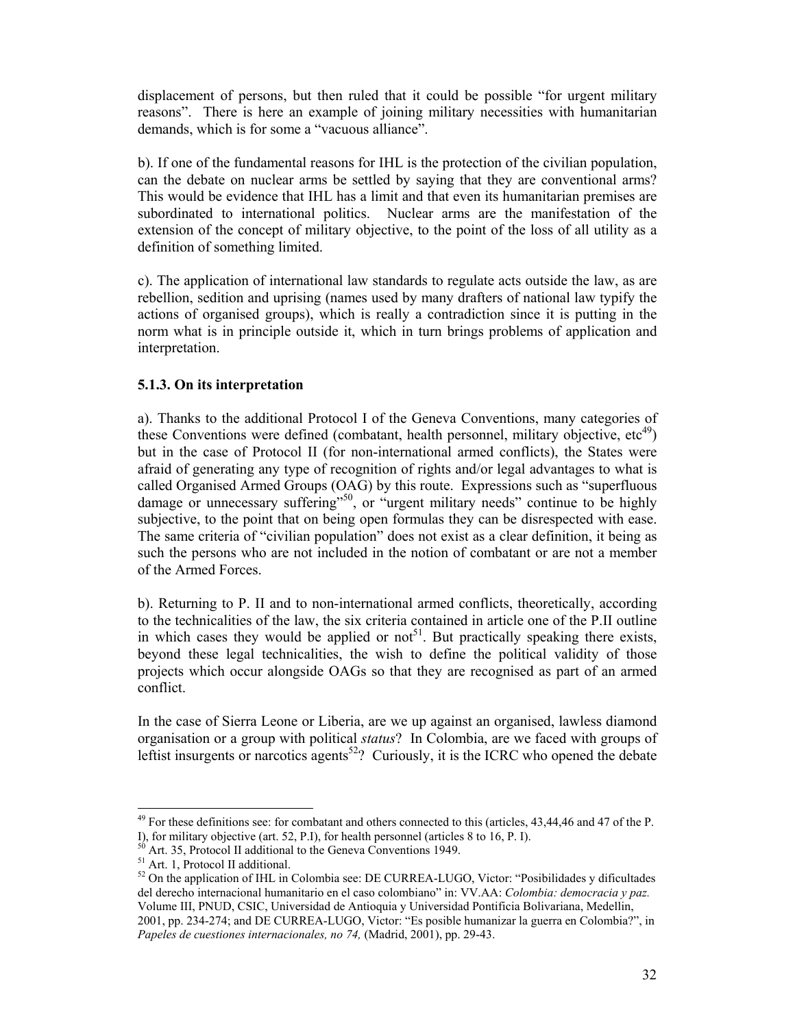displacement of persons, but then ruled that it could be possible "for urgent military reasons". There is here an example of joining military necessities with humanitarian demands, which is for some a "vacuous alliance".

b). If one of the fundamental reasons for IHL is the protection of the civilian population, can the debate on nuclear arms be settled by saying that they are conventional arms? This would be evidence that IHL has a limit and that even its humanitarian premises are subordinated to international politics. Nuclear arms are the manifestation of the extension of the concept of military objective, to the point of the loss of all utility as a definition of something limited.

c). The application of international law standards to regulate acts outside the law, as are rebellion, sedition and uprising (names used by many drafters of national law typify the actions of organised groups), which is really a contradiction since it is putting in the norm what is in principle outside it, which in turn brings problems of application and interpretation.

### 5.1.3. On its interpretation

a). Thanks to the additional Protocol I of the Geneva Conventions, many categories of these Conventions were defined (combatant, health personnel, military objective, etc[49]) but in the case of Protocol II (for non-international armed conflicts), the States were afraid of generating any type of recognition of rights and/or legal advantages to what is called Organised Armed Groups (OAG) by this route. Expressions such as "superfluous damage or unnecessary suffering"[50], or "urgent military needs" continue to be highly subjective, to the point that on being open formulas they can be disrespected with ease. The same criteria of "civilian population" does not exist as a clear definition, it being as such the persons who are not included in the notion of combatant or are not a member of the Armed Forces.

b). Returning to P. II and to non-international armed conflicts, theoretically, according to the technicalities of the law, the six criteria contained in article one of the P.II outline in which cases they would be applied or not[51]. But practically speaking there exists, beyond these legal technicalities, the wish to define the political validity of those projects which occur alongside OAGs so that they are recognised as part of an armed conflict.

In the case of Sierra Leone or Liberia, are we up against an organised, lawless diamond organisation or a group with political *status*? In Colombia, are we faced with groups of leftist insurgents or narcotics agents[52]? Curiously, it is the ICRC who opened the debate

---

[49] For these definitions see: for combatant and others connected to this (articles, 43,44,46 and 47 of the P. I), for military objective (art. 52, P.I), for health personnel (articles 8 to 16, P. I).

[50] Art. 35, Protocol II additional to the Geneva Conventions 1949.

[51] Art. 1, Protocol II additional.

[52] On the application of IHL in Colombia see: DE CURREA-LUGO, Victor: "Posibilidades y dificultades del derecho internacional humanitario en el caso colombiano" in: VV.AA: *Colombia: democracia y paz.* Volume III, PNUD, CSIC, Universidad de Antioquia y Universidad Pontificia Bolivariana, Medellín, 2001, pp. 234-274; and DE CURREA-LUGO, Victor: "Es posible humanizar la guerra en Colombia?", in *Papeles de cuestiones internacionales, no 74,* (Madrid, 2001), pp. 29-43.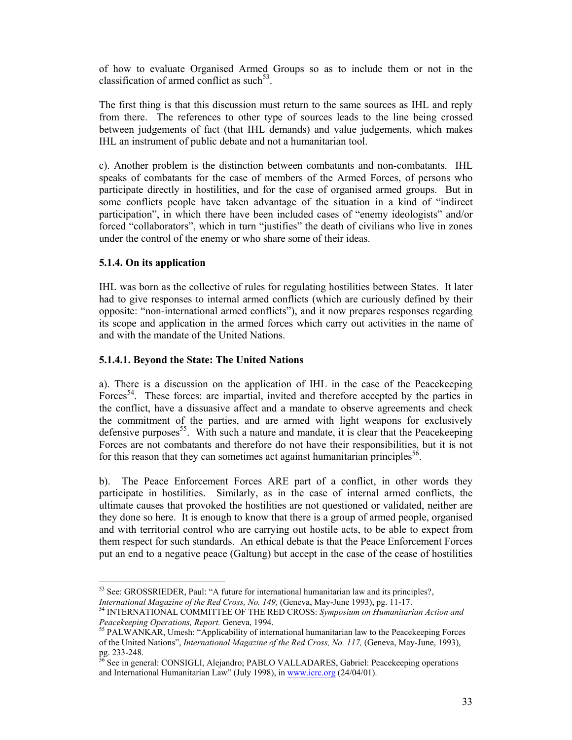of how to evaluate Organised Armed Groups so as to include them or not in the classification of armed conflict as such[53].

The first thing is that this discussion must return to the same sources as IHL and reply from there. The references to other type of sources leads to the line being crossed between judgements of fact (that IHL demands) and value judgements, which makes IHL an instrument of public debate and not a humanitarian tool.

c). Another problem is the distinction between combatants and non-combatants. IHL speaks of combatants for the case of members of the Armed Forces, of persons who participate directly in hostilities, and for the case of organised armed groups. But in some conflicts people have taken advantage of the situation in a kind of "indirect participation", in which there have been included cases of "enemy ideologists" and/or forced "collaborators", which in turn "justifies" the death of civilians who live in zones under the control of the enemy or who share some of their ideas.

### 5.1.4. On its application

IHL was born as the collective of rules for regulating hostilities between States. It later had to give responses to internal armed conflicts (which are curiously defined by their opposite: "non-international armed conflicts"), and it now prepares responses regarding its scope and application in the armed forces which carry out activities in the name of and with the mandate of the United Nations.

### 5.1.4.1. Beyond the State: The United Nations

a). There is a discussion on the application of IHL in the case of the Peacekeeping Forces[54]. These forces: are impartial, invited and therefore accepted by the parties in the conflict, have a dissuasive affect and a mandate to observe agreements and check the commitment of the parties, and are armed with light weapons for exclusively defensive purposes[55]. With such a nature and mandate, it is clear that the Peacekeeping Forces are not combatants and therefore do not have their responsibilities, but it is not for this reason that they can sometimes act against humanitarian principles[56].

b). The Peace Enforcement Forces ARE part of a conflict, in other words they participate in hostilities. Similarly, as in the case of internal armed conflicts, the ultimate causes that provoked the hostilities are not questioned or validated, neither are they done so here. It is enough to know that there is a group of armed people, organised and with territorial control who are carrying out hostile acts, to be able to expect from them respect for such standards. An ethical debate is that the Peace Enforcement Forces put an end to a negative peace (Galtung) but accept in the case of the cease of hostilities

---

[53] See: GROSSRIEDER, Paul: "A future for international humanitarian law and its principles?, *International Magazine of the Red Cross, No. 149,* (Geneva, May-June 1993), pg. 11-17.

[54] INTERNATIONAL COMMITTEE OF THE RED CROSS: *Symposium on Humanitarian Action and Peacekeeping Operations, Report.* Geneva, 1994.

[55] PALWANKAR, Umesh: "Applicability of international humanitarian law to the Peacekeeping Forces of the United Nations", *International Magazine of the Red Cross, No. 117,* (Geneva, May-June, 1993), pg. 233-248.

[56] See in general: CONSIGLI, Alejandro; PABLO VALLADARES, Gabriel: Peacekeeping operations and International Humanitarian Law" (July 1998), in www.icrc.org (24/04/01).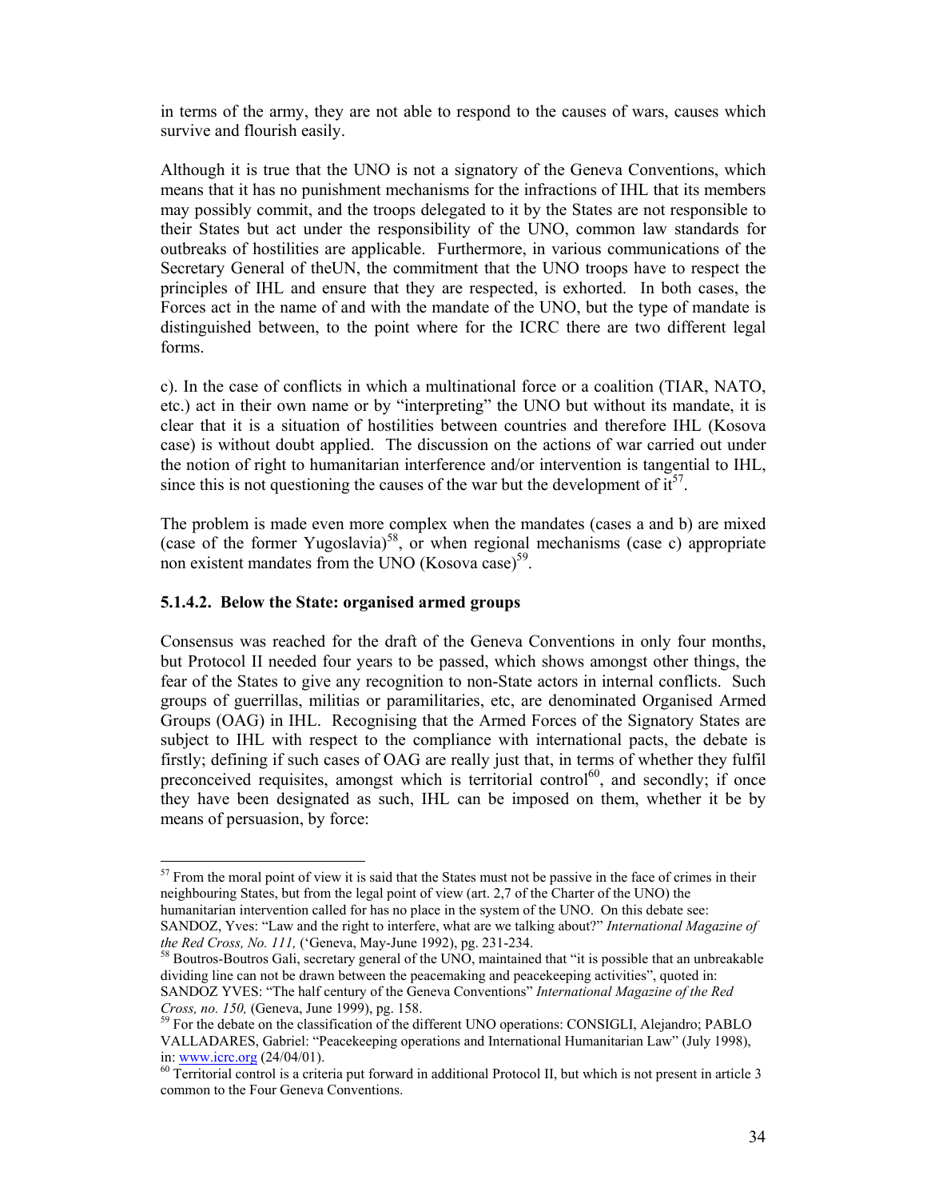in terms of the army, they are not able to respond to the causes of wars, causes which survive and flourish easily.

Although it is true that the UNO is not a signatory of the Geneva Conventions, which means that it has no punishment mechanisms for the infractions of IHL that its members may possibly commit, and the troops delegated to it by the States are not responsible to their States but act under the responsibility of the UNO, common law standards for outbreaks of hostilities are applicable. Furthermore, in various communications of the Secretary General of theUN, the commitment that the UNO troops have to respect the principles of IHL and ensure that they are respected, is exhorted. In both cases, the Forces act in the name of and with the mandate of the UNO, but the type of mandate is distinguished between, to the point where for the ICRC there are two different legal forms.

c). In the case of conflicts in which a multinational force or a coalition (TIAR, NATO, etc.) act in their own name or by "interpreting" the UNO but without its mandate, it is clear that it is a situation of hostilities between countries and therefore IHL (Kosova case) is without doubt applied. The discussion on the actions of war carried out under the notion of right to humanitarian interference and/or intervention is tangential to IHL, since this is not questioning the causes of the war but the development of it[57].

The problem is made even more complex when the mandates (cases a and b) are mixed (case of the former Yugoslavia)[58], or when regional mechanisms (case c) appropriate non existent mandates from the UNO (Kosova case)[59].

### 5.1.4.2. Below the State: organised armed groups

Consensus was reached for the draft of the Geneva Conventions in only four months, but Protocol II needed four years to be passed, which shows amongst other things, the fear of the States to give any recognition to non-State actors in internal conflicts. Such groups of guerrillas, militias or paramilitaries, etc, are denominated Organised Armed Groups (OAG) in IHL. Recognising that the Armed Forces of the Signatory States are subject to IHL with respect to the compliance with international pacts, the debate is firstly; defining if such cases of OAG are really just that, in terms of whether they fulfil preconceived requisites, amongst which is territorial control[60], and secondly; if once they have been designated as such, IHL can be imposed on them, whether it be by means of persuasion, by force:

---

[57] From the moral point of view it is said that the States must not be passive in the face of crimes in their neighbouring States, but from the legal point of view (art. 2,7 of the Charter of the UNO) the humanitarian intervention called for has no place in the system of the UNO. On this debate see: SANDOZ, Yves: "Law and the right to interfere, what are we talking about?" *International Magazine of the Red Cross, No. 111,* ('Geneva, May-June 1992), pg. 231-234.

[58] Boutros-Boutros Gali, secretary general of the UNO, maintained that "it is possible that an unbreakable dividing line can not be drawn between the peacemaking and peacekeeping activities", quoted in: SANDOZ YVES: "The half century of the Geneva Conventions" *International Magazine of the Red Cross, no. 150,* (Geneva, June 1999), pg. 158.

[59] For the debate on the classification of the different UNO operations: CONSIGLI, Alejandro; PABLO VALLADARES, Gabriel: "Peacekeeping operations and International Humanitarian Law" (July 1998), in: www.icrc.org (24/04/01).

[60] Territorial control is a criteria put forward in additional Protocol II, but which is not present in article 3 common to the Four Geneva Conventions.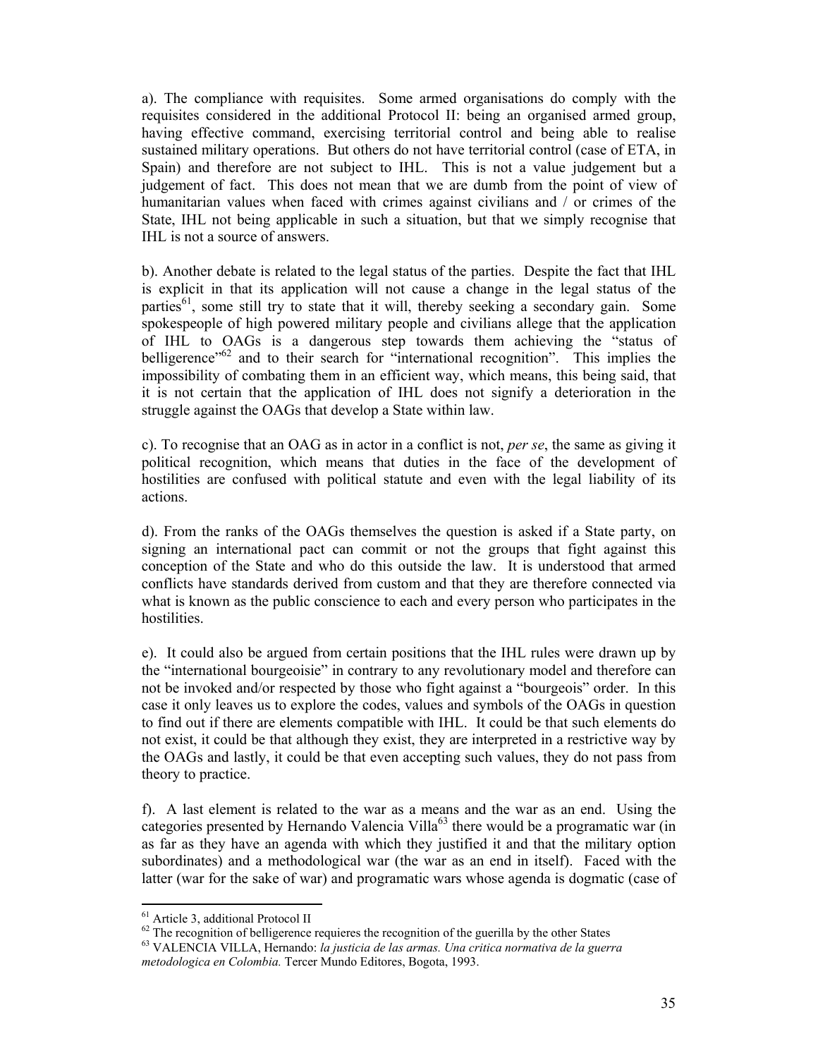a). The compliance with requisites. Some armed organisations do comply with the requisites considered in the additional Protocol II: being an organised armed group, having effective command, exercising territorial control and being able to realise sustained military operations. But others do not have territorial control (case of ETA, in Spain) and therefore are not subject to IHL. This is not a value judgement but a judgement of fact. This does not mean that we are dumb from the point of view of humanitarian values when faced with crimes against civilians and / or crimes of the State, IHL not being applicable in such a situation, but that we simply recognise that IHL is not a source of answers.

b). Another debate is related to the legal status of the parties. Despite the fact that IHL is explicit in that its application will not cause a change in the legal status of the parties[61], some still try to state that it will, thereby seeking a secondary gain. Some spokespeople of high powered military people and civilians allege that the application of IHL to OAGs is a dangerous step towards them achieving the "status of belligerence"[62] and to their search for "international recognition". This implies the impossibility of combating them in an efficient way, which means, this being said, that it is not certain that the application of IHL does not signify a deterioration in the struggle against the OAGs that develop a State within law.

c). To recognise that an OAG as in actor in a conflict is not, *per se*, the same as giving it political recognition, which means that duties in the face of the development of hostilities are confused with political statute and even with the legal liability of its actions.

d). From the ranks of the OAGs themselves the question is asked if a State party, on signing an international pact can commit or not the groups that fight against this conception of the State and who do this outside the law. It is understood that armed conflicts have standards derived from custom and that they are therefore connected via what is known as the public conscience to each and every person who participates in the hostilities.

e). It could also be argued from certain positions that the IHL rules were drawn up by the "international bourgeoisie" in contrary to any revolutionary model and therefore can not be invoked and/or respected by those who fight against a "bourgeois" order. In this case it only leaves us to explore the codes, values and symbols of the OAGs in question to find out if there are elements compatible with IHL. It could be that such elements do not exist, it could be that although they exist, they are interpreted in a restrictive way by the OAGs and lastly, it could be that even accepting such values, they do not pass from theory to practice.

f). A last element is related to the war as a means and the war as an end. Using the categories presented by Hernando Valencia Villa[63] there would be a programatic war (in as far as they have an agenda with which they justified it and that the military option subordinates) and a methodological war (the war as an end in itself). Faced with the latter (war for the sake of war) and programatic wars whose agenda is dogmatic (case of

---

[61] Article 3, additional Protocol II

[62] The recognition of belligerence requieres the recognition of the guerilla by the other States

[63] VALENCIA VILLA, Hernando: *la justicia de las armas. Una critica normativa de la guerra metodologica en Colombia.* Tercer Mundo Editores, Bogota, 1993.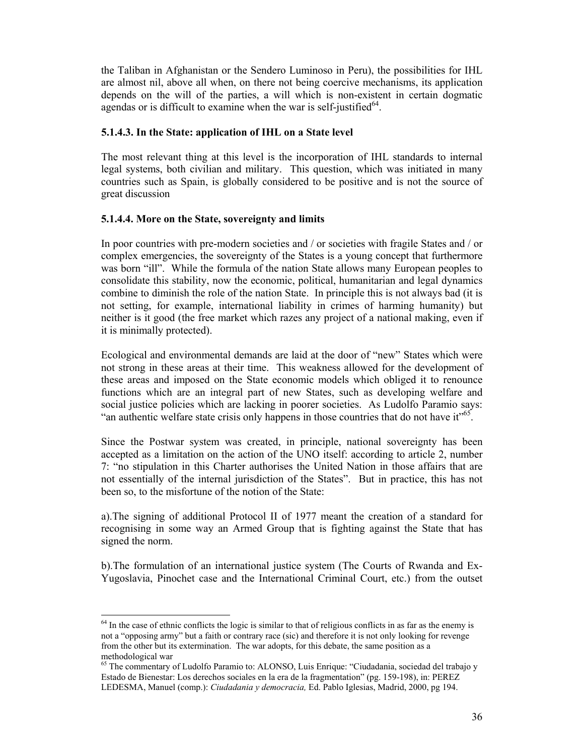the Taliban in Afghanistan or the Sendero Luminoso in Peru), the possibilities for IHL are almost nil, above all when, on there not being coercive mechanisms, its application depends on the will of the parties, a will which is non-existent in certain dogmatic agendas or is difficult to examine when the war is self-justified[64].

### 5.1.4.3. In the State: application of IHL on a State level

The most relevant thing at this level is the incorporation of IHL standards to internal legal systems, both civilian and military. This question, which was initiated in many countries such as Spain, is globally considered to be positive and is not the source of great discussion

### 5.1.4.4. More on the State, sovereignty and limits

In poor countries with pre-modern societies and / or societies with fragile States and / or complex emergencies, the sovereignty of the States is a young concept that furthermore was born "ill". While the formula of the nation State allows many European peoples to consolidate this stability, now the economic, political, humanitarian and legal dynamics combine to diminish the role of the nation State. In principle this is not always bad (it is not setting, for example, international liability in crimes of harming humanity) but neither is it good (the free market which razes any project of a national making, even if it is minimally protected).

Ecological and environmental demands are laid at the door of "new" States which were not strong in these areas at their time. This weakness allowed for the development of these areas and imposed on the State economic models which obliged it to renounce functions which are an integral part of new States, such as developing welfare and social justice policies which are lacking in poorer societies. As Ludolfo Paramio says: "an authentic welfare state crisis only happens in those countries that do not have it"[65].

Since the Postwar system was created, in principle, national sovereignty has been accepted as a limitation on the action of the UNO itself: according to article 2, number 7: "no stipulation in this Charter authorises the United Nation in those affairs that are not essentially of the internal jurisdiction of the States". But in practice, this has not been so, to the misfortune of the notion of the State:

a).The signing of additional Protocol II of 1977 meant the creation of a standard for recognising in some way an Armed Group that is fighting against the State that has signed the norm.

b).The formulation of an international justice system (The Courts of Rwanda and Ex-Yugoslavia, Pinochet case and the International Criminal Court, etc.) from the outset

---

[64] In the case of ethnic conflicts the logic is similar to that of religious conflicts in as far as the enemy is not a "opposing army" but a faith or contrary race (sic) and therefore it is not only looking for revenge from the other but its extermination. The war adopts, for this debate, the same position as a methodological war

[65] The commentary of Ludolfo Paramio to: ALONSO, Luis Enrique: "Ciudadania, sociedad del trabajo y Estado de Bienestar: Los derechos sociales en la era de la fragmentation" (pg. 159-198), in: PEREZ LEDESMA, Manuel (comp.): *Ciudadania y democracia,* Ed. Pablo Iglesias, Madrid, 2000, pg 194.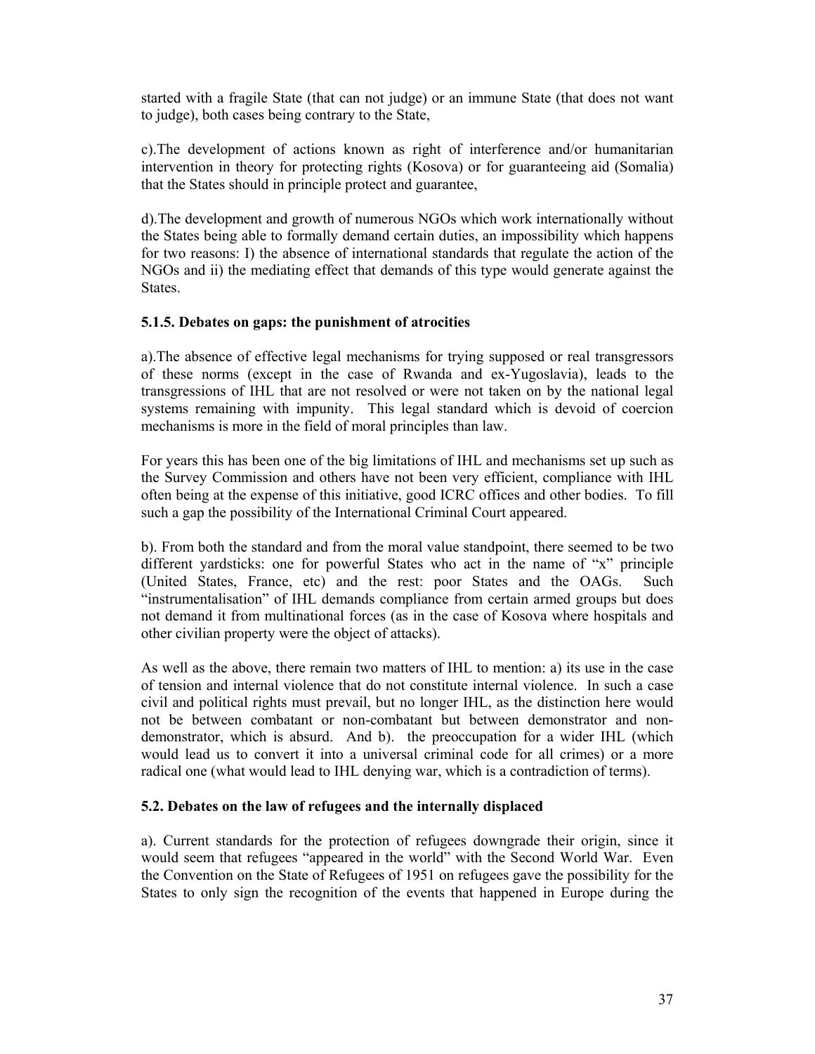started with a fragile State (that can not judge) or an immune State (that does not want to judge), both cases being contrary to the State,

c).The development of actions known as right of interference and/or humanitarian intervention in theory for protecting rights (Kosova) or for guaranteeing aid (Somalia) that the States should in principle protect and guarantee,

d).The development and growth of numerous NGOs which work internationally without the States being able to formally demand certain duties, an impossibility which happens for two reasons: I) the absence of international standards that regulate the action of the NGOs and ii) the mediating effect that demands of this type would generate against the States.

### 5.1.5. Debates on gaps: the punishment of atrocities

a).The absence of effective legal mechanisms for trying supposed or real transgressors of these norms (except in the case of Rwanda and ex-Yugoslavia), leads to the transgressions of IHL that are not resolved or were not taken on by the national legal systems remaining with impunity. This legal standard which is devoid of coercion mechanisms is more in the field of moral principles than law.

For years this has been one of the big limitations of IHL and mechanisms set up such as the Survey Commission and others have not been very efficient, compliance with IHL often being at the expense of this initiative, good ICRC offices and other bodies. To fill such a gap the possibility of the International Criminal Court appeared.

b). From both the standard and from the moral value standpoint, there seemed to be two different yardsticks: one for powerful States who act in the name of "x" principle (United States, France, etc) and the rest: poor States and the OAGs. Such "instrumentalisation" of IHL demands compliance from certain armed groups but does not demand it from multinational forces (as in the case of Kosova where hospitals and other civilian property were the object of attacks).

As well as the above, there remain two matters of IHL to mention: a) its use in the case of tension and internal violence that do not constitute internal violence. In such a case civil and political rights must prevail, but no longer IHL, as the distinction here would not be between combatant or non-combatant but between demonstrator and non-demonstrator, which is absurd. And b). the preoccupation for a wider IHL (which would lead us to convert it into a universal criminal code for all crimes) or a more radical one (what would lead to IHL denying war, which is a contradiction of terms).

## 5.2. Debates on the law of refugees and the internally displaced

a). Current standards for the protection of refugees downgrade their origin, since it would seem that refugees "appeared in the world" with the Second World War. Even the Convention on the State of Refugees of 1951 on refugees gave the possibility for the States to only sign the recognition of the events that happened in Europe during the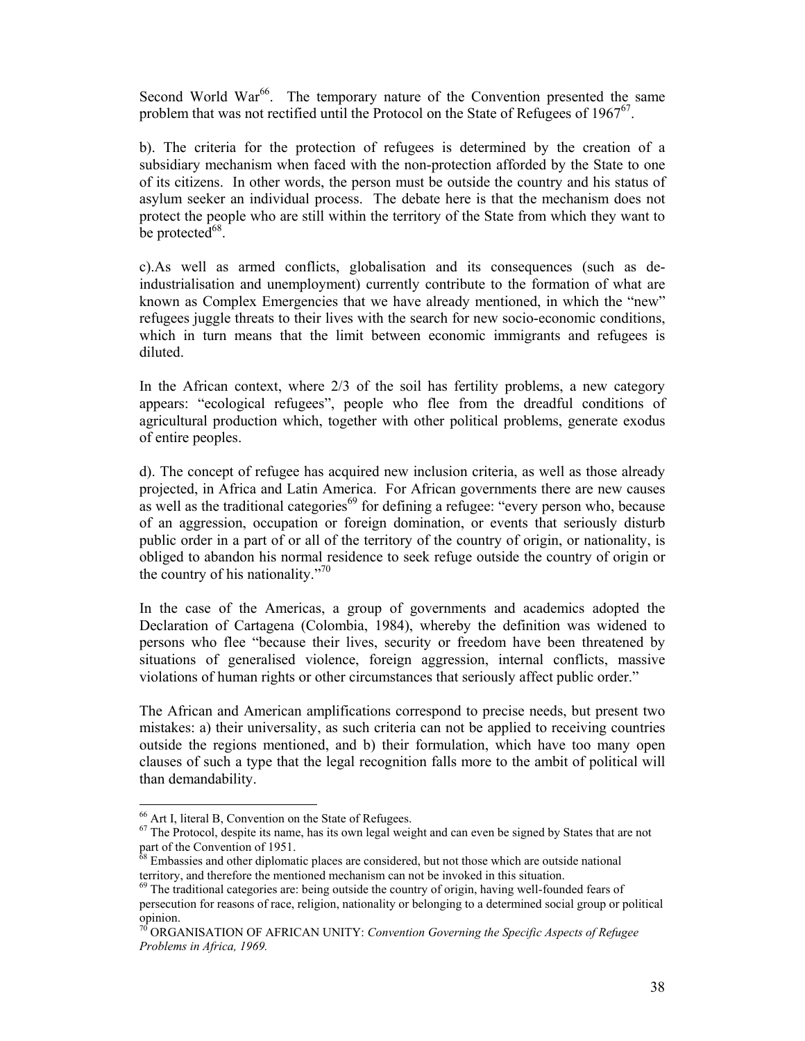Second World War[66]. The temporary nature of the Convention presented the same problem that was not rectified until the Protocol on the State of Refugees of 1967[67].

b). The criteria for the protection of refugees is determined by the creation of a subsidiary mechanism when faced with the non-protection afforded by the State to one of its citizens. In other words, the person must be outside the country and his status of asylum seeker an individual process. The debate here is that the mechanism does not protect the people who are still within the territory of the State from which they want to be protected[68].

c).As well as armed conflicts, globalisation and its consequences (such as de-industrialisation and unemployment) currently contribute to the formation of what are known as Complex Emergencies that we have already mentioned, in which the "new" refugees juggle threats to their lives with the search for new socio-economic conditions, which in turn means that the limit between economic immigrants and refugees is diluted.

In the African context, where 2/3 of the soil has fertility problems, a new category appears: "ecological refugees", people who flee from the dreadful conditions of agricultural production which, together with other political problems, generate exodus of entire peoples.

d). The concept of refugee has acquired new inclusion criteria, as well as those already projected, in Africa and Latin America. For African governments there are new causes as well as the traditional categories[69] for defining a refugee: "every person who, because of an aggression, occupation or foreign domination, or events that seriously disturb public order in a part of or all of the territory of the country of origin, or nationality, is obliged to abandon his normal residence to seek refuge outside the country of origin or the country of his nationality."[70]

In the case of the Americas, a group of governments and academics adopted the Declaration of Cartagena (Colombia, 1984), whereby the definition was widened to persons who flee "because their lives, security or freedom have been threatened by situations of generalised violence, foreign aggression, internal conflicts, massive violations of human rights or other circumstances that seriously affect public order."

The African and American amplifications correspond to precise needs, but present two mistakes: a) their universality, as such criteria can not be applied to receiving countries outside the regions mentioned, and b) their formulation, which have too many open clauses of such a type that the legal recognition falls more to the ambit of political will than demandability.

---

[66] Art I, literal B, Convention on the State of Refugees.

[67] The Protocol, despite its name, has its own legal weight and can even be signed by States that are not part of the Convention of 1951.

[68] Embassies and other diplomatic places are considered, but not those which are outside national territory, and therefore the mentioned mechanism can not be invoked in this situation.

[69] The traditional categories are: being outside the country of origin, having well-founded fears of persecution for reasons of race, religion, nationality or belonging to a determined social group or political opinion.

[70] ORGANISATION OF AFRICAN UNITY: *Convention Governing the Specific Aspects of Refugee Problems in Africa, 1969.*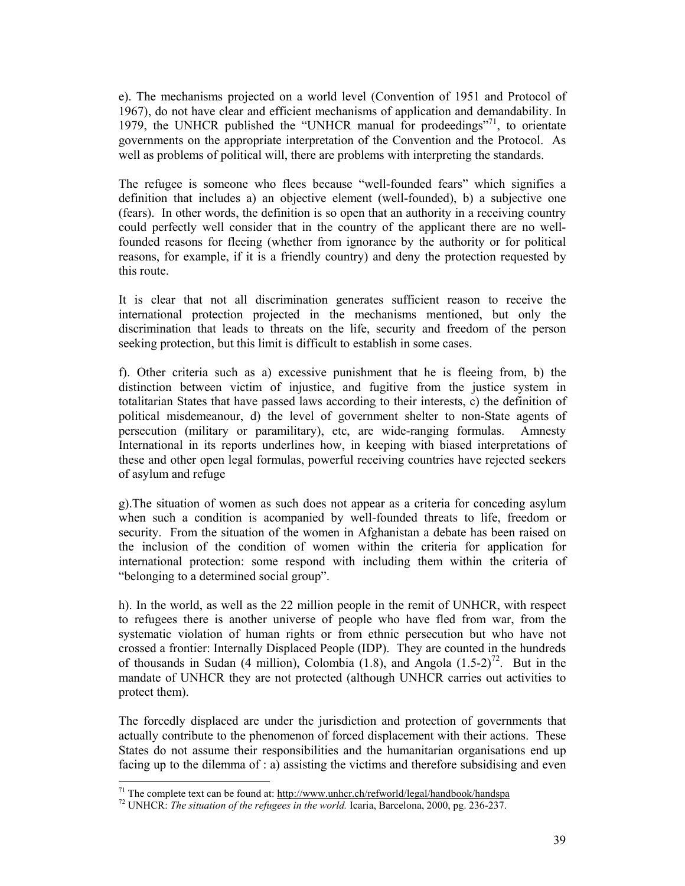e). The mechanisms projected on a world level (Convention of 1951 and Protocol of 1967), do not have clear and efficient mechanisms of application and demandability. In 1979, the UNHCR published the "UNHCR manual for prodeedings"[71], to orientate governments on the appropriate interpretation of the Convention and the Protocol. As well as problems of political will, there are problems with interpreting the standards.

The refugee is someone who flees because "well-founded fears" which signifies a definition that includes a) an objective element (well-founded), b) a subjective one (fears). In other words, the definition is so open that an authority in a receiving country could perfectly well consider that in the country of the applicant there are no well-founded reasons for fleeing (whether from ignorance by the authority or for political reasons, for example, if it is a friendly country) and deny the protection requested by this route.

It is clear that not all discrimination generates sufficient reason to receive the international protection projected in the mechanisms mentioned, but only the discrimination that leads to threats on the life, security and freedom of the person seeking protection, but this limit is difficult to establish in some cases.

f). Other criteria such as a) excessive punishment that he is fleeing from, b) the distinction between victim of injustice, and fugitive from the justice system in totalitarian States that have passed laws according to their interests, c) the definition of political misdemeanour, d) the level of government shelter to non-State agents of persecution (military or paramilitary), etc, are wide-ranging formulas. Amnesty International in its reports underlines how, in keeping with biased interpretations of these and other open legal formulas, powerful receiving countries have rejected seekers of asylum and refuge

g).The situation of women as such does not appear as a criteria for conceding asylum when such a condition is acompanied by well-founded threats to life, freedom or security. From the situation of the women in Afghanistan a debate has been raised on the inclusion of the condition of women within the criteria for application for international protection: some respond with including them within the criteria of "belonging to a determined social group".

h). In the world, as well as the 22 million people in the remit of UNHCR, with respect to refugees there is another universe of people who have fled from war, from the systematic violation of human rights or from ethnic persecution but who have not crossed a frontier: Internally Displaced People (IDP). They are counted in the hundreds of thousands in Sudan (4 million), Colombia (1.8), and Angola (1.5-2)[72]. But in the mandate of UNHCR they are not protected (although UNHCR carries out activities to protect them).

The forcedly displaced are under the jurisdiction and protection of governments that actually contribute to the phenomenon of forced displacement with their actions. These States do not assume their responsibilities and the humanitarian organisations end up facing up to the dilemma of : a) assisting the victims and therefore subsidising and even

---

[71] The complete text can be found at: http://www.unhcr.ch/refworld/legal/handbook/handspa

[72] UNHCR: *The situation of the refugees in the world.* Icaria, Barcelona, 2000, pg. 236-237.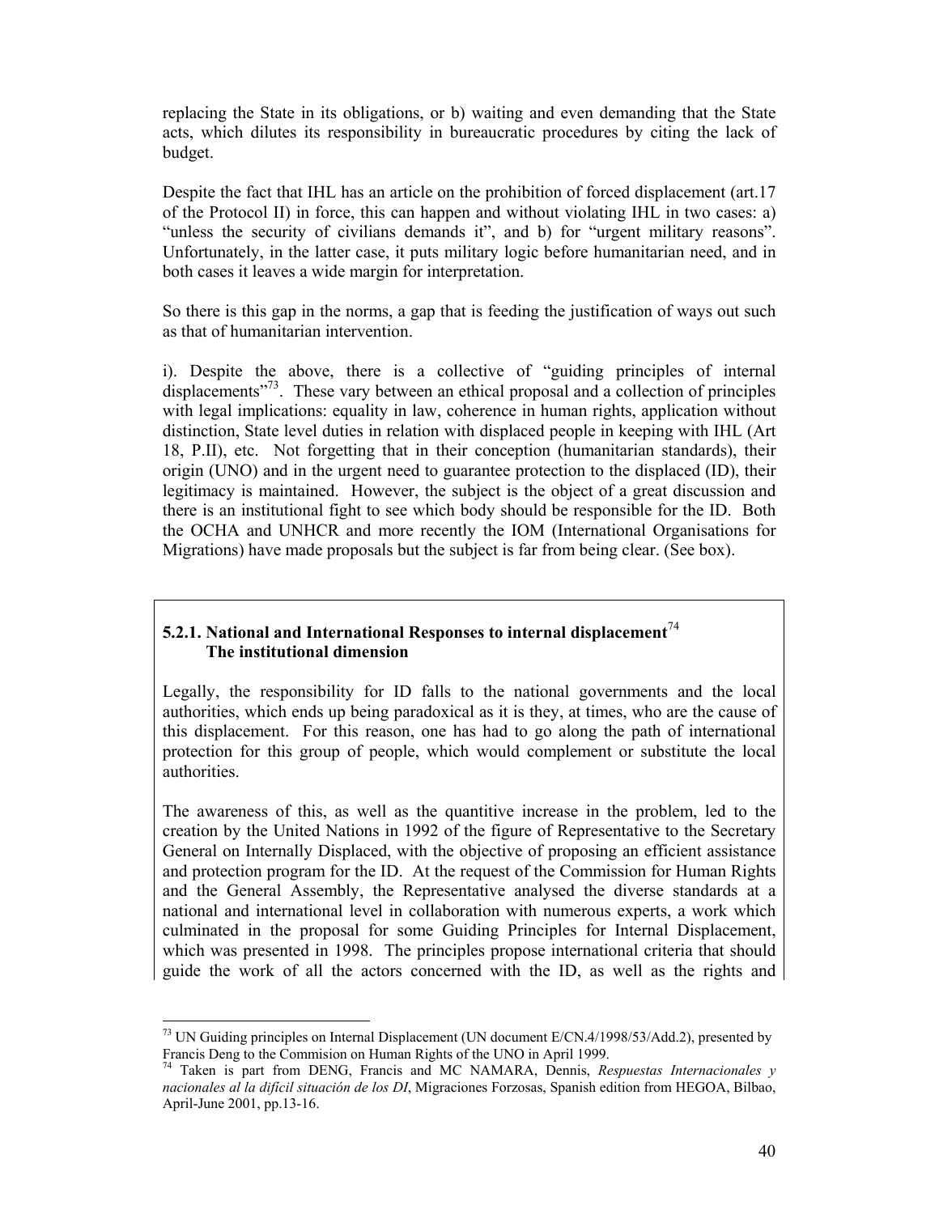replacing the State in its obligations, or b) waiting and even demanding that the State acts, which dilutes its responsibility in bureaucratic procedures by citing the lack of budget.

Despite the fact that IHL has an article on the prohibition of forced displacement (art.17 of the Protocol II) in force, this can happen and without violating IHL in two cases: a) "unless the security of civilians demands it", and b) for "urgent military reasons". Unfortunately, in the latter case, it puts military logic before humanitarian need, and in both cases it leaves a wide margin for interpretation.

So there is this gap in the norms, a gap that is feeding the justification of ways out such as that of humanitarian intervention.

i). Despite the above, there is a collective of "guiding principles of internal displacements"[73]. These vary between an ethical proposal and a collection of principles with legal implications: equality in law, coherence in human rights, application without distinction, State level duties in relation with displaced people in keeping with IHL (Art 18, P.II), etc. Not forgetting that in their conception (humanitarian standards), their origin (UNO) and in the urgent need to guarantee protection to the displaced (ID), their legitimacy is maintained. However, the subject is the object of a great discussion and there is an institutional fight to see which body should be responsible for the ID. Both the OCHA and UNHCR and more recently the IOM (International Organisations for Migrations) have made proposals but the subject is far from being clear. (See box).

### 5.2.1. National and International Responses to internal displacement[74] The institutional dimension

Legally, the responsibility for ID falls to the national governments and the local authorities, which ends up being paradoxical as it is they, at times, who are the cause of this displacement. For this reason, one has had to go along the path of international protection for this group of people, which would complement or substitute the local authorities.

The awareness of this, as well as the quantitive increase in the problem, led to the creation by the United Nations in 1992 of the figure of Representative to the Secretary General on Internally Displaced, with the objective of proposing an efficient assistance and protection program for the ID. At the request of the Commission for Human Rights and the General Assembly, the Representative analysed the diverse standards at a national and international level in collaboration with numerous experts, a work which culminated in the proposal for some Guiding Principles for Internal Displacement, which was presented in 1998. The principles propose international criteria that should guide the work of all the actors concerned with the ID, as well as the rights and

---

[73] UN Guiding principles on Internal Displacement (UN document E/CN.4/1998/53/Add.2), presented by Francis Deng to the Commision on Human Rights of the UNO in April 1999.

[74] Taken is part from DENG, Francis and MC NAMARA, Dennis, *Respuestas Internacionales y nacionales al la difícil situación de los DI*, Migraciones Forzosas, Spanish edition from HEGOA, Bilbao, April-June 2001, pp.13-16.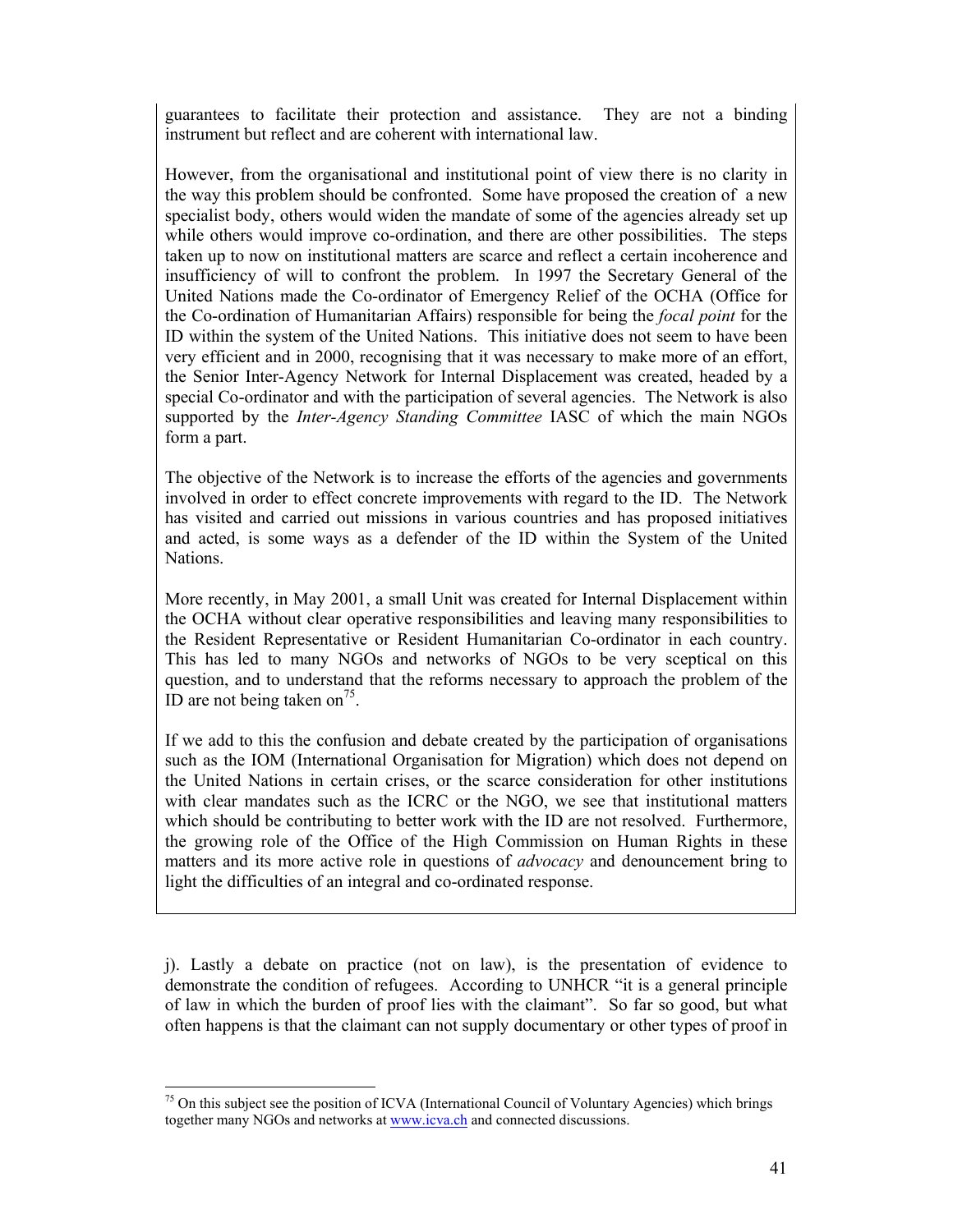guarantees to facilitate their protection and assistance. They are not a binding instrument but reflect and are coherent with international law.

However, from the organisational and institutional point of view there is no clarity in the way this problem should be confronted. Some have proposed the creation of a new specialist body, others would widen the mandate of some of the agencies already set up while others would improve co-ordination, and there are other possibilities. The steps taken up to now on institutional matters are scarce and reflect a certain incoherence and insufficiency of will to confront the problem. In 1997 the Secretary General of the United Nations made the Co-ordinator of Emergency Relief of the OCHA (Office for the Co-ordination of Humanitarian Affairs) responsible for being the *focal point* for the ID within the system of the United Nations. This initiative does not seem to have been very efficient and in 2000, recognising that it was necessary to make more of an effort, the Senior Inter-Agency Network for Internal Displacement was created, headed by a special Co-ordinator and with the participation of several agencies. The Network is also supported by the *Inter-Agency Standing Committee* IASC of which the main NGOs form a part.

The objective of the Network is to increase the efforts of the agencies and governments involved in order to effect concrete improvements with regard to the ID. The Network has visited and carried out missions in various countries and has proposed initiatives and acted, is some ways as a defender of the ID within the System of the United Nations.

More recently, in May 2001, a small Unit was created for Internal Displacement within the OCHA without clear operative responsibilities and leaving many responsibilities to the Resident Representative or Resident Humanitarian Co-ordinator in each country. This has led to many NGOs and networks of NGOs to be very sceptical on this question, and to understand that the reforms necessary to approach the problem of the ID are not being taken on[75].

If we add to this the confusion and debate created by the participation of organisations such as the IOM (International Organisation for Migration) which does not depend on the United Nations in certain crises, or the scarce consideration for other institutions with clear mandates such as the ICRC or the NGO, we see that institutional matters which should be contributing to better work with the ID are not resolved. Furthermore, the growing role of the Office of the High Commission on Human Rights in these matters and its more active role in questions of *advocacy* and denouncement bring to light the difficulties of an integral and co-ordinated response.

j). Lastly a debate on practice (not on law), is the presentation of evidence to demonstrate the condition of refugees. According to UNHCR "it is a general principle of law in which the burden of proof lies with the claimant". So far so good, but what often happens is that the claimant can not supply documentary or other types of proof in

---

[75] On this subject see the position of ICVA (International Council of Voluntary Agencies) which brings together many NGOs and networks at www.icva.ch and connected discussions.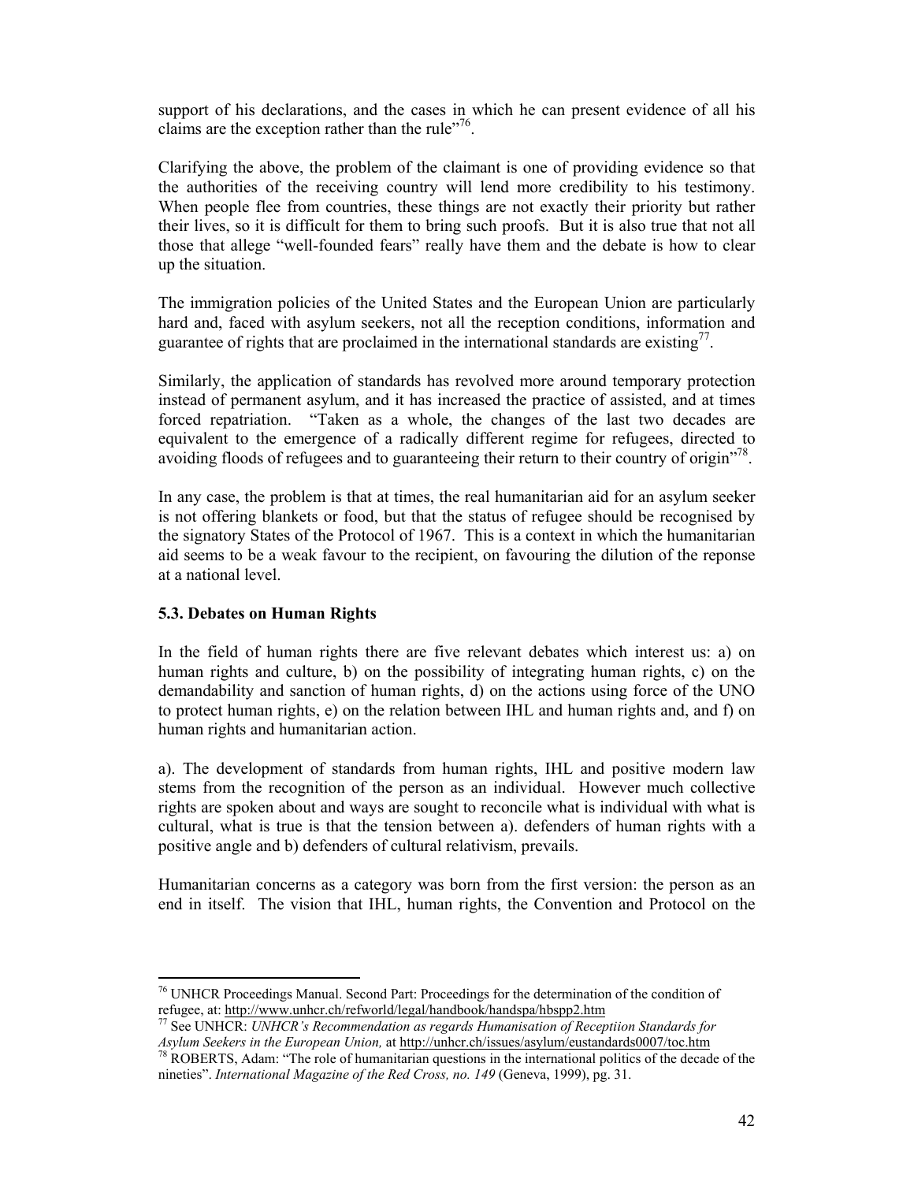support of his declarations, and the cases in which he can present evidence of all his claims are the exception rather than the rule"[76].

Clarifying the above, the problem of the claimant is one of providing evidence so that the authorities of the receiving country will lend more credibility to his testimony. When people flee from countries, these things are not exactly their priority but rather their lives, so it is difficult for them to bring such proofs. But it is also true that not all those that allege "well-founded fears" really have them and the debate is how to clear up the situation.

The immigration policies of the United States and the European Union are particularly hard and, faced with asylum seekers, not all the reception conditions, information and guarantee of rights that are proclaimed in the international standards are existing[77].

Similarly, the application of standards has revolved more around temporary protection instead of permanent asylum, and it has increased the practice of assisted, and at times forced repatriation. "Taken as a whole, the changes of the last two decades are equivalent to the emergence of a radically different regime for refugees, directed to avoiding floods of refugees and to guaranteeing their return to their country of origin"[78].

In any case, the problem is that at times, the real humanitarian aid for an asylum seeker is not offering blankets or food, but that the status of refugee should be recognised by the signatory States of the Protocol of 1967. This is a context in which the humanitarian aid seems to be a weak favour to the recipient, on favouring the dilution of the reponse at a national level.

### 5.3. Debates on Human Rights

In the field of human rights there are five relevant debates which interest us: a) on human rights and culture, b) on the possibility of integrating human rights, c) on the demandability and sanction of human rights, d) on the actions using force of the UNO to protect human rights, e) on the relation between IHL and human rights and, and f) on human rights and humanitarian action.

a). The development of standards from human rights, IHL and positive modern law stems from the recognition of the person as an individual. However much collective rights are spoken about and ways are sought to reconcile what is individual with what is cultural, what is true is that the tension between a). defenders of human rights with a positive angle and b) defenders of cultural relativism, prevails.

Humanitarian concerns as a category was born from the first version: the person as an end in itself. The vision that IHL, human rights, the Convention and Protocol on the

---

[76] UNHCR Proceedings Manual. Second Part: Proceedings for the determination of the condition of refugee, at: http://www.unhcr.ch/refworld/legal/handbook/handspa/hbspp2.htm

[77] See UNHCR: *UNHCR's Recommendation as regards Humanisation of Receptiion Standards for Asylum Seekers in the European Union,* at http://unhcr.ch/issues/asylum/eustandards0007/toc.htm

[78] ROBERTS, Adam: "The role of humanitarian questions in the international politics of the decade of the nineties". *International Magazine of the Red Cross, no. 149* (Geneva, 1999), pg. 31.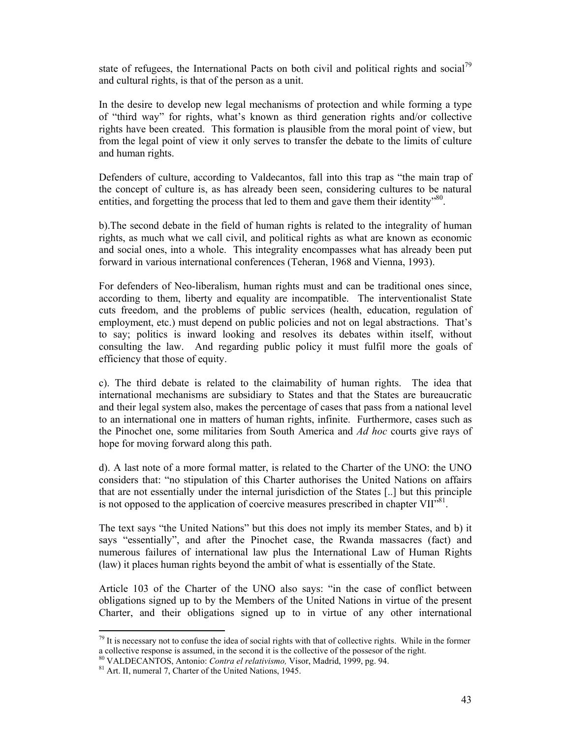state of refugees, the International Pacts on both civil and political rights and social[79] and cultural rights, is that of the person as a unit.

In the desire to develop new legal mechanisms of protection and while forming a type of "third way" for rights, what's known as third generation rights and/or collective rights have been created. This formation is plausible from the moral point of view, but from the legal point of view it only serves to transfer the debate to the limits of culture and human rights.

Defenders of culture, according to Valdecantos, fall into this trap as "the main trap of the concept of culture is, as has already been seen, considering cultures to be natural entities, and forgetting the process that led to them and gave them their identity"[80].

b).The second debate in the field of human rights is related to the integrality of human rights, as much what we call civil, and political rights as what are known as economic and social ones, into a whole. This integrality encompasses what has already been put forward in various international conferences (Teheran, 1968 and Vienna, 1993).

For defenders of Neo-liberalism, human rights must and can be traditional ones since, according to them, liberty and equality are incompatible. The interventionalist State cuts freedom, and the problems of public services (health, education, regulation of employment, etc.) must depend on public policies and not on legal abstractions. That's to say; politics is inward looking and resolves its debates within itself, without consulting the law. And regarding public policy it must fulfil more the goals of efficiency that those of equity.

c). The third debate is related to the claimability of human rights. The idea that international mechanisms are subsidiary to States and that the States are bureaucratic and their legal system also, makes the percentage of cases that pass from a national level to an international one in matters of human rights, infinite. Furthermore, cases such as the Pinochet one, some militaries from South America and *Ad hoc* courts give rays of hope for moving forward along this path.

d). A last note of a more formal matter, is related to the Charter of the UNO: the UNO considers that: "no stipulation of this Charter authorises the United Nations on affairs that are not essentially under the internal jurisdiction of the States [..] but this principle is not opposed to the application of coercive measures prescribed in chapter VII"[81].

The text says "the United Nations" but this does not imply its member States, and b) it says "essentially", and after the Pinochet case, the Rwanda massacres (fact) and numerous failures of international law plus the International Law of Human Rights (law) it places human rights beyond the ambit of what is essentially of the State.

Article 103 of the Charter of the UNO also says: "in the case of conflict between obligations signed up to by the Members of the United Nations in virtue of the present Charter, and their obligations signed up to in virtue of any other international

---

[79] It is necessary not to confuse the idea of social rights with that of collective rights. While in the former a collective response is assumed, in the second it is the collective of the possesor of the right.

[80] VALDECANTOS, Antonio: *Contra el relativismo,* Visor, Madrid, 1999, pg. 94.

[81] Art. II, numeral 7, Charter of the United Nations, 1945.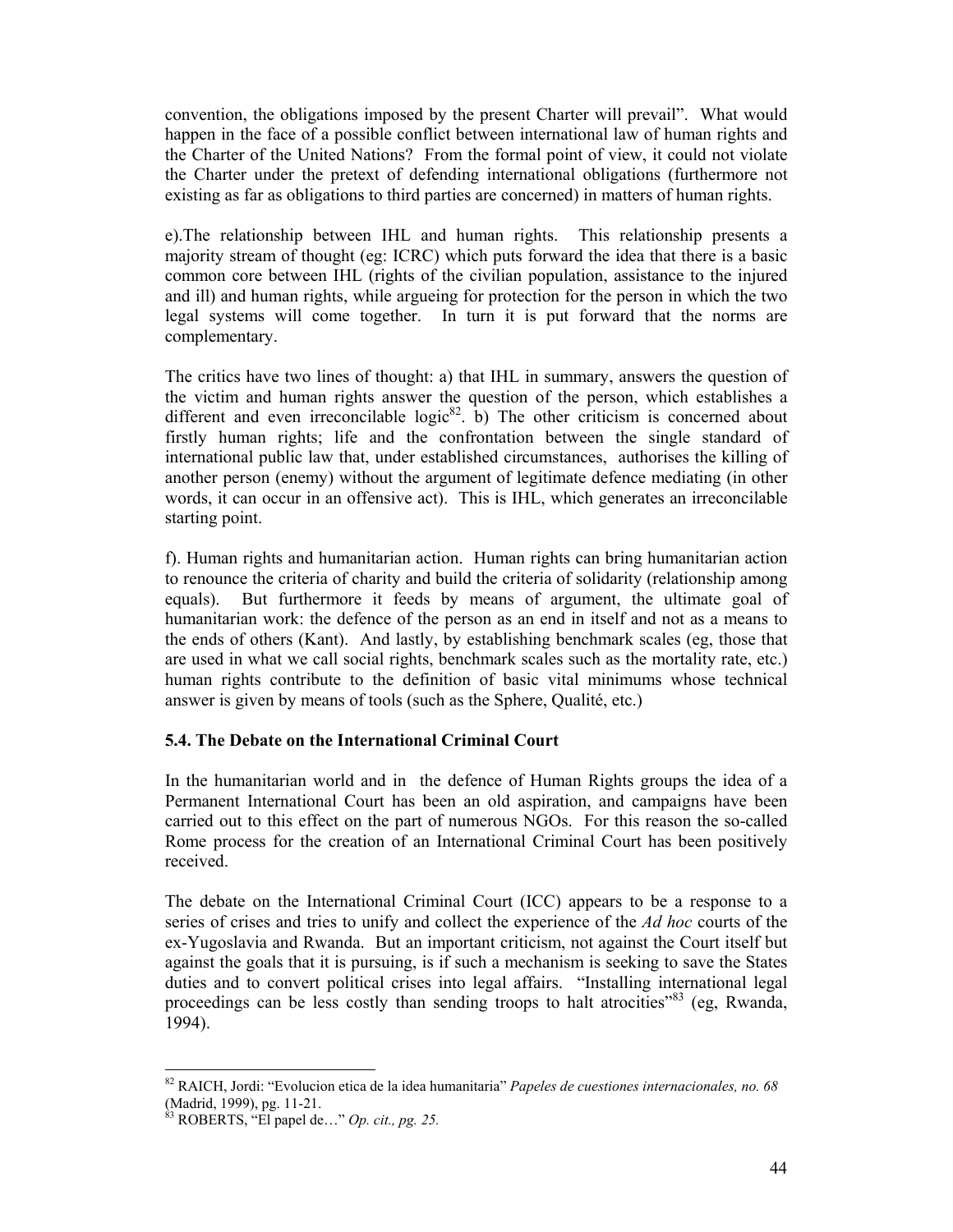convention, the obligations imposed by the present Charter will prevail". What would happen in the face of a possible conflict between international law of human rights and the Charter of the United Nations? From the formal point of view, it could not violate the Charter under the pretext of defending international obligations (furthermore not existing as far as obligations to third parties are concerned) in matters of human rights.

e).The relationship between IHL and human rights. This relationship presents a majority stream of thought (eg: ICRC) which puts forward the idea that there is a basic common core between IHL (rights of the civilian population, assistance to the injured and ill) and human rights, while argueing for protection for the person in which the two legal systems will come together. In turn it is put forward that the norms are complementary.

The critics have two lines of thought: a) that IHL in summary, answers the question of the victim and human rights answer the question of the person, which establishes a different and even irreconcilable logic[82]. b) The other criticism is concerned about firstly human rights; life and the confrontation between the single standard of international public law that, under established circumstances, authorises the killing of another person (enemy) without the argument of legitimate defence mediating (in other words, it can occur in an offensive act). This is IHL, which generates an irreconcilable starting point.

f). Human rights and humanitarian action. Human rights can bring humanitarian action to renounce the criteria of charity and build the criteria of solidarity (relationship among equals). But furthermore it feeds by means of argument, the ultimate goal of humanitarian work: the defence of the person as an end in itself and not as a means to the ends of others (Kant). And lastly, by establishing benchmark scales (eg, those that are used in what we call social rights, benchmark scales such as the mortality rate, etc.) human rights contribute to the definition of basic vital minimums whose technical answer is given by means of tools (such as the Sphere, Qualité, etc.)

### 5.4. The Debate on the International Criminal Court

In the humanitarian world and in the defence of Human Rights groups the idea of a Permanent International Court has been an old aspiration, and campaigns have been carried out to this effect on the part of numerous NGOs. For this reason the so-called Rome process for the creation of an International Criminal Court has been positively received.

The debate on the International Criminal Court (ICC) appears to be a response to a series of crises and tries to unify and collect the experience of the *Ad hoc* courts of the ex-Yugoslavia and Rwanda. But an important criticism, not against the Court itself but against the goals that it is pursuing, is if such a mechanism is seeking to save the States duties and to convert political crises into legal affairs. "Installing international legal proceedings can be less costly than sending troops to halt atrocities"[83] (eg, Rwanda, 1994).

---

[82] RAICH, Jordi: "Evolucion etica de la idea humanitaria" *Papeles de cuestiones internacionales, no. 68* (Madrid, 1999), pg. 11-21.

[83] ROBERTS, "El papel de…" *Op. cit., pg. 25.*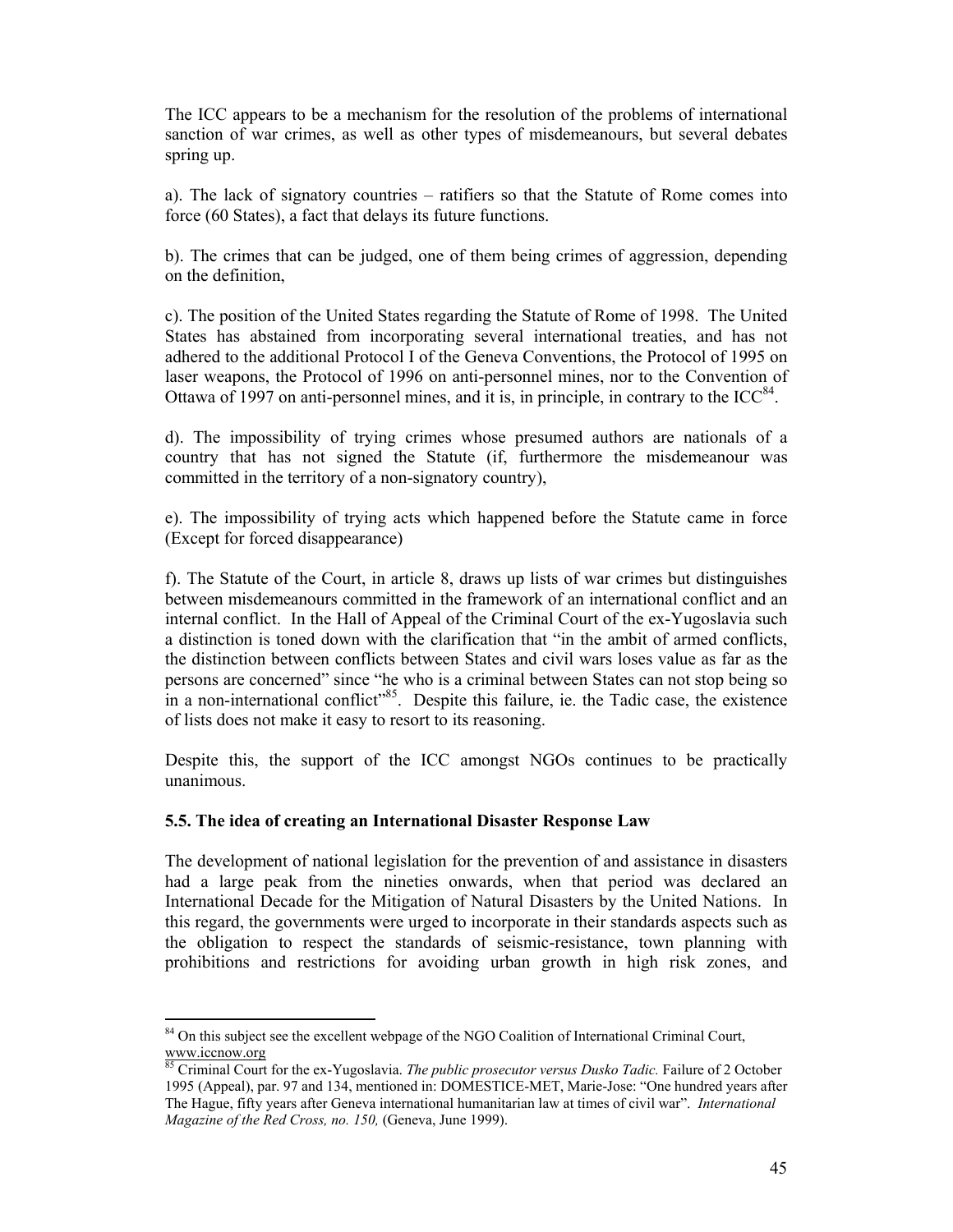The ICC appears to be a mechanism for the resolution of the problems of international sanction of war crimes, as well as other types of misdemeanours, but several debates spring up.

a). The lack of signatory countries – ratifiers so that the Statute of Rome comes into force (60 States), a fact that delays its future functions.

b). The crimes that can be judged, one of them being crimes of aggression, depending on the definition,

c). The position of the United States regarding the Statute of Rome of 1998. The United States has abstained from incorporating several international treaties, and has not adhered to the additional Protocol I of the Geneva Conventions, the Protocol of 1995 on laser weapons, the Protocol of 1996 on anti-personnel mines, nor to the Convention of Ottawa of 1997 on anti-personnel mines, and it is, in principle, in contrary to the ICC[84].

d). The impossibility of trying crimes whose presumed authors are nationals of a country that has not signed the Statute (if, furthermore the misdemeanour was committed in the territory of a non-signatory country),

e). The impossibility of trying acts which happened before the Statute came in force (Except for forced disappearance)

f). The Statute of the Court, in article 8, draws up lists of war crimes but distinguishes between misdemeanours committed in the framework of an international conflict and an internal conflict. In the Hall of Appeal of the Criminal Court of the ex-Yugoslavia such a distinction is toned down with the clarification that "in the ambit of armed conflicts, the distinction between conflicts between States and civil wars loses value as far as the persons are concerned" since "he who is a criminal between States can not stop being so in a non-international conflict"[85]. Despite this failure, ie. the Tadic case, the existence of lists does not make it easy to resort to its reasoning.

Despite this, the support of the ICC amongst NGOs continues to be practically unanimous.

### 5.5. The idea of creating an International Disaster Response Law

The development of national legislation for the prevention of and assistance in disasters had a large peak from the nineties onwards, when that period was declared an International Decade for the Mitigation of Natural Disasters by the United Nations. In this regard, the governments were urged to incorporate in their standards aspects such as the obligation to respect the standards of seismic-resistance, town planning with prohibitions and restrictions for avoiding urban growth in high risk zones, and

---

[84] On this subject see the excellent webpage of the NGO Coalition of International Criminal Court, www.iccnow.org

[85] Criminal Court for the ex-Yugoslavia. *The public prosecutor versus Dusko Tadic.* Failure of 2 October 1995 (Appeal), par. 97 and 134, mentioned in: DOMESTICE-MET, Marie-Jose: "One hundred years after The Hague, fifty years after Geneva international humanitarian law at times of civil war". *International Magazine of the Red Cross, no. 150,* (Geneva, June 1999).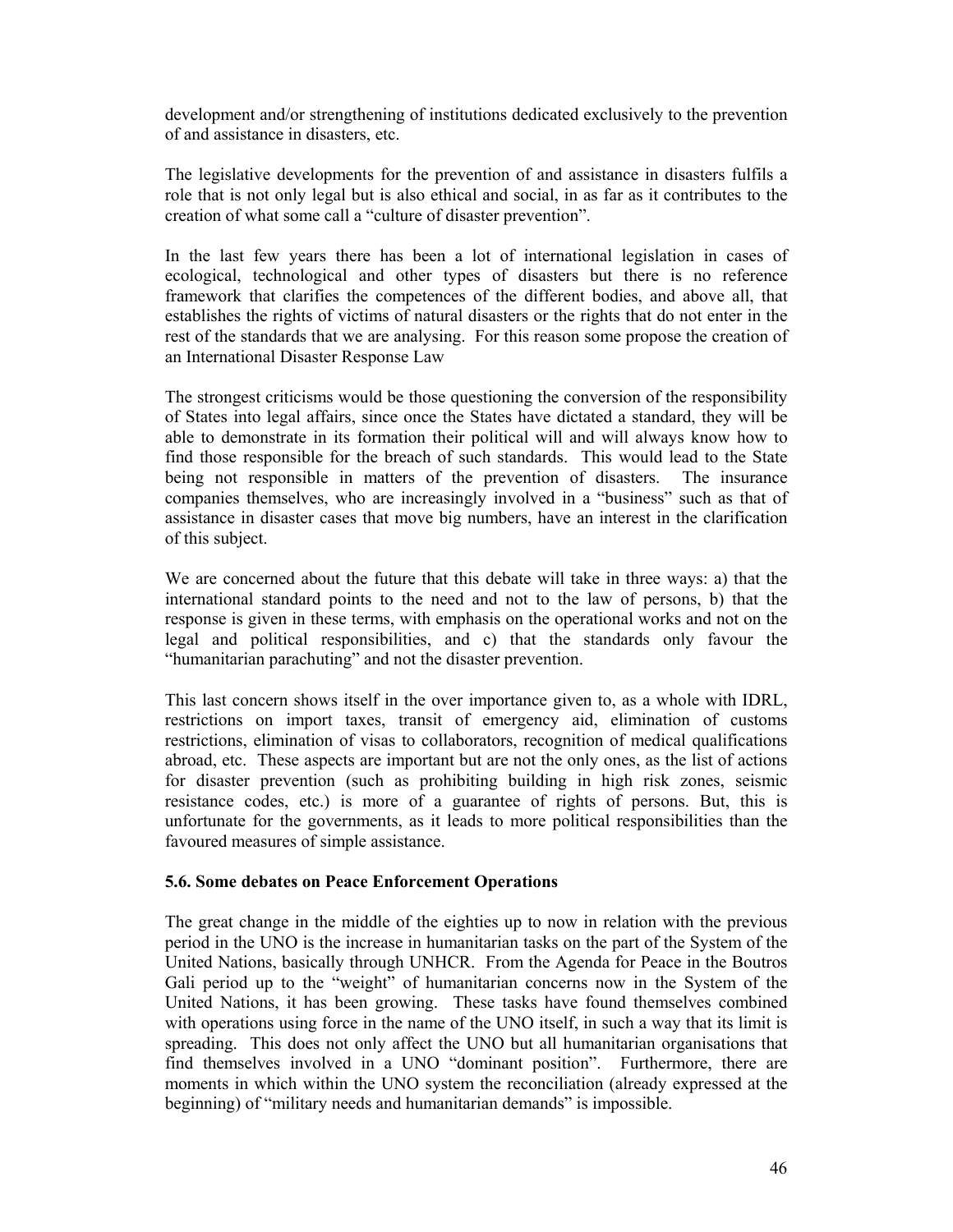development and/or strengthening of institutions dedicated exclusively to the prevention of and assistance in disasters, etc.

The legislative developments for the prevention of and assistance in disasters fulfils a role that is not only legal but is also ethical and social, in as far as it contributes to the creation of what some call a "culture of disaster prevention".

In the last few years there has been a lot of international legislation in cases of ecological, technological and other types of disasters but there is no reference framework that clarifies the competences of the different bodies, and above all, that establishes the rights of victims of natural disasters or the rights that do not enter in the rest of the standards that we are analysing. For this reason some propose the creation of an International Disaster Response Law

The strongest criticisms would be those questioning the conversion of the responsibility of States into legal affairs, since once the States have dictated a standard, they will be able to demonstrate in its formation their political will and will always know how to find those responsible for the breach of such standards. This would lead to the State being not responsible in matters of the prevention of disasters. The insurance companies themselves, who are increasingly involved in a "business" such as that of assistance in disaster cases that move big numbers, have an interest in the clarification of this subject.

We are concerned about the future that this debate will take in three ways: a) that the international standard points to the need and not to the law of persons, b) that the response is given in these terms, with emphasis on the operational works and not on the legal and political responsibilities, and c) that the standards only favour the "humanitarian parachuting" and not the disaster prevention.

This last concern shows itself in the over importance given to, as a whole with IDRL, restrictions on import taxes, transit of emergency aid, elimination of customs restrictions, elimination of visas to collaborators, recognition of medical qualifications abroad, etc. These aspects are important but are not the only ones, as the list of actions for disaster prevention (such as prohibiting building in high risk zones, seismic resistance codes, etc.) is more of a guarantee of rights of persons. But, this is unfortunate for the governments, as it leads to more political responsibilities than the favoured measures of simple assistance.

### 5.6. Some debates on Peace Enforcement Operations

The great change in the middle of the eighties up to now in relation with the previous period in the UNO is the increase in humanitarian tasks on the part of the System of the United Nations, basically through UNHCR. From the Agenda for Peace in the Boutros Gali period up to the "weight" of humanitarian concerns now in the System of the United Nations, it has been growing. These tasks have found themselves combined with operations using force in the name of the UNO itself, in such a way that its limit is spreading. This does not only affect the UNO but all humanitarian organisations that find themselves involved in a UNO "dominant position". Furthermore, there are moments in which within the UNO system the reconciliation (already expressed at the beginning) of "military needs and humanitarian demands" is impossible.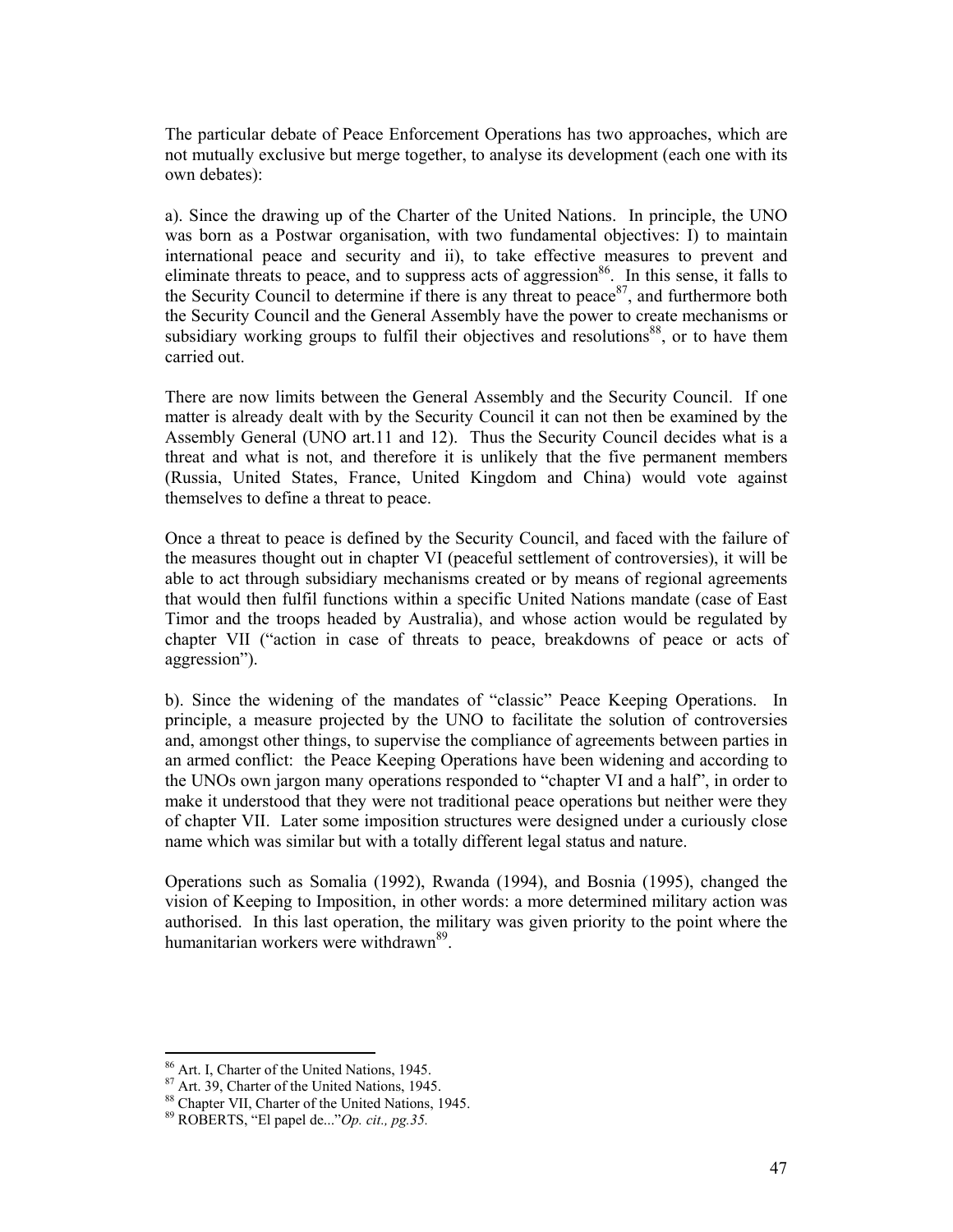The particular debate of Peace Enforcement Operations has two approaches, which are not mutually exclusive but merge together, to analyse its development (each one with its own debates):

a). Since the drawing up of the Charter of the United Nations. In principle, the UNO was born as a Postwar organisation, with two fundamental objectives: I) to maintain international peace and security and ii), to take effective measures to prevent and eliminate threats to peace, and to suppress acts of aggression[86]. In this sense, it falls to the Security Council to determine if there is any threat to peace[87], and furthermore both the Security Council and the General Assembly have the power to create mechanisms or subsidiary working groups to fulfil their objectives and resolutions[88], or to have them carried out.

There are now limits between the General Assembly and the Security Council. If one matter is already dealt with by the Security Council it can not then be examined by the Assembly General (UNO art.11 and 12). Thus the Security Council decides what is a threat and what is not, and therefore it is unlikely that the five permanent members (Russia, United States, France, United Kingdom and China) would vote against themselves to define a threat to peace.

Once a threat to peace is defined by the Security Council, and faced with the failure of the measures thought out in chapter VI (peaceful settlement of controversies), it will be able to act through subsidiary mechanisms created or by means of regional agreements that would then fulfil functions within a specific United Nations mandate (case of East Timor and the troops headed by Australia), and whose action would be regulated by chapter VII ("action in case of threats to peace, breakdowns of peace or acts of aggression").

b). Since the widening of the mandates of "classic" Peace Keeping Operations. In principle, a measure projected by the UNO to facilitate the solution of controversies and, amongst other things, to supervise the compliance of agreements between parties in an armed conflict: the Peace Keeping Operations have been widening and according to the UNOs own jargon many operations responded to "chapter VI and a half", in order to make it understood that they were not traditional peace operations but neither were they of chapter VII. Later some imposition structures were designed under a curiously close name which was similar but with a totally different legal status and nature.

Operations such as Somalia (1992), Rwanda (1994), and Bosnia (1995), changed the vision of Keeping to Imposition, in other words: a more determined military action was authorised. In this last operation, the military was given priority to the point where the humanitarian workers were withdrawn[89].

---

[86] Art. I, Charter of the United Nations, 1945.

[87] Art. 39, Charter of the United Nations, 1945.

[88] Chapter VII, Charter of the United Nations, 1945.

[89] ROBERTS, "El papel de..."*Op. cit., pg.35.*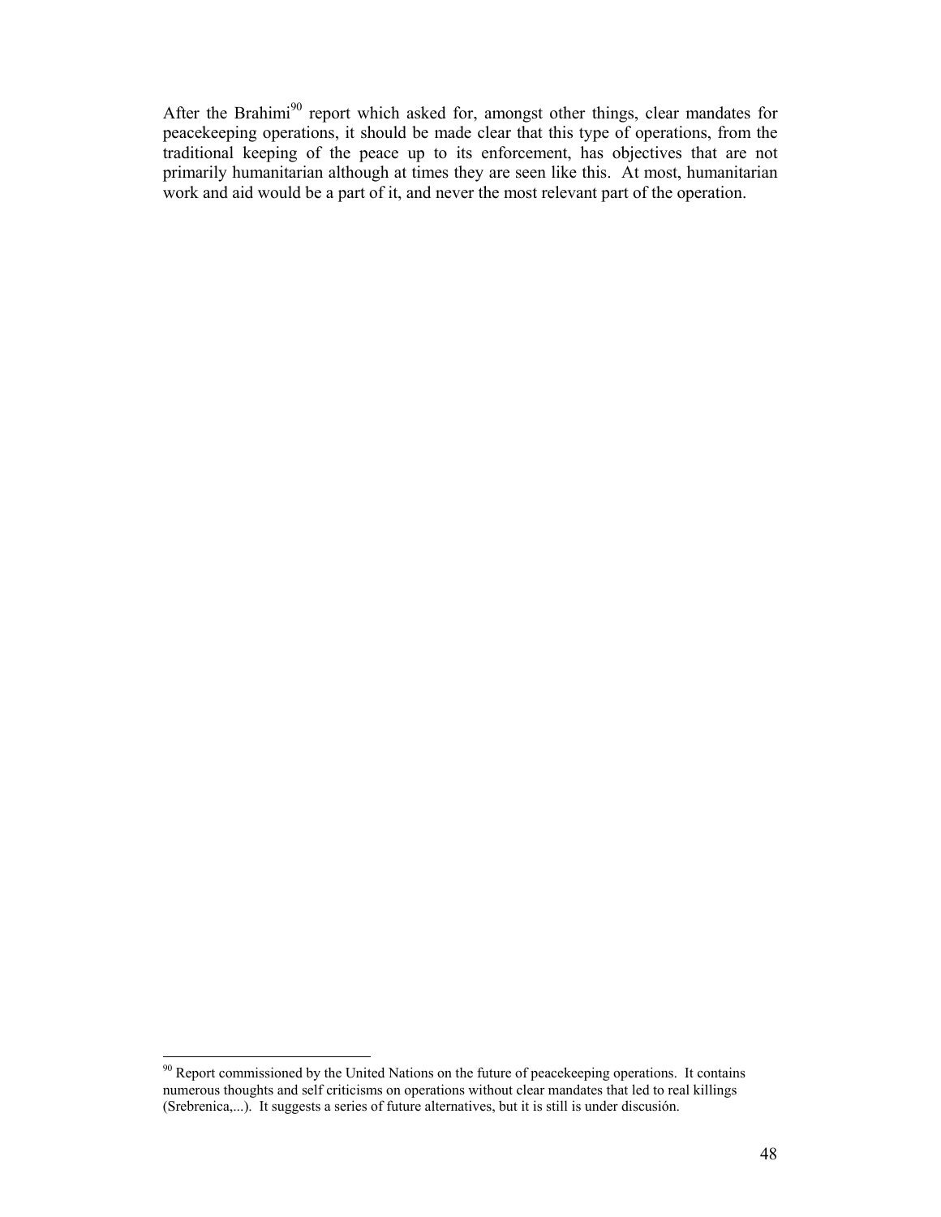After the Brahimi[90] report which asked for, amongst other things, clear mandates for peacekeeping operations, it should be made clear that this type of operations, from the traditional keeping of the peace up to its enforcement, has objectives that are not primarily humanitarian although at times they are seen like this. At most, humanitarian work and aid would be a part of it, and never the most relevant part of the operation.

[90] Report commissioned by the United Nations on the future of peacekeeping operations. It contains numerous thoughts and self criticisms on operations without clear mandates that led to real killings (Srebrenica,...). It suggests a series of future alternatives, but it is still is under discusión.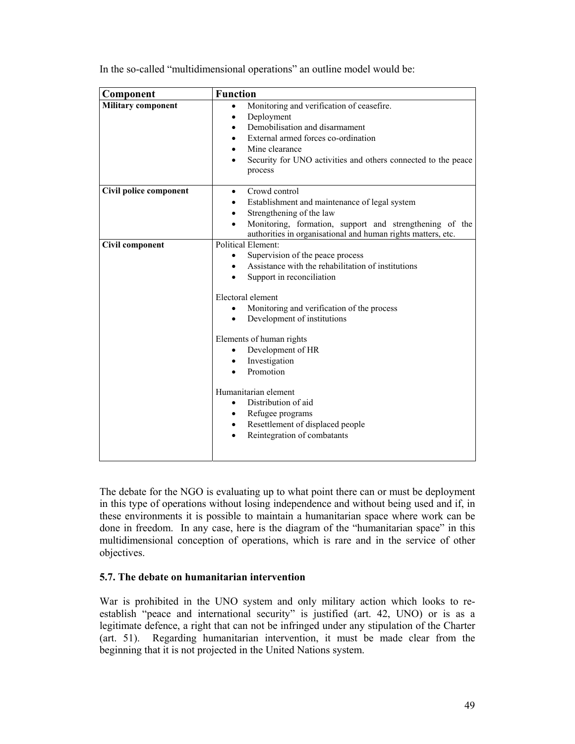In the so-called "multidimensional operations" an outline model would be:

| Component | Function |
|---|---|
| **Military component** | • Monitoring and verification of ceasefire.<br>• Deployment<br>• Demobilisation and disarmament<br>• External armed forces co-ordination<br>• Mine clearance<br>• Security for UNO activities and others connected to the peace process |
| **Civil police component** | • Crowd control<br>• Establishment and maintenance of legal system<br>• Strengthening of the law<br>• Monitoring, formation, support and strengthening of the authorities in organisational and human rights matters, etc. |
| **Civil component** | Political Element:<br>• Supervision of the peace process<br>• Assistance with the rehabilitation of institutions<br>• Support in reconciliation<br><br>Electoral element<br>• Monitoring and verification of the process<br>• Development of institutions<br><br>Elements of human rights<br>• Development of HR<br>• Investigation<br>• Promotion<br><br>Humanitarian element<br>• Distribution of aid<br>• Refugee programs<br>• Resettlement of displaced people<br>• Reintegration of combatants |

The debate for the NGO is evaluating up to what point there can or must be deployment in this type of operations without losing independence and without being used and if, in these environments it is possible to maintain a humanitarian space where work can be done in freedom. In any case, here is the diagram of the "humanitarian space" in this multidimensional conception of operations, which is rare and in the service of other objectives.

### 5.7. The debate on humanitarian intervention

War is prohibited in the UNO system and only military action which looks to re-establish "peace and international security" is justified (art. 42, UNO) or is as a legitimate defence, a right that can not be infringed under any stipulation of the Charter (art. 51). Regarding humanitarian intervention, it must be made clear from the beginning that it is not projected in the United Nations system.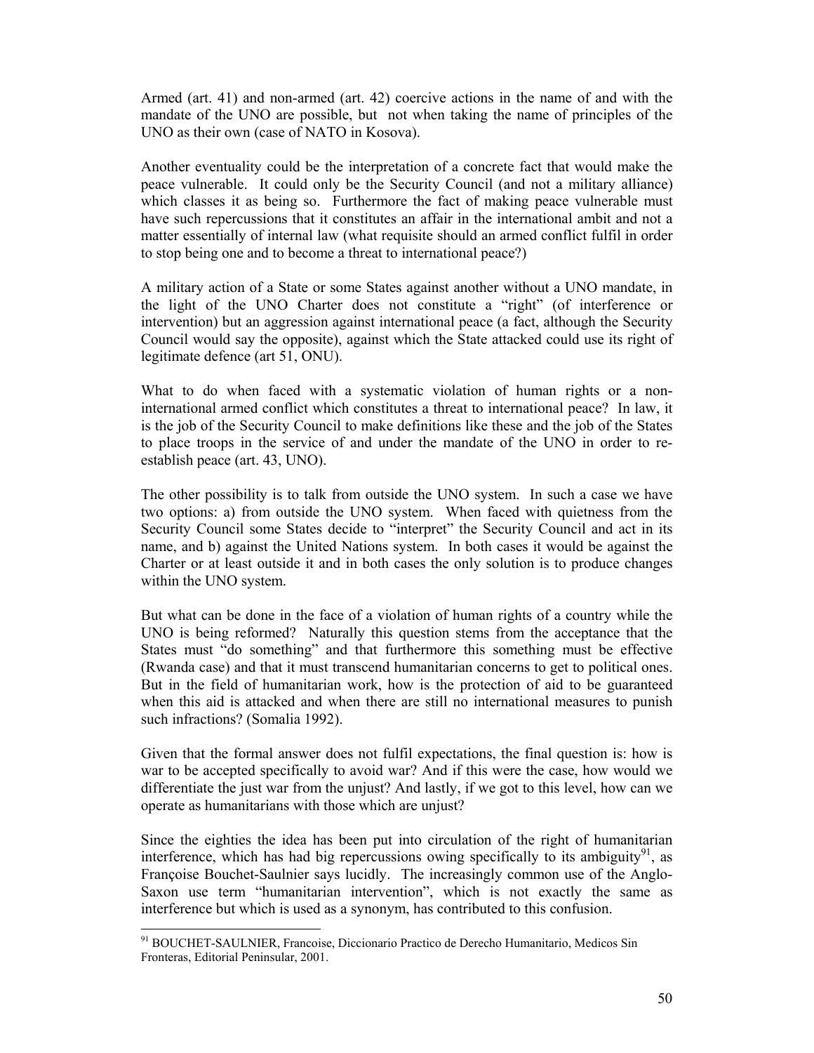Armed (art. 41) and non-armed (art. 42) coercive actions in the name of and with the mandate of the UNO are possible, but not when taking the name of principles of the UNO as their own (case of NATO in Kosova).

Another eventuality could be the interpretation of a concrete fact that would make the peace vulnerable. It could only be the Security Council (and not a military alliance) which classes it as being so. Furthermore the fact of making peace vulnerable must have such repercussions that it constitutes an affair in the international ambit and not a matter essentially of internal law (what requisite should an armed conflict fulfil in order to stop being one and to become a threat to international peace?)

A military action of a State or some States against another without a UNO mandate, in the light of the UNO Charter does not constitute a "right" (of interference or intervention) but an aggression against international peace (a fact, although the Security Council would say the opposite), against which the State attacked could use its right of legitimate defence (art 51, ONU).

What to do when faced with a systematic violation of human rights or a non-international armed conflict which constitutes a threat to international peace? In law, it is the job of the Security Council to make definitions like these and the job of the States to place troops in the service of and under the mandate of the UNO in order to re-establish peace (art. 43, UNO).

The other possibility is to talk from outside the UNO system. In such a case we have two options: a) from outside the UNO system. When faced with quietness from the Security Council some States decide to "interpret" the Security Council and act in its name, and b) against the United Nations system. In both cases it would be against the Charter or at least outside it and in both cases the only solution is to produce changes within the UNO system.

But what can be done in the face of a violation of human rights of a country while the UNO is being reformed? Naturally this question stems from the acceptance that the States must "do something" and that furthermore this something must be effective (Rwanda case) and that it must transcend humanitarian concerns to get to political ones. But in the field of humanitarian work, how is the protection of aid to be guaranteed when this aid is attacked and when there are still no international measures to punish such infractions? (Somalia 1992).

Given that the formal answer does not fulfil expectations, the final question is: how is war to be accepted specifically to avoid war? And if this were the case, how would we differentiate the just war from the unjust? And lastly, if we got to this level, how can we operate as humanitarians with those which are unjust?

Since the eighties the idea has been put into circulation of the right of humanitarian interference, which has had big repercussions owing specifically to its ambiguity[91], as Françoise Bouchet-Saulnier says lucidly. The increasingly common use of the Anglo-Saxon use term "humanitarian intervention", which is not exactly the same as interference but which is used as a synonym, has contributed to this confusion.

[91] BOUCHET-SAULNIER, Francoise, Diccionario Practico de Derecho Humanitario, Medicos Sin Fronteras, Editorial Peninsular, 2001.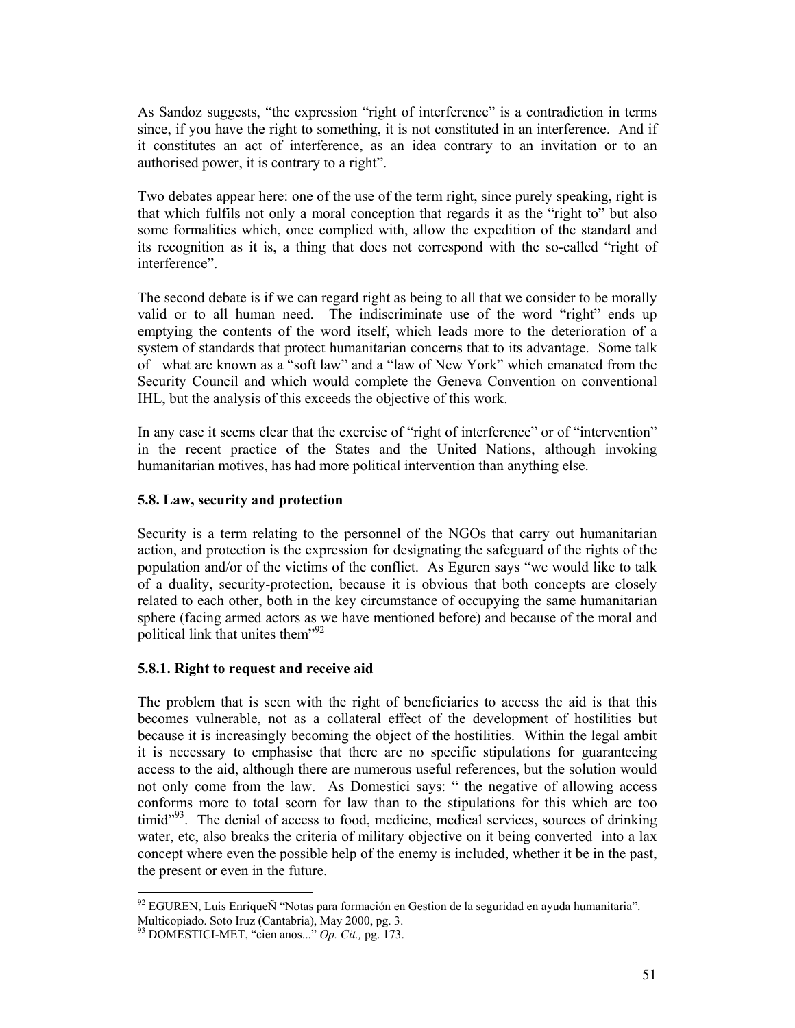As Sandoz suggests, "the expression "right of interference" is a contradiction in terms since, if you have the right to something, it is not constituted in an interference. And if it constitutes an act of interference, as an idea contrary to an invitation or to an authorised power, it is contrary to a right".

Two debates appear here: one of the use of the term right, since purely speaking, right is that which fulfils not only a moral conception that regards it as the "right to" but also some formalities which, once complied with, allow the expedition of the standard and its recognition as it is, a thing that does not correspond with the so-called "right of interference".

The second debate is if we can regard right as being to all that we consider to be morally valid or to all human need. The indiscriminate use of the word "right" ends up emptying the contents of the word itself, which leads more to the deterioration of a system of standards that protect humanitarian concerns that to its advantage. Some talk of what are known as a "soft law" and a "law of New York" which emanated from the Security Council and which would complete the Geneva Convention on conventional IHL, but the analysis of this exceeds the objective of this work.

In any case it seems clear that the exercise of "right of interference" or of "intervention" in the recent practice of the States and the United Nations, although invoking humanitarian motives, has had more political intervention than anything else.

### 5.8. Law, security and protection

Security is a term relating to the personnel of the NGOs that carry out humanitarian action, and protection is the expression for designating the safeguard of the rights of the population and/or of the victims of the conflict. As Eguren says "we would like to talk of a duality, security-protection, because it is obvious that both concepts are closely related to each other, both in the key circumstance of occupying the same humanitarian sphere (facing armed actors as we have mentioned before) and because of the moral and political link that unites them"[92]

#### 5.8.1. Right to request and receive aid

The problem that is seen with the right of beneficiaries to access the aid is that this becomes vulnerable, not as a collateral effect of the development of hostilities but because it is increasingly becoming the object of the hostilities. Within the legal ambit it is necessary to emphasise that there are no specific stipulations for guaranteeing access to the aid, although there are numerous useful references, but the solution would not only come from the law. As Domestici says: " the negative of allowing access conforms more to total scorn for law than to the stipulations for this which are too timid"[93]. The denial of access to food, medicine, medical services, sources of drinking water, etc, also breaks the criteria of military objective on it being converted into a lax concept where even the possible help of the enemy is included, whether it be in the past, the present or even in the future.

---

[92] EGUREN, Luis EnriqueÑ "Notas para formación en Gestion de la seguridad en ayuda humanitaria". Multicopiado. Soto Iruz (Cantabria), May 2000, pg. 3.

[93] DOMESTICI-MET, "cien anos..." *Op. Cit.,* pg. 173.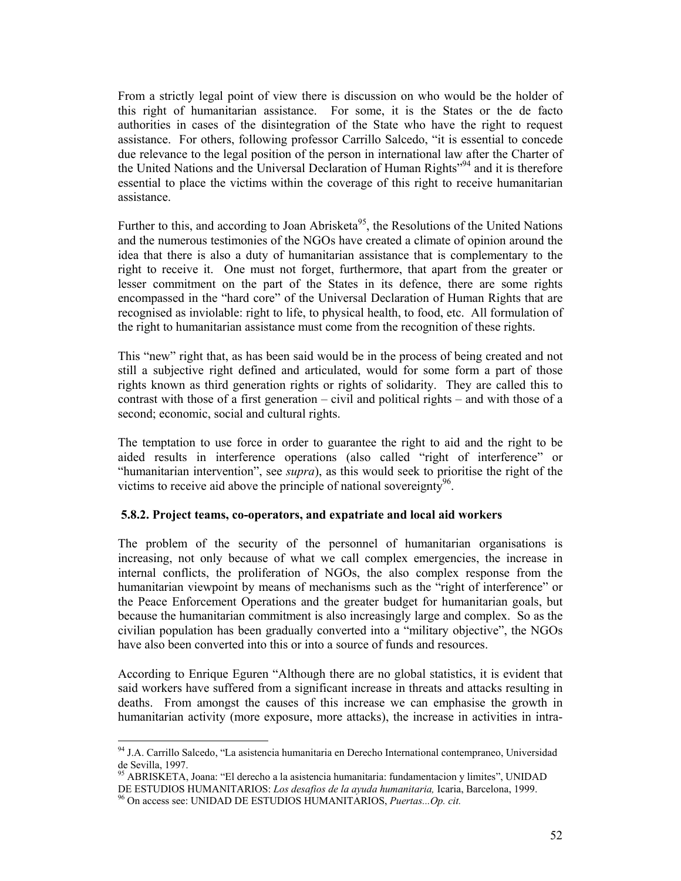From a strictly legal point of view there is discussion on who would be the holder of this right of humanitarian assistance. For some, it is the States or the de facto authorities in cases of the disintegration of the State who have the right to request assistance. For others, following professor Carrillo Salcedo, "it is essential to concede due relevance to the legal position of the person in international law after the Charter of the United Nations and the Universal Declaration of Human Rights"[94] and it is therefore essential to place the victims within the coverage of this right to receive humanitarian assistance.

Further to this, and according to Joan Abrisketa[95], the Resolutions of the United Nations and the numerous testimonies of the NGOs have created a climate of opinion around the idea that there is also a duty of humanitarian assistance that is complementary to the right to receive it. One must not forget, furthermore, that apart from the greater or lesser commitment on the part of the States in its defence, there are some rights encompassed in the "hard core" of the Universal Declaration of Human Rights that are recognised as inviolable: right to life, to physical health, to food, etc. All formulation of the right to humanitarian assistance must come from the recognition of these rights.

This "new" right that, as has been said would be in the process of being created and not still a subjective right defined and articulated, would for some form a part of those rights known as third generation rights or rights of solidarity. They are called this to contrast with those of a first generation – civil and political rights – and with those of a second; economic, social and cultural rights.

The temptation to use force in order to guarantee the right to aid and the right to be aided results in interference operations (also called "right of interference" or "humanitarian intervention", see *supra*), as this would seek to prioritise the right of the victims to receive aid above the principle of national sovereignty[96].

### 5.8.2. Project teams, co-operators, and expatriate and local aid workers

The problem of the security of the personnel of humanitarian organisations is increasing, not only because of what we call complex emergencies, the increase in internal conflicts, the proliferation of NGOs, the also complex response from the humanitarian viewpoint by means of mechanisms such as the "right of interference" or the Peace Enforcement Operations and the greater budget for humanitarian goals, but because the humanitarian commitment is also increasingly large and complex. So as the civilian population has been gradually converted into a "military objective", the NGOs have also been converted into this or into a source of funds and resources.

According to Enrique Eguren "Although there are no global statistics, it is evident that said workers have suffered from a significant increase in threats and attacks resulting in deaths. From amongst the causes of this increase we can emphasise the growth in humanitarian activity (more exposure, more attacks), the increase in activities in intra-

---

[94] J.A. Carrillo Salcedo, "La asistencia humanitaria en Derecho International contempraneo, Universidad de Sevilla, 1997.

[95] ABRISKETA, Joana: "El derecho a la asistencia humanitaria: fundamentacion y limites", UNIDAD DE ESTUDIOS HUMANITARIOS: *Los desafios de la ayuda humanitaria,* Icaria, Barcelona, 1999.

[96] On access see: UNIDAD DE ESTUDIOS HUMANITARIOS, *Puertas...Op. cit.*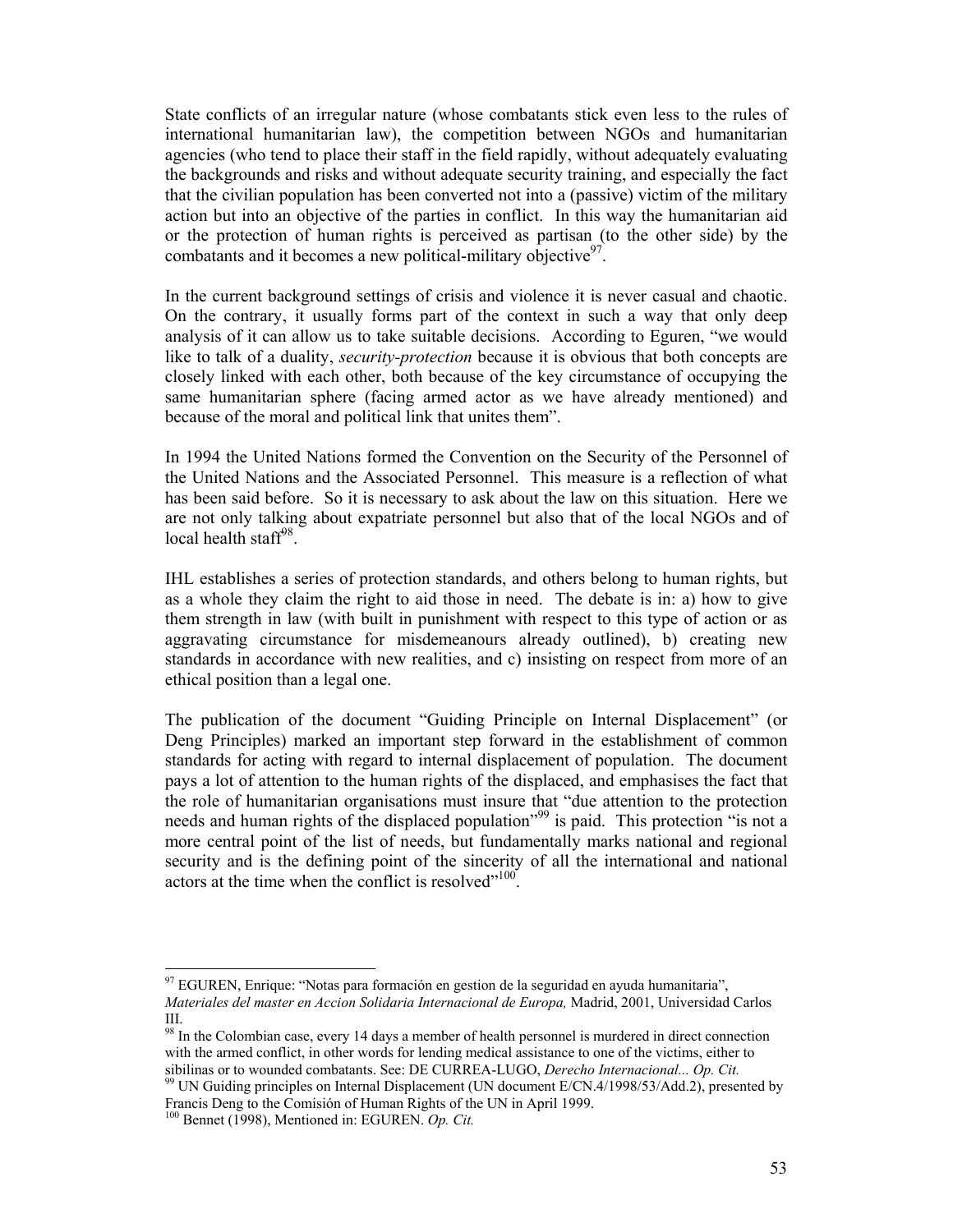State conflicts of an irregular nature (whose combatants stick even less to the rules of international humanitarian law), the competition between NGOs and humanitarian agencies (who tend to place their staff in the field rapidly, without adequately evaluating the backgrounds and risks and without adequate security training, and especially the fact that the civilian population has been converted not into a (passive) victim of the military action but into an objective of the parties in conflict. In this way the humanitarian aid or the protection of human rights is perceived as partisan (to the other side) by the combatants and it becomes a new political-military objective[97].

In the current background settings of crisis and violence it is never casual and chaotic. On the contrary, it usually forms part of the context in such a way that only deep analysis of it can allow us to take suitable decisions. According to Eguren, "we would like to talk of a duality, *security-protection* because it is obvious that both concepts are closely linked with each other, both because of the key circumstance of occupying the same humanitarian sphere (facing armed actor as we have already mentioned) and because of the moral and political link that unites them".

In 1994 the United Nations formed the Convention on the Security of the Personnel of the United Nations and the Associated Personnel. This measure is a reflection of what has been said before. So it is necessary to ask about the law on this situation. Here we are not only talking about expatriate personnel but also that of the local NGOs and of local health staff[98].

IHL establishes a series of protection standards, and others belong to human rights, but as a whole they claim the right to aid those in need. The debate is in: a) how to give them strength in law (with built in punishment with respect to this type of action or as aggravating circumstance for misdemeanours already outlined), b) creating new standards in accordance with new realities, and c) insisting on respect from more of an ethical position than a legal one.

The publication of the document "Guiding Principle on Internal Displacement" (or Deng Principles) marked an important step forward in the establishment of common standards for acting with regard to internal displacement of population. The document pays a lot of attention to the human rights of the displaced, and emphasises the fact that the role of humanitarian organisations must insure that "due attention to the protection needs and human rights of the displaced population"[99] is paid. This protection "is not a more central point of the list of needs, but fundamentally marks national and regional security and is the defining point of the sincerity of all the international and national actors at the time when the conflict is resolved"[100].

---

[97] EGUREN, Enrique: "Notas para formación en gestion de la seguridad en ayuda humanitaria", *Materiales del master en Accion Solidaria Internacional de Europa,* Madrid, 2001, Universidad Carlos III.

[98] In the Colombian case, every 14 days a member of health personnel is murdered in direct connection with the armed conflict, in other words for lending medical assistance to one of the victims, either to sibilinas or to wounded combatants. See: DE CURREA-LUGO, *Derecho Internacional... Op. Cit.*

[99] UN Guiding principles on Internal Displacement (UN document E/CN.4/1998/53/Add.2), presented by Francis Deng to the Comisión of Human Rights of the UN in April 1999.

[100] Bennet (1998), Mentioned in: EGUREN. *Op. Cit.*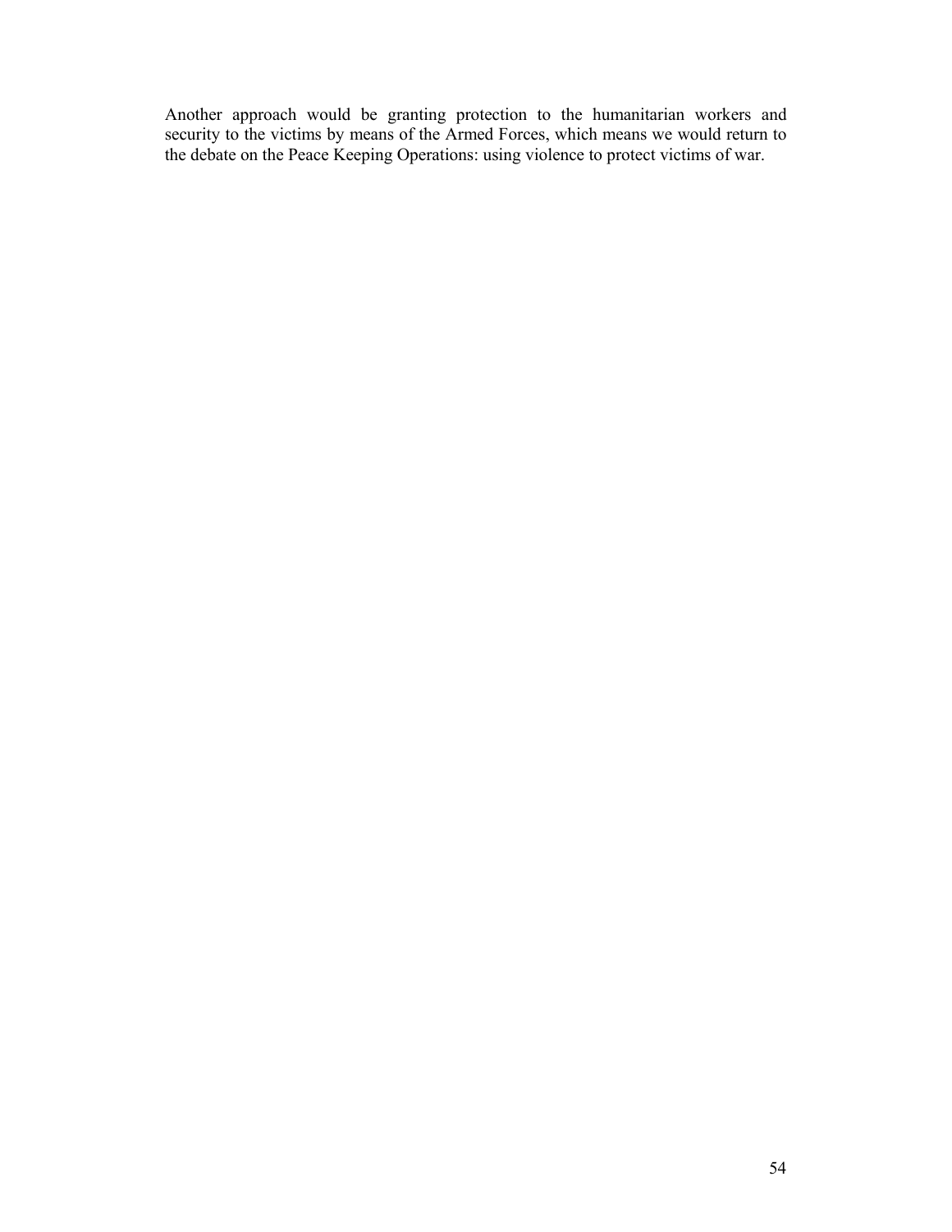Another approach would be granting protection to the humanitarian workers and security to the victims by means of the Armed Forces, which means we would return to the debate on the Peace Keeping Operations: using violence to protect victims of war.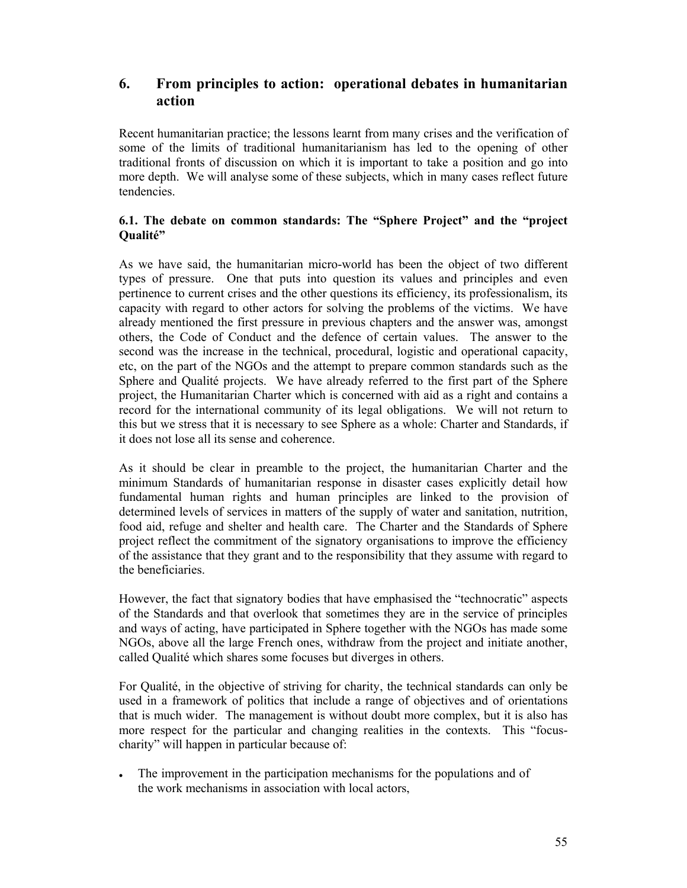## 6. From principles to action: operational debates in humanitarian action

Recent humanitarian practice; the lessons learnt from many crises and the verification of some of the limits of traditional humanitarianism has led to the opening of other traditional fronts of discussion on which it is important to take a position and go into more depth. We will analyse some of these subjects, which in many cases reflect future tendencies.

### 6.1. The debate on common standards: The "Sphere Project" and the "project Qualité"

As we have said, the humanitarian micro-world has been the object of two different types of pressure. One that puts into question its values and principles and even pertinence to current crises and the other questions its efficiency, its professionalism, its capacity with regard to other actors for solving the problems of the victims. We have already mentioned the first pressure in previous chapters and the answer was, amongst others, the Code of Conduct and the defence of certain values. The answer to the second was the increase in the technical, procedural, logistic and operational capacity, etc, on the part of the NGOs and the attempt to prepare common standards such as the Sphere and Qualité projects. We have already referred to the first part of the Sphere project, the Humanitarian Charter which is concerned with aid as a right and contains a record for the international community of its legal obligations. We will not return to this but we stress that it is necessary to see Sphere as a whole: Charter and Standards, if it does not lose all its sense and coherence.

As it should be clear in preamble to the project, the humanitarian Charter and the minimum Standards of humanitarian response in disaster cases explicitly detail how fundamental human rights and human principles are linked to the provision of determined levels of services in matters of the supply of water and sanitation, nutrition, food aid, refuge and shelter and health care. The Charter and the Standards of Sphere project reflect the commitment of the signatory organisations to improve the efficiency of the assistance that they grant and to the responsibility that they assume with regard to the beneficiaries.

However, the fact that signatory bodies that have emphasised the "technocratic" aspects of the Standards and that overlook that sometimes they are in the service of principles and ways of acting, have participated in Sphere together with the NGOs has made some NGOs, above all the large French ones, withdraw from the project and initiate another, called Qualité which shares some focuses but diverges in others.

For Qualité, in the objective of striving for charity, the technical standards can only be used in a framework of politics that include a range of objectives and of orientations that is much wider. The management is without doubt more complex, but it is also has more respect for the particular and changing realities in the contexts. This "focus-charity" will happen in particular because of:

- The improvement in the participation mechanisms for the populations and of the work mechanisms in association with local actors,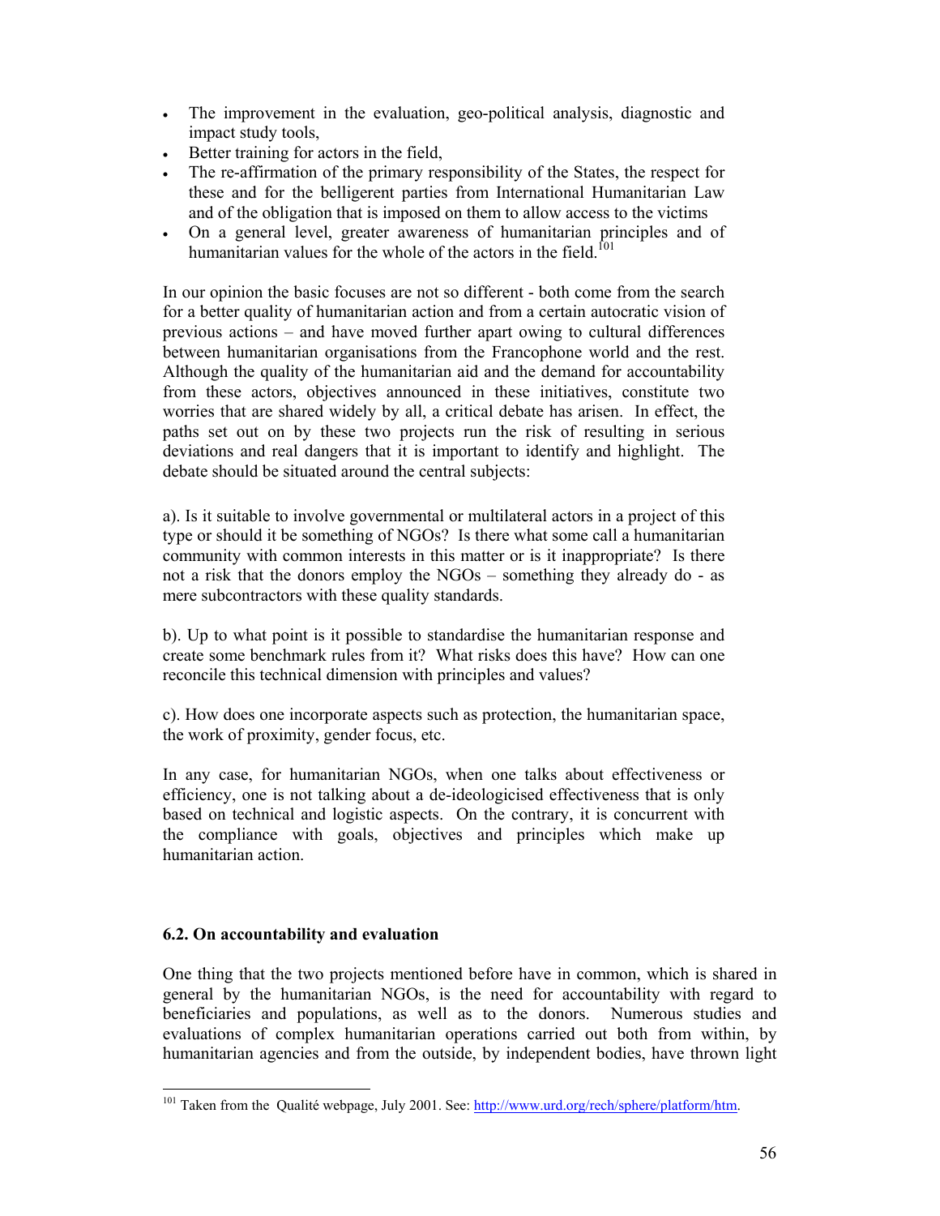- The improvement in the evaluation, geo-political analysis, diagnostic and impact study tools,
- Better training for actors in the field,
- The re-affirmation of the primary responsibility of the States, the respect for these and for the belligerent parties from International Humanitarian Law and of the obligation that is imposed on them to allow access to the victims
- On a general level, greater awareness of humanitarian principles and of humanitarian values for the whole of the actors in the field.[101]

In our opinion the basic focuses are not so different - both come from the search for a better quality of humanitarian action and from a certain autocratic vision of previous actions – and have moved further apart owing to cultural differences between humanitarian organisations from the Francophone world and the rest. Although the quality of the humanitarian aid and the demand for accountability from these actors, objectives announced in these initiatives, constitute two worries that are shared widely by all, a critical debate has arisen. In effect, the paths set out on by these two projects run the risk of resulting in serious deviations and real dangers that it is important to identify and highlight. The debate should be situated around the central subjects:

a). Is it suitable to involve governmental or multilateral actors in a project of this type or should it be something of NGOs? Is there what some call a humanitarian community with common interests in this matter or is it inappropriate? Is there not a risk that the donors employ the NGOs – something they already do - as mere subcontractors with these quality standards.

b). Up to what point is it possible to standardise the humanitarian response and create some benchmark rules from it? What risks does this have? How can one reconcile this technical dimension with principles and values?

c). How does one incorporate aspects such as protection, the humanitarian space, the work of proximity, gender focus, etc.

In any case, for humanitarian NGOs, when one talks about effectiveness or efficiency, one is not talking about a de-ideologicised effectiveness that is only based on technical and logistic aspects. On the contrary, it is concurrent with the compliance with goals, objectives and principles which make up humanitarian action.

### 6.2. On accountability and evaluation

One thing that the two projects mentioned before have in common, which is shared in general by the humanitarian NGOs, is the need for accountability with regard to beneficiaries and populations, as well as to the donors. Numerous studies and evaluations of complex humanitarian operations carried out both from within, by humanitarian agencies and from the outside, by independent bodies, have thrown light

---

[101] Taken from the Qualité webpage, July 2001. See: http://www.urd.org/rech/sphere/platform/htm.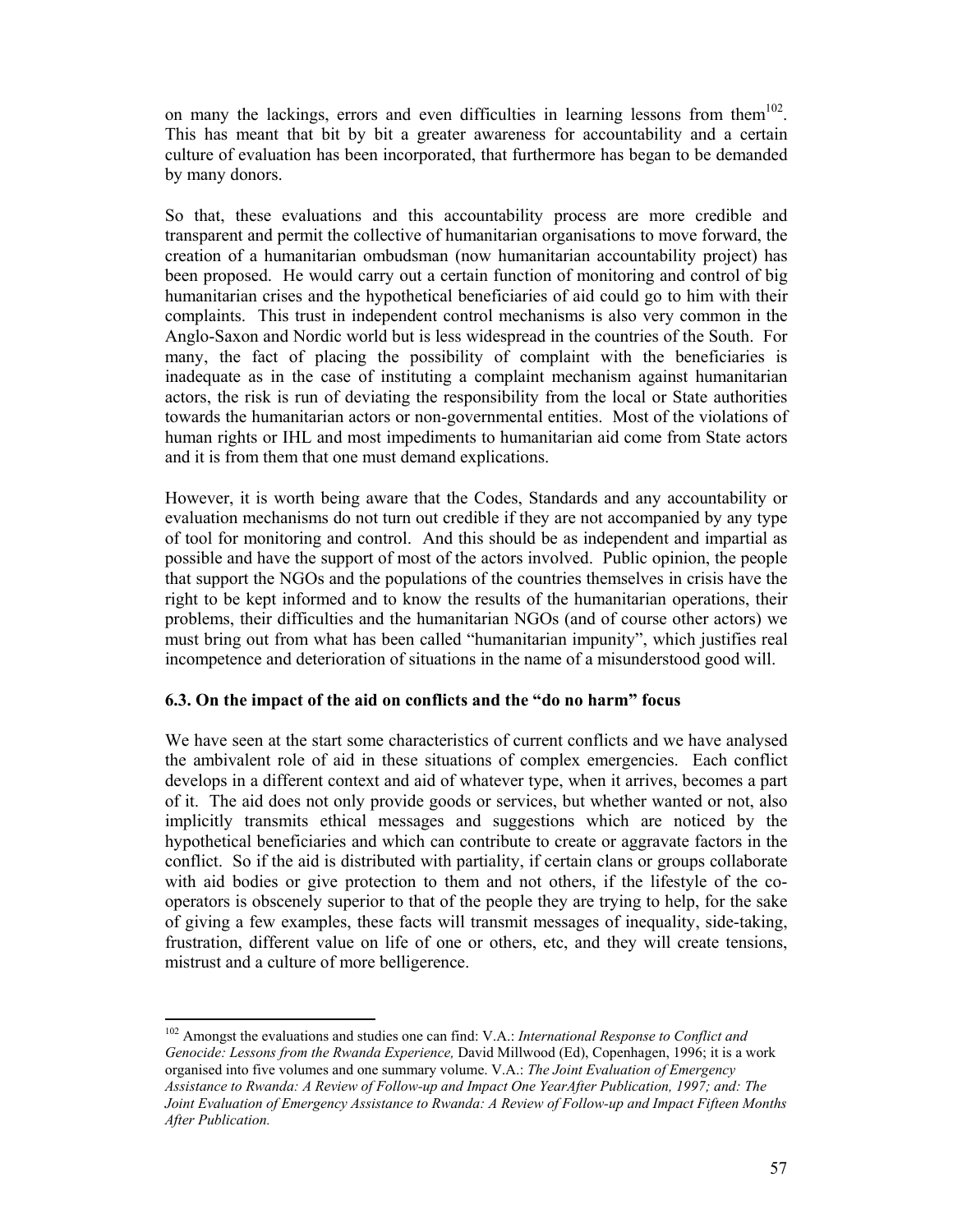on many the lackings, errors and even difficulties in learning lessons from them[102]. This has meant that bit by bit a greater awareness for accountability and a certain culture of evaluation has been incorporated, that furthermore has began to be demanded by many donors.

So that, these evaluations and this accountability process are more credible and transparent and permit the collective of humanitarian organisations to move forward, the creation of a humanitarian ombudsman (now humanitarian accountability project) has been proposed. He would carry out a certain function of monitoring and control of big humanitarian crises and the hypothetical beneficiaries of aid could go to him with their complaints. This trust in independent control mechanisms is also very common in the Anglo-Saxon and Nordic world but is less widespread in the countries of the South. For many, the fact of placing the possibility of complaint with the beneficiaries is inadequate as in the case of instituting a complaint mechanism against humanitarian actors, the risk is run of deviating the responsibility from the local or State authorities towards the humanitarian actors or non-governmental entities. Most of the violations of human rights or IHL and most impediments to humanitarian aid come from State actors and it is from them that one must demand explications.

However, it is worth being aware that the Codes, Standards and any accountability or evaluation mechanisms do not turn out credible if they are not accompanied by any type of tool for monitoring and control. And this should be as independent and impartial as possible and have the support of most of the actors involved. Public opinion, the people that support the NGOs and the populations of the countries themselves in crisis have the right to be kept informed and to know the results of the humanitarian operations, their problems, their difficulties and the humanitarian NGOs (and of course other actors) we must bring out from what has been called "humanitarian impunity", which justifies real incompetence and deterioration of situations in the name of a misunderstood good will.

### 6.3. On the impact of the aid on conflicts and the "do no harm" focus

We have seen at the start some characteristics of current conflicts and we have analysed the ambivalent role of aid in these situations of complex emergencies. Each conflict develops in a different context and aid of whatever type, when it arrives, becomes a part of it. The aid does not only provide goods or services, but whether wanted or not, also implicitly transmits ethical messages and suggestions which are noticed by the hypothetical beneficiaries and which can contribute to create or aggravate factors in the conflict. So if the aid is distributed with partiality, if certain clans or groups collaborate with aid bodies or give protection to them and not others, if the lifestyle of the co-operators is obscenely superior to that of the people they are trying to help, for the sake of giving a few examples, these facts will transmit messages of inequality, side-taking, frustration, different value on life of one or others, etc, and they will create tensions, mistrust and a culture of more belligerence.

---

[102] Amongst the evaluations and studies one can find: V.A.: *International Response to Conflict and Genocide: Lessons from the Rwanda Experience,* David Millwood (Ed), Copenhagen, 1996; it is a work organised into five volumes and one summary volume. V.A.: *The Joint Evaluation of Emergency Assistance to Rwanda: A Review of Follow-up and Impact One YearAfter Publication, 1997; and: The Joint Evaluation of Emergency Assistance to Rwanda: A Review of Follow-up and Impact Fifteen Months After Publication.*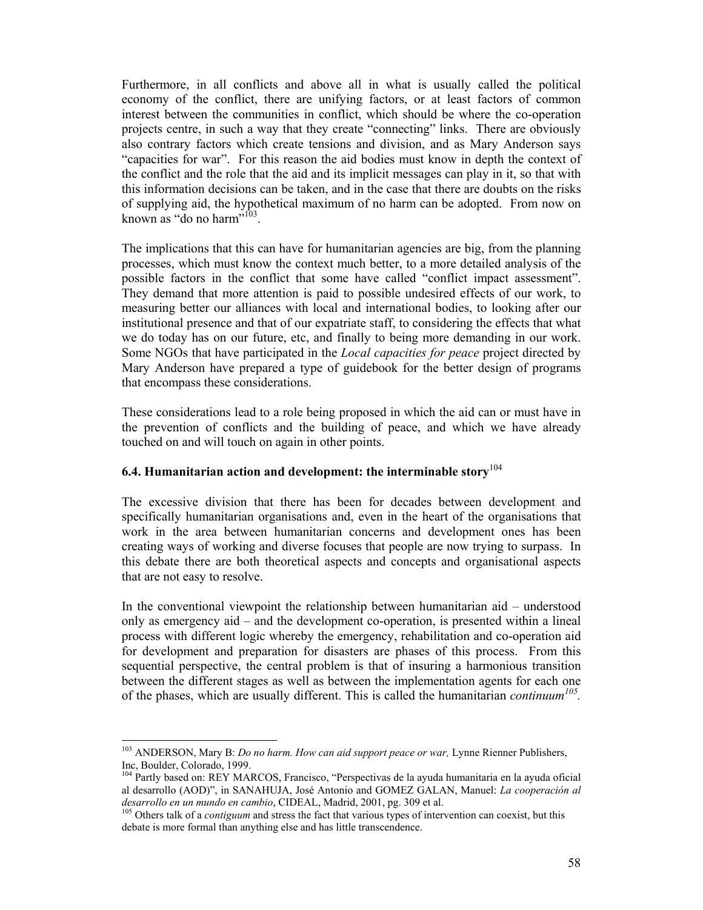Furthermore, in all conflicts and above all in what is usually called the political economy of the conflict, there are unifying factors, or at least factors of common interest between the communities in conflict, which should be where the co-operation projects centre, in such a way that they create "connecting" links. There are obviously also contrary factors which create tensions and division, and as Mary Anderson says "capacities for war". For this reason the aid bodies must know in depth the context of the conflict and the role that the aid and its implicit messages can play in it, so that with this information decisions can be taken, and in the case that there are doubts on the risks of supplying aid, the hypothetical maximum of no harm can be adopted. From now on known as "do no harm"[103].

The implications that this can have for humanitarian agencies are big, from the planning processes, which must know the context much better, to a more detailed analysis of the possible factors in the conflict that some have called "conflict impact assessment". They demand that more attention is paid to possible undesired effects of our work, to measuring better our alliances with local and international bodies, to looking after our institutional presence and that of our expatriate staff, to considering the effects that what we do today has on our future, etc, and finally to being more demanding in our work. Some NGOs that have participated in the *Local capacities for peace* project directed by Mary Anderson have prepared a type of guidebook for the better design of programs that encompass these considerations.

These considerations lead to a role being proposed in which the aid can or must have in the prevention of conflicts and the building of peace, and which we have already touched on and will touch on again in other points.

### 6.4. Humanitarian action and development: the interminable story[104]

The excessive division that there has been for decades between development and specifically humanitarian organisations and, even in the heart of the organisations that work in the area between humanitarian concerns and development ones has been creating ways of working and diverse focuses that people are now trying to surpass. In this debate there are both theoretical aspects and concepts and organisational aspects that are not easy to resolve.

In the conventional viewpoint the relationship between humanitarian aid – understood only as emergency aid – and the development co-operation, is presented within a lineal process with different logic whereby the emergency, rehabilitation and co-operation aid for development and preparation for disasters are phases of this process. From this sequential perspective, the central problem is that of insuring a harmonious transition between the different stages as well as between the implementation agents for each one of the phases, which are usually different. This is called the humanitarian *continuum*[105].

---

[103] ANDERSON, Mary B: *Do no harm. How can aid support peace or war,* Lynne Rienner Publishers, Inc, Boulder, Colorado, 1999.

[104] Partly based on: REY MARCOS, Francisco, "Perspectivas de la ayuda humanitaria en la ayuda oficial al desarrollo (AOD)", in SANAHUJA, José Antonio and GOMEZ GALAN, Manuel: *La cooperación al desarrollo en un mundo en cambio*, CIDEAL, Madrid, 2001, pg. 309 et al.

[105] Others talk of a *contiguum* and stress the fact that various types of intervention can coexist, but this debate is more formal than anything else and has little transcendence.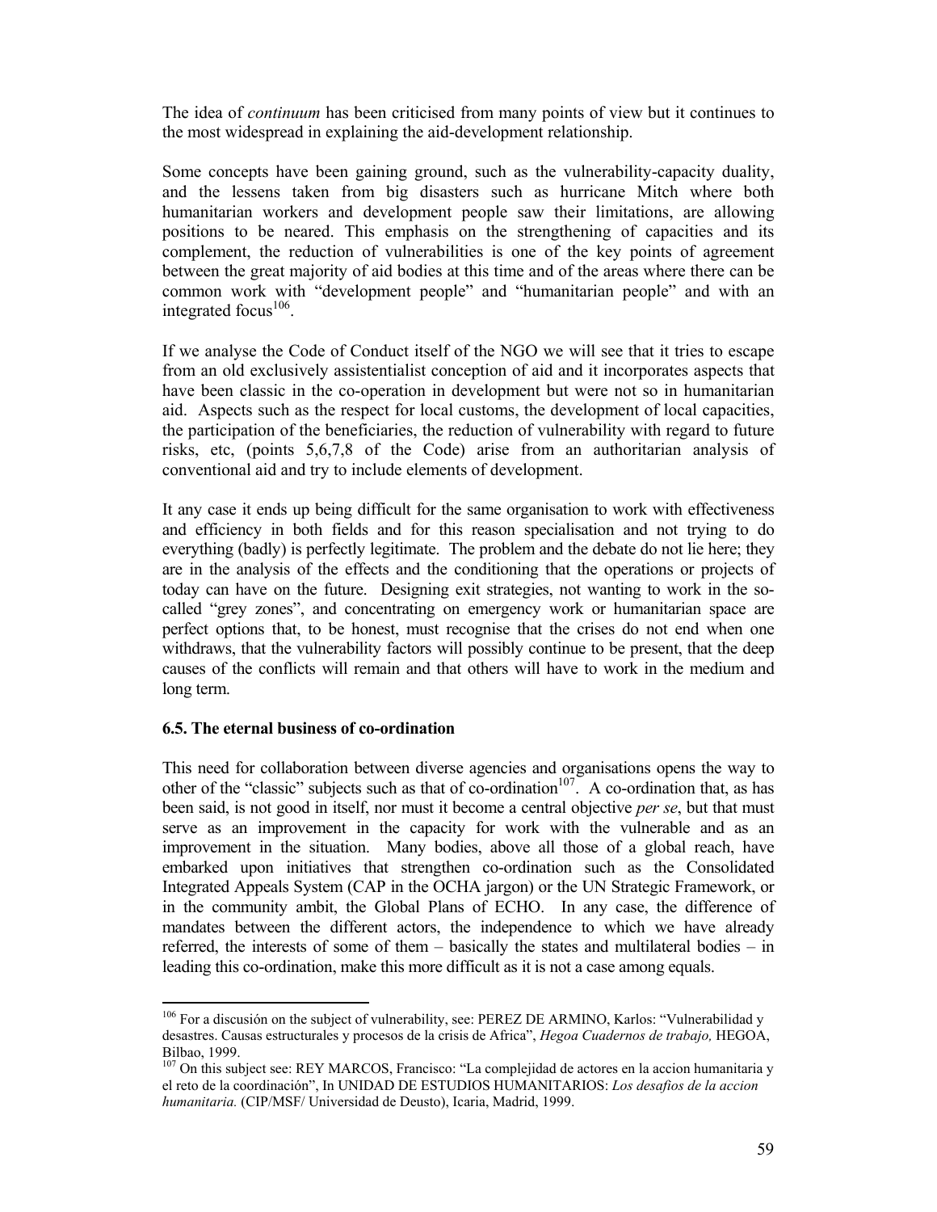The idea of *continuum* has been criticised from many points of view but it continues to the most widespread in explaining the aid-development relationship.

Some concepts have been gaining ground, such as the vulnerability-capacity duality, and the lessens taken from big disasters such as hurricane Mitch where both humanitarian workers and development people saw their limitations, are allowing positions to be neared. This emphasis on the strengthening of capacities and its complement, the reduction of vulnerabilities is one of the key points of agreement between the great majority of aid bodies at this time and of the areas where there can be common work with "development people" and "humanitarian people" and with an integrated focus[106].

If we analyse the Code of Conduct itself of the NGO we will see that it tries to escape from an old exclusively assistentialist conception of aid and it incorporates aspects that have been classic in the co-operation in development but were not so in humanitarian aid. Aspects such as the respect for local customs, the development of local capacities, the participation of the beneficiaries, the reduction of vulnerability with regard to future risks, etc, (points 5,6,7,8 of the Code) arise from an authoritarian analysis of conventional aid and try to include elements of development.

It any case it ends up being difficult for the same organisation to work with effectiveness and efficiency in both fields and for this reason specialisation and not trying to do everything (badly) is perfectly legitimate. The problem and the debate do not lie here; they are in the analysis of the effects and the conditioning that the operations or projects of today can have on the future. Designing exit strategies, not wanting to work in the so-called "grey zones", and concentrating on emergency work or humanitarian space are perfect options that, to be honest, must recognise that the crises do not end when one withdraws, that the vulnerability factors will possibly continue to be present, that the deep causes of the conflicts will remain and that others will have to work in the medium and long term.

### 6.5. The eternal business of co-ordination

This need for collaboration between diverse agencies and organisations opens the way to other of the "classic" subjects such as that of co-ordination[107]. A co-ordination that, as has been said, is not good in itself, nor must it become a central objective *per se*, but that must serve as an improvement in the capacity for work with the vulnerable and as an improvement in the situation. Many bodies, above all those of a global reach, have embarked upon initiatives that strengthen co-ordination such as the Consolidated Integrated Appeals System (CAP in the OCHA jargon) or the UN Strategic Framework, or in the community ambit, the Global Plans of ECHO. In any case, the difference of mandates between the different actors, the independence to which we have already referred, the interests of some of them – basically the states and multilateral bodies – in leading this co-ordination, make this more difficult as it is not a case among equals.

---

[106] For a discusión on the subject of vulnerability, see: PEREZ DE ARMINO, Karlos: "Vulnerabilidad y desastres. Causas estructurales y procesos de la crisis de Africa", *Hegoa Cuadernos de trabajo,* HEGOA, Bilbao, 1999.

[107] On this subject see: REY MARCOS, Francisco: "La complejidad de actores en la accion humanitaria y el reto de la coordinación", In UNIDAD DE ESTUDIOS HUMANITARIOS: *Los desafios de la accion humanitaria.* (CIP/MSF/ Universidad de Deusto), Icaria, Madrid, 1999.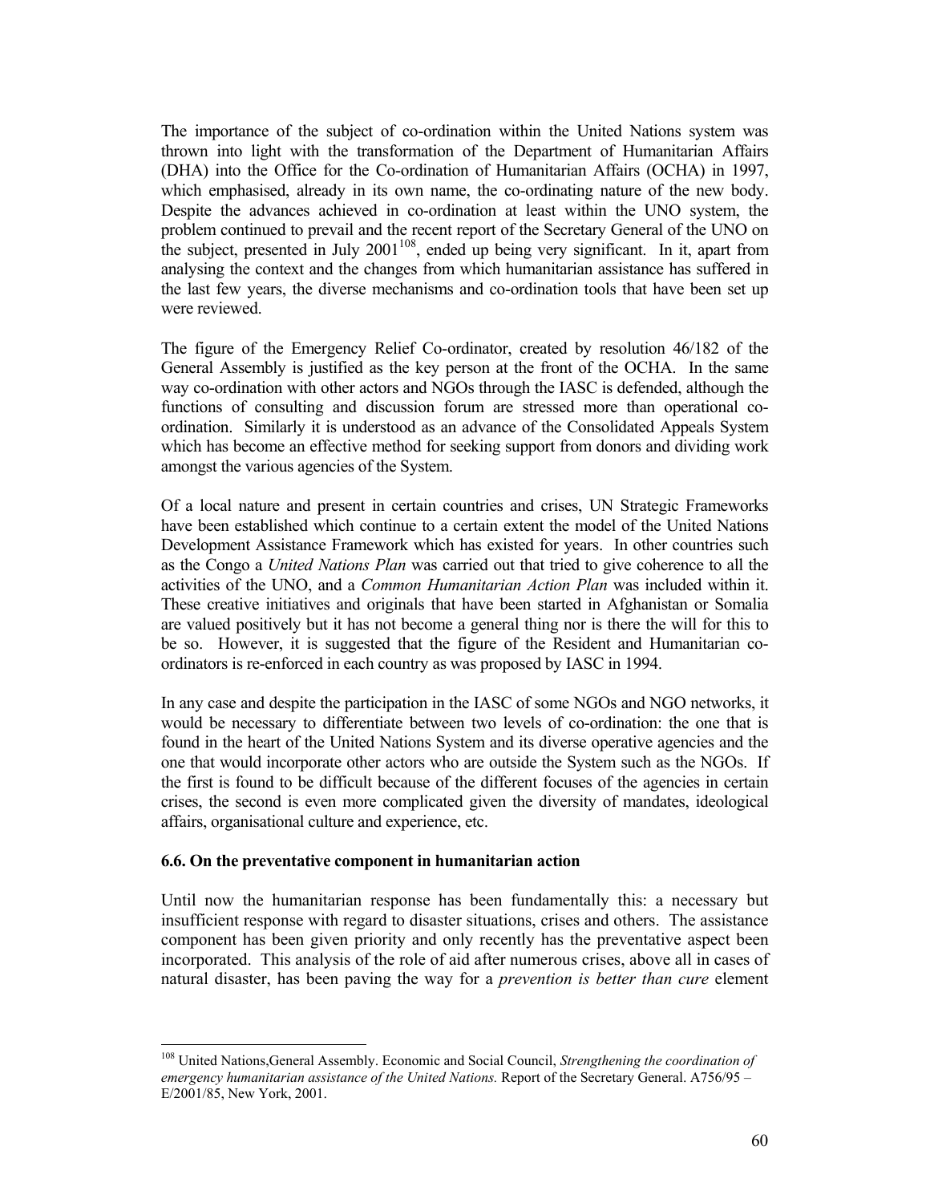The importance of the subject of co-ordination within the United Nations system was thrown into light with the transformation of the Department of Humanitarian Affairs (DHA) into the Office for the Co-ordination of Humanitarian Affairs (OCHA) in 1997, which emphasised, already in its own name, the co-ordinating nature of the new body. Despite the advances achieved in co-ordination at least within the UNO system, the problem continued to prevail and the recent report of the Secretary General of the UNO on the subject, presented in July 2001[108], ended up being very significant. In it, apart from analysing the context and the changes from which humanitarian assistance has suffered in the last few years, the diverse mechanisms and co-ordination tools that have been set up were reviewed.

The figure of the Emergency Relief Co-ordinator, created by resolution 46/182 of the General Assembly is justified as the key person at the front of the OCHA. In the same way co-ordination with other actors and NGOs through the IASC is defended, although the functions of consulting and discussion forum are stressed more than operational co-ordination. Similarly it is understood as an advance of the Consolidated Appeals System which has become an effective method for seeking support from donors and dividing work amongst the various agencies of the System.

Of a local nature and present in certain countries and crises, UN Strategic Frameworks have been established which continue to a certain extent the model of the United Nations Development Assistance Framework which has existed for years. In other countries such as the Congo a *United Nations Plan* was carried out that tried to give coherence to all the activities of the UNO, and a *Common Humanitarian Action Plan* was included within it. These creative initiatives and originals that have been started in Afghanistan or Somalia are valued positively but it has not become a general thing nor is there the will for this to be so. However, it is suggested that the figure of the Resident and Humanitarian co-ordinators is re-enforced in each country as was proposed by IASC in 1994.

In any case and despite the participation in the IASC of some NGOs and NGO networks, it would be necessary to differentiate between two levels of co-ordination: the one that is found in the heart of the United Nations System and its diverse operative agencies and the one that would incorporate other actors who are outside the System such as the NGOs. If the first is found to be difficult because of the different focuses of the agencies in certain crises, the second is even more complicated given the diversity of mandates, ideological affairs, organisational culture and experience, etc.

### 6.6. On the preventative component in humanitarian action

Until now the humanitarian response has been fundamentally this: a necessary but insufficient response with regard to disaster situations, crises and others. The assistance component has been given priority and only recently has the preventative aspect been incorporated. This analysis of the role of aid after numerous crises, above all in cases of natural disaster, has been paving the way for a *prevention is better than cure* element

---

[108] United Nations,General Assembly. Economic and Social Council, *Strengthening the coordination of emergency humanitarian assistance of the United Nations.* Report of the Secretary General. A756/95 – E/2001/85, New York, 2001.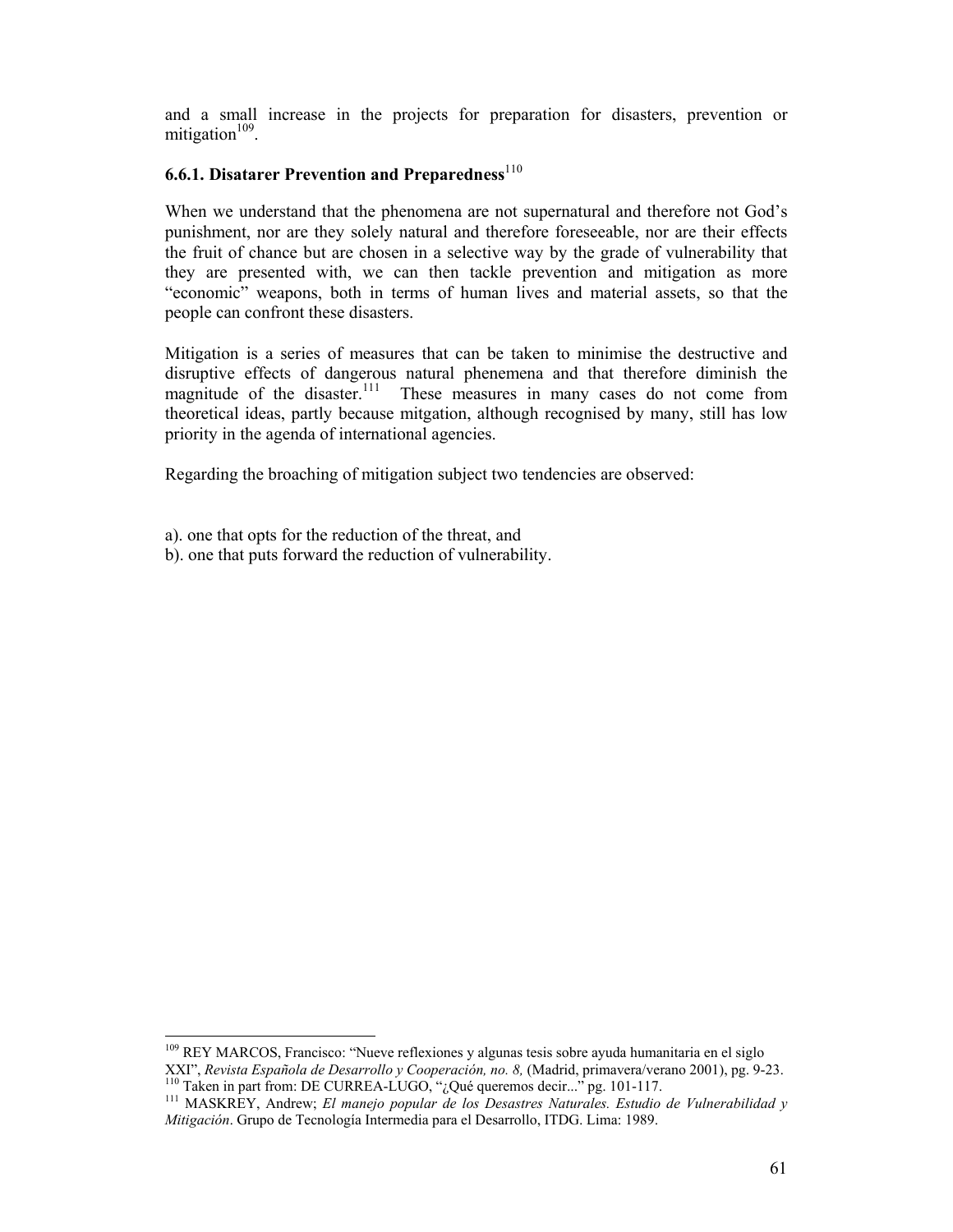and a small increase in the projects for preparation for disasters, prevention or mitigation[109].

### 6.6.1. Disatarer Prevention and Preparedness[110]

When we understand that the phenomena are not supernatural and therefore not God's punishment, nor are they solely natural and therefore foreseeable, nor are their effects the fruit of chance but are chosen in a selective way by the grade of vulnerability that they are presented with, we can then tackle prevention and mitigation as more "economic" weapons, both in terms of human lives and material assets, so that the people can confront these disasters.

Mitigation is a series of measures that can be taken to minimise the destructive and disruptive effects of dangerous natural phenemena and that therefore diminish the magnitude of the disaster.[111] These measures in many cases do not come from theoretical ideas, partly because mitgation, although recognised by many, still has low priority in the agenda of international agencies.

Regarding the broaching of mitigation subject two tendencies are observed:

a). one that opts for the reduction of the threat, and
b). one that puts forward the reduction of vulnerability.

---

[109] REY MARCOS, Francisco: "Nueve reflexiones y algunas tesis sobre ayuda humanitaria en el siglo XXI", *Revista Española de Desarrollo y Cooperación, no. 8,* (Madrid, primavera/verano 2001), pg. 9-23.

[110] Taken in part from: DE CURREA-LUGO, "¿Qué queremos decir..." pg. 101-117.

[111] MASKREY, Andrew; *El manejo popular de los Desastres Naturales. Estudio de Vulnerabilidad y Mitigación*. Grupo de Tecnología Intermedia para el Desarrollo, ITDG. Lima: 1989.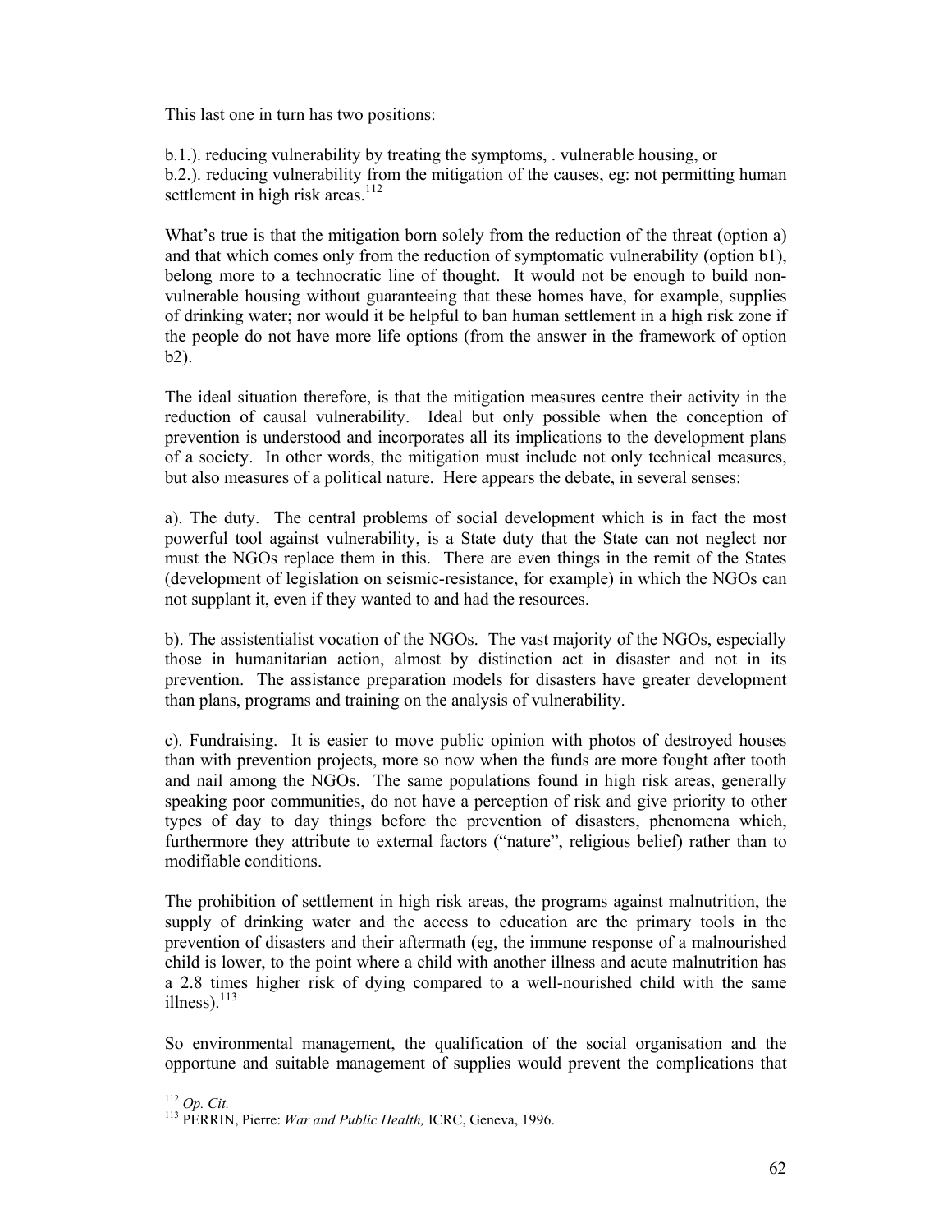This last one in turn has two positions:

b.1.). reducing vulnerability by treating the symptoms, . vulnerable housing, or
b.2.). reducing vulnerability from the mitigation of the causes, eg: not permitting human settlement in high risk areas.[112]

What's true is that the mitigation born solely from the reduction of the threat (option a) and that which comes only from the reduction of symptomatic vulnerability (option b1), belong more to a technocratic line of thought. It would not be enough to build non-vulnerable housing without guaranteeing that these homes have, for example, supplies of drinking water; nor would it be helpful to ban human settlement in a high risk zone if the people do not have more life options (from the answer in the framework of option b2).

The ideal situation therefore, is that the mitigation measures centre their activity in the reduction of causal vulnerability. Ideal but only possible when the conception of prevention is understood and incorporates all its implications to the development plans of a society. In other words, the mitigation must include not only technical measures, but also measures of a political nature. Here appears the debate, in several senses:

a). The duty. The central problems of social development which is in fact the most powerful tool against vulnerability, is a State duty that the State can not neglect nor must the NGOs replace them in this. There are even things in the remit of the States (development of legislation on seismic-resistance, for example) in which the NGOs can not supplant it, even if they wanted to and had the resources.

b). The assistentialist vocation of the NGOs. The vast majority of the NGOs, especially those in humanitarian action, almost by distinction act in disaster and not in its prevention. The assistance preparation models for disasters have greater development than plans, programs and training on the analysis of vulnerability.

c). Fundraising. It is easier to move public opinion with photos of destroyed houses than with prevention projects, more so now when the funds are more fought after tooth and nail among the NGOs. The same populations found in high risk areas, generally speaking poor communities, do not have a perception of risk and give priority to other types of day to day things before the prevention of disasters, phenomena which, furthermore they attribute to external factors ("nature", religious belief) rather than to modifiable conditions.

The prohibition of settlement in high risk areas, the programs against malnutrition, the supply of drinking water and the access to education are the primary tools in the prevention of disasters and their aftermath (eg, the immune response of a malnourished child is lower, to the point where a child with another illness and acute malnutrition has a 2.8 times higher risk of dying compared to a well-nourished child with the same illness).[113]

So environmental management, the qualification of the social organisation and the opportune and suitable management of supplies would prevent the complications that

---

[112] *Op. Cit.*

[113] PERRIN, Pierre: *War and Public Health,* ICRC, Geneva, 1996.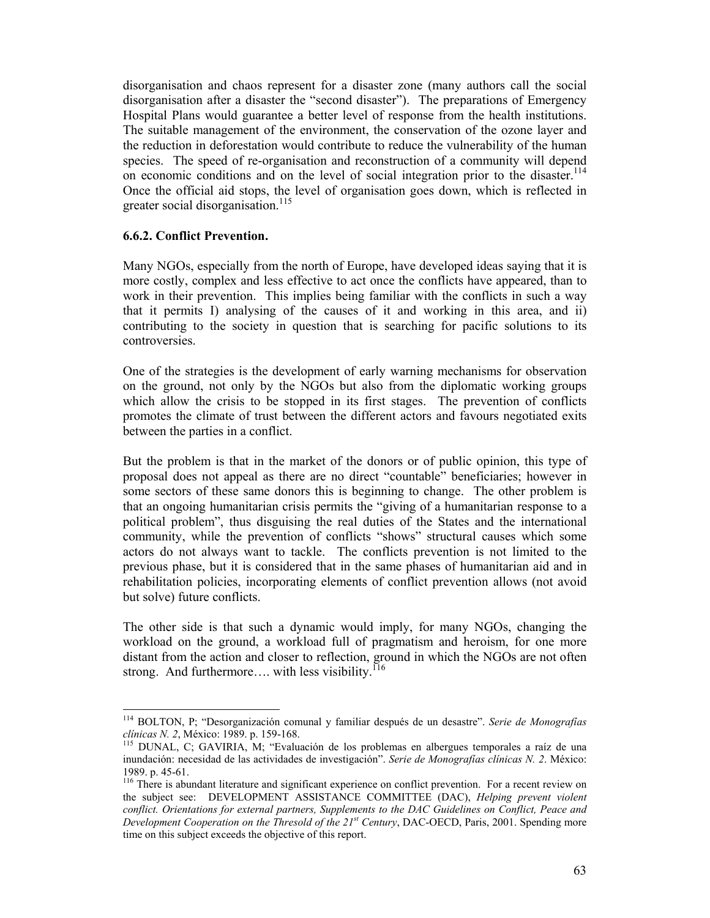disorganisation and chaos represent for a disaster zone (many authors call the social disorganisation after a disaster the "second disaster"). The preparations of Emergency Hospital Plans would guarantee a better level of response from the health institutions. The suitable management of the environment, the conservation of the ozone layer and the reduction in deforestation would contribute to reduce the vulnerability of the human species. The speed of re-organisation and reconstruction of a community will depend on economic conditions and on the level of social integration prior to the disaster.[114] Once the official aid stops, the level of organisation goes down, which is reflected in greater social disorganisation.[115]

### 6.6.2. Conflict Prevention.

Many NGOs, especially from the north of Europe, have developed ideas saying that it is more costly, complex and less effective to act once the conflicts have appeared, than to work in their prevention. This implies being familiar with the conflicts in such a way that it permits I) analysing of the causes of it and working in this area, and ii) contributing to the society in question that is searching for pacific solutions to its controversies.

One of the strategies is the development of early warning mechanisms for observation on the ground, not only by the NGOs but also from the diplomatic working groups which allow the crisis to be stopped in its first stages. The prevention of conflicts promotes the climate of trust between the different actors and favours negotiated exits between the parties in a conflict.

But the problem is that in the market of the donors or of public opinion, this type of proposal does not appeal as there are no direct "countable" beneficiaries; however in some sectors of these same donors this is beginning to change. The other problem is that an ongoing humanitarian crisis permits the "giving of a humanitarian response to a political problem", thus disguising the real duties of the States and the international community, while the prevention of conflicts "shows" structural causes which some actors do not always want to tackle. The conflicts prevention is not limited to the previous phase, but it is considered that in the same phases of humanitarian aid and in rehabilitation policies, incorporating elements of conflict prevention allows (not avoid but solve) future conflicts.

The other side is that such a dynamic would imply, for many NGOs, changing the workload on the ground, a workload full of pragmatism and heroism, for one more distant from the action and closer to reflection, ground in which the NGOs are not often strong. And furthermore…. with less visibility.[116]

---

[114] BOLTON, P; "Desorganización comunal y familiar después de un desastre". *Serie de Monografías clínicas N. 2*, México: 1989. p. 159-168.

[115] DUNAL, C; GAVIRIA, M; "Evaluación de los problemas en albergues temporales a raíz de una inundación: necesidad de las actividades de investigación". *Serie de Monografías clínicas N. 2*. México: 1989. p. 45-61.

[116] There is abundant literature and significant experience on conflict prevention. For a recent review on the subject see: DEVELOPMENT ASSISTANCE COMMITTEE (DAC), *Helping prevent violent conflict. Orientations for external partners, Supplements to the DAC Guidelines on Conflict, Peace and Development Cooperation on the Thresold of the 21st Century*, DAC-OECD, Paris, 2001. Spending more time on this subject exceeds the objective of this report.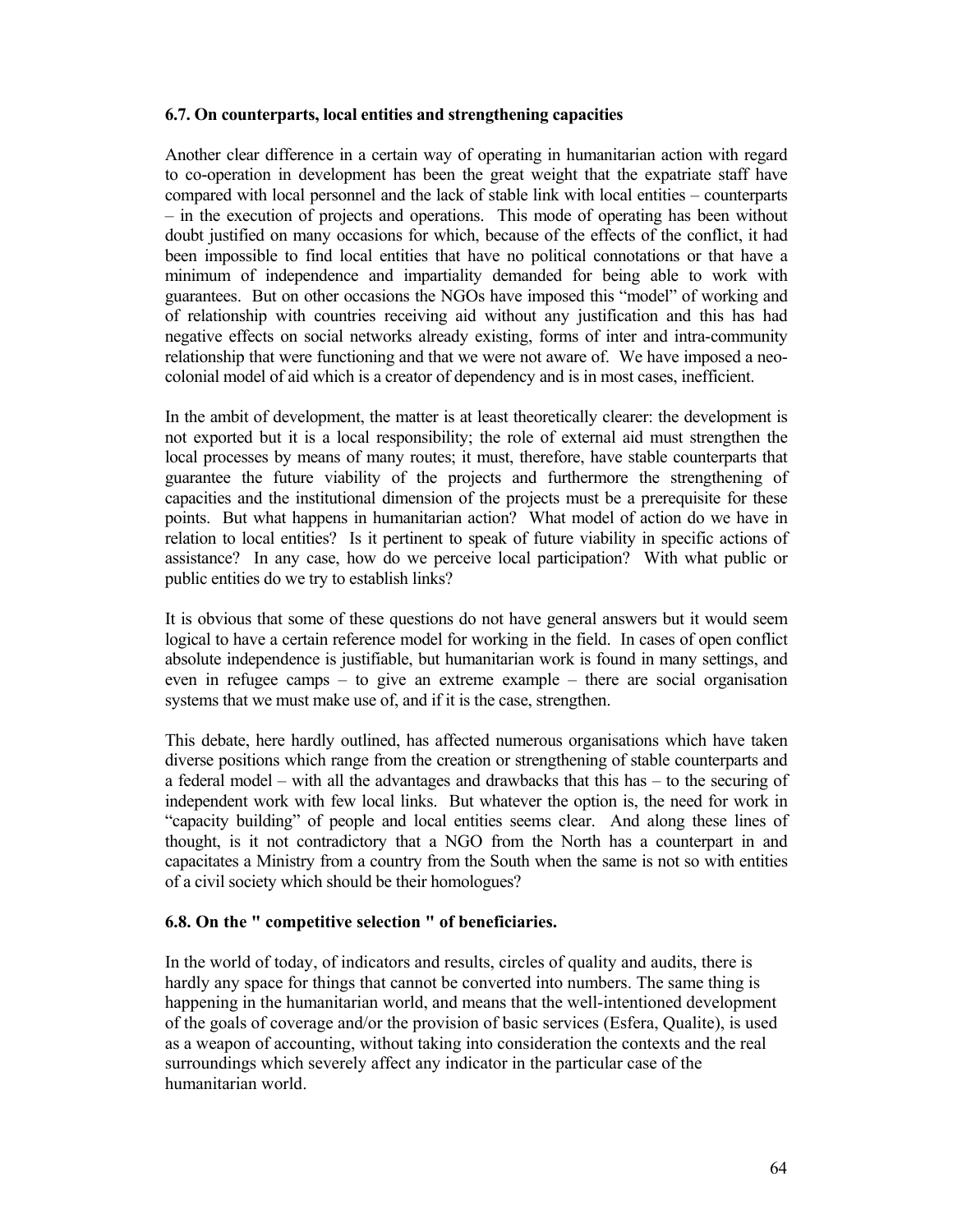### 6.7. On counterparts, local entities and strengthening capacities

Another clear difference in a certain way of operating in humanitarian action with regard to co-operation in development has been the great weight that the expatriate staff have compared with local personnel and the lack of stable link with local entities – counterparts – in the execution of projects and operations. This mode of operating has been without doubt justified on many occasions for which, because of the effects of the conflict, it had been impossible to find local entities that have no political connotations or that have a minimum of independence and impartiality demanded for being able to work with guarantees. But on other occasions the NGOs have imposed this "model" of working and of relationship with countries receiving aid without any justification and this has had negative effects on social networks already existing, forms of inter and intra-community relationship that were functioning and that we were not aware of. We have imposed a neo-colonial model of aid which is a creator of dependency and is in most cases, inefficient.

In the ambit of development, the matter is at least theoretically clearer: the development is not exported but it is a local responsibility; the role of external aid must strengthen the local processes by means of many routes; it must, therefore, have stable counterparts that guarantee the future viability of the projects and furthermore the strengthening of capacities and the institutional dimension of the projects must be a prerequisite for these points. But what happens in humanitarian action? What model of action do we have in relation to local entities? Is it pertinent to speak of future viability in specific actions of assistance? In any case, how do we perceive local participation? With what public or public entities do we try to establish links?

It is obvious that some of these questions do not have general answers but it would seem logical to have a certain reference model for working in the field. In cases of open conflict absolute independence is justifiable, but humanitarian work is found in many settings, and even in refugee camps – to give an extreme example – there are social organisation systems that we must make use of, and if it is the case, strengthen.

This debate, here hardly outlined, has affected numerous organisations which have taken diverse positions which range from the creation or strengthening of stable counterparts and a federal model – with all the advantages and drawbacks that this has – to the securing of independent work with few local links. But whatever the option is, the need for work in "capacity building" of people and local entities seems clear. And along these lines of thought, is it not contradictory that a NGO from the North has a counterpart in and capacitates a Ministry from a country from the South when the same is not so with entities of a civil society which should be their homologues?

### 6.8. On the " competitive selection " of beneficiaries.

In the world of today, of indicators and results, circles of quality and audits, there is hardly any space for things that cannot be converted into numbers. The same thing is happening in the humanitarian world, and means that the well-intentioned development of the goals of coverage and/or the provision of basic services (Esfera, Qualite), is used as a weapon of accounting, without taking into consideration the contexts and the real surroundings which severely affect any indicator in the particular case of the humanitarian world.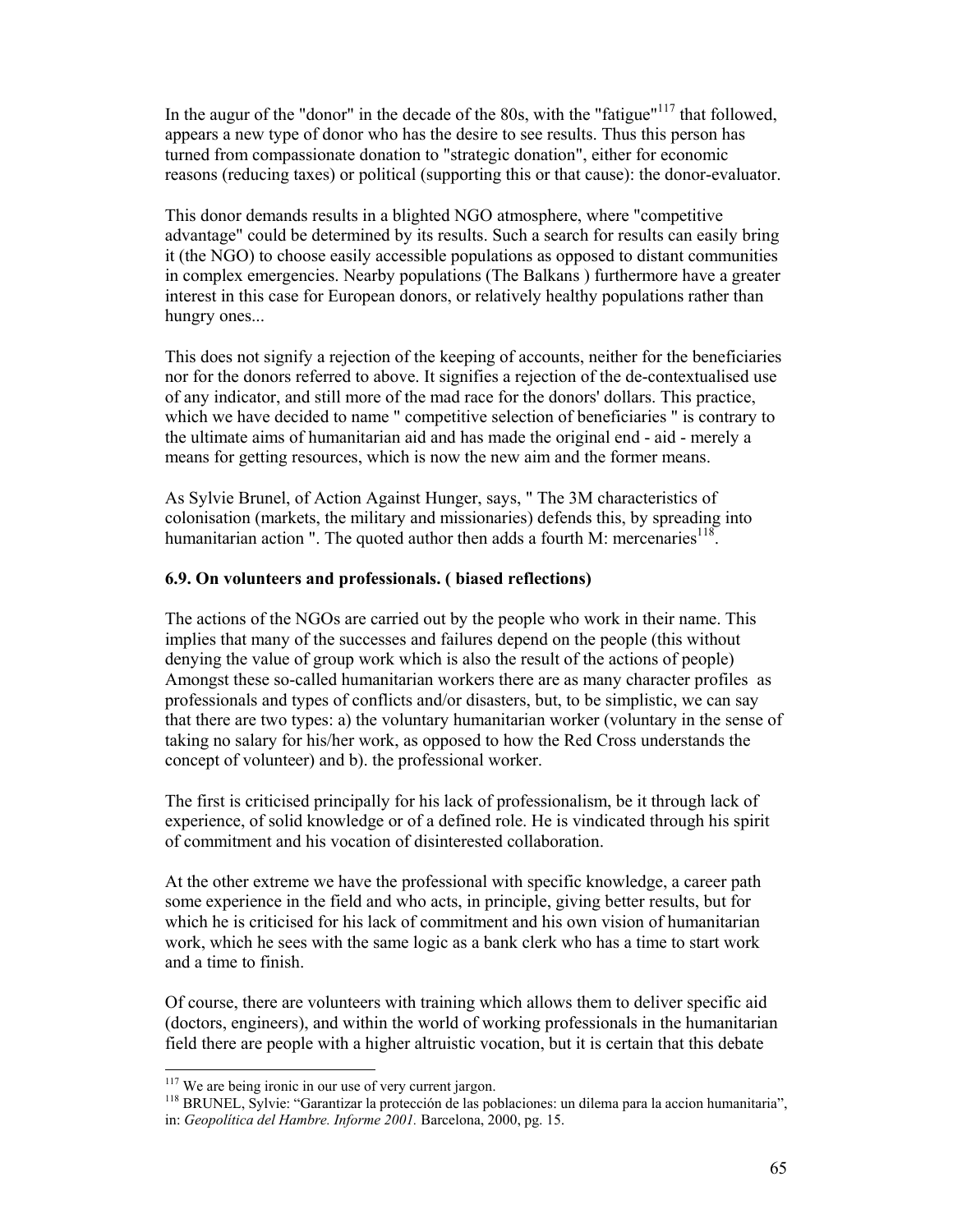In the augur of the "donor" in the decade of the 80s, with the "fatigue"[117] that followed, appears a new type of donor who has the desire to see results. Thus this person has turned from compassionate donation to "strategic donation", either for economic reasons (reducing taxes) or political (supporting this or that cause): the donor-evaluator.

This donor demands results in a blighted NGO atmosphere, where "competitive advantage" could be determined by its results. Such a search for results can easily bring it (the NGO) to choose easily accessible populations as opposed to distant communities in complex emergencies. Nearby populations (The Balkans ) furthermore have a greater interest in this case for European donors, or relatively healthy populations rather than hungry ones...

This does not signify a rejection of the keeping of accounts, neither for the beneficiaries nor for the donors referred to above. It signifies a rejection of the de-contextualised use of any indicator, and still more of the mad race for the donors' dollars. This practice, which we have decided to name " competitive selection of beneficiaries " is contrary to the ultimate aims of humanitarian aid and has made the original end - aid - merely a means for getting resources, which is now the new aim and the former means.

As Sylvie Brunel, of Action Against Hunger, says, " The 3M characteristics of colonisation (markets, the military and missionaries) defends this, by spreading into humanitarian action ". The quoted author then adds a fourth M: mercenaries[118].

### 6.9. On volunteers and professionals. ( biased reflections)

The actions of the NGOs are carried out by the people who work in their name. This implies that many of the successes and failures depend on the people (this without denying the value of group work which is also the result of the actions of people) Amongst these so-called humanitarian workers there are as many character profiles as professionals and types of conflicts and/or disasters, but, to be simplistic, we can say that there are two types: a) the voluntary humanitarian worker (voluntary in the sense of taking no salary for his/her work, as opposed to how the Red Cross understands the concept of volunteer) and b). the professional worker.

The first is criticised principally for his lack of professionalism, be it through lack of experience, of solid knowledge or of a defined role. He is vindicated through his spirit of commitment and his vocation of disinterested collaboration.

At the other extreme we have the professional with specific knowledge, a career path some experience in the field and who acts, in principle, giving better results, but for which he is criticised for his lack of commitment and his own vision of humanitarian work, which he sees with the same logic as a bank clerk who has a time to start work and a time to finish.

Of course, there are volunteers with training which allows them to deliver specific aid (doctors, engineers), and within the world of working professionals in the humanitarian field there are people with a higher altruistic vocation, but it is certain that this debate

---

[117] We are being ironic in our use of very current jargon.

[118] BRUNEL, Sylvie: “Garantizar la protección de las poblaciones: un dilema para la accion humanitaria”, in: *Geopolítica del Hambre. Informe 2001.* Barcelona, 2000, pg. 15.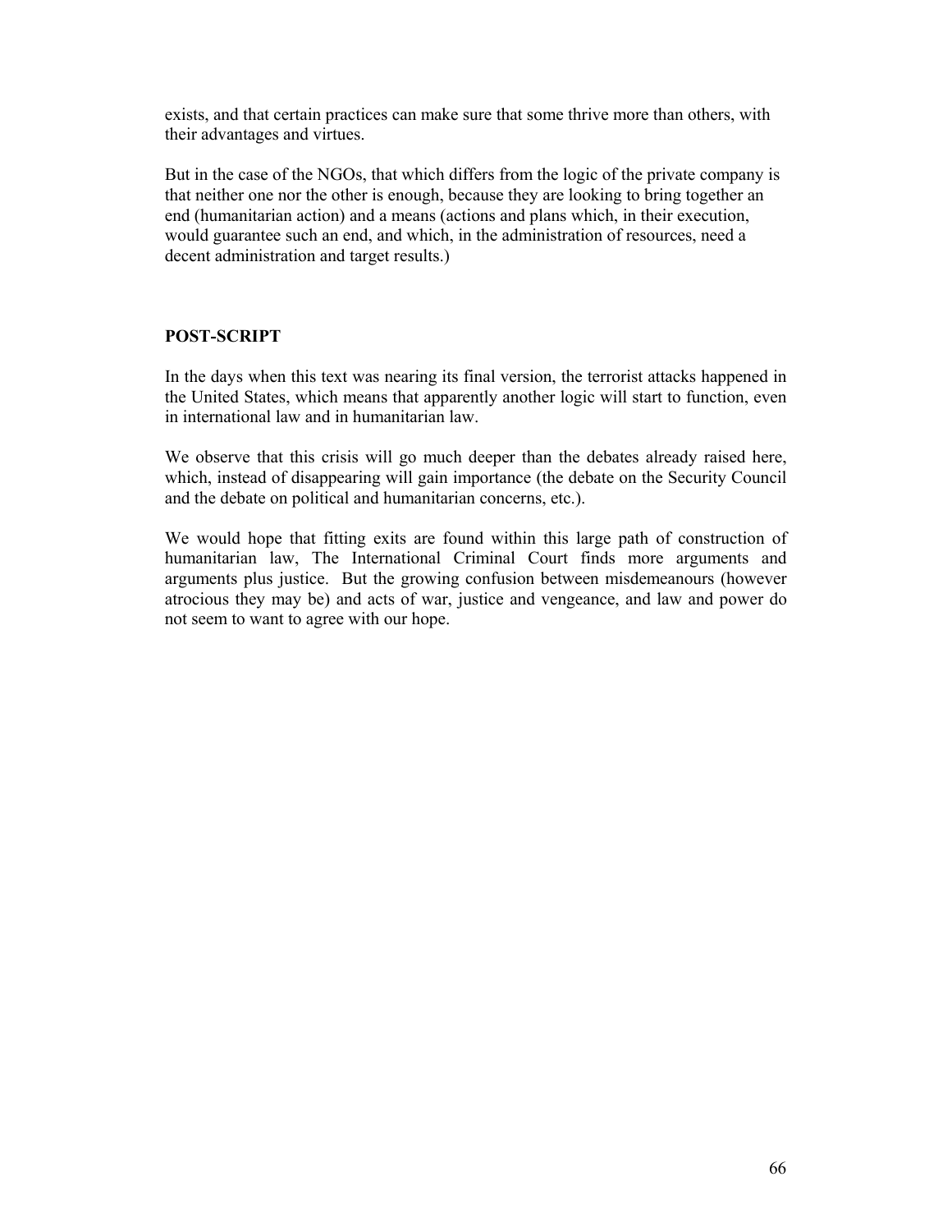exists, and that certain practices can make sure that some thrive more than others, with their advantages and virtues.

But in the case of the NGOs, that which differs from the logic of the private company is that neither one nor the other is enough, because they are looking to bring together an end (humanitarian action) and a means (actions and plans which, in their execution, would guarantee such an end, and which, in the administration of resources, need a decent administration and target results.)

## POST-SCRIPT

In the days when this text was nearing its final version, the terrorist attacks happened in the United States, which means that apparently another logic will start to function, even in international law and in humanitarian law.

We observe that this crisis will go much deeper than the debates already raised here, which, instead of disappearing will gain importance (the debate on the Security Council and the debate on political and humanitarian concerns, etc.).

We would hope that fitting exits are found within this large path of construction of humanitarian law, The International Criminal Court finds more arguments and arguments plus justice. But the growing confusion between misdemeanours (however atrocious they may be) and acts of war, justice and vengeance, and law and power do not seem to want to agree with our hope.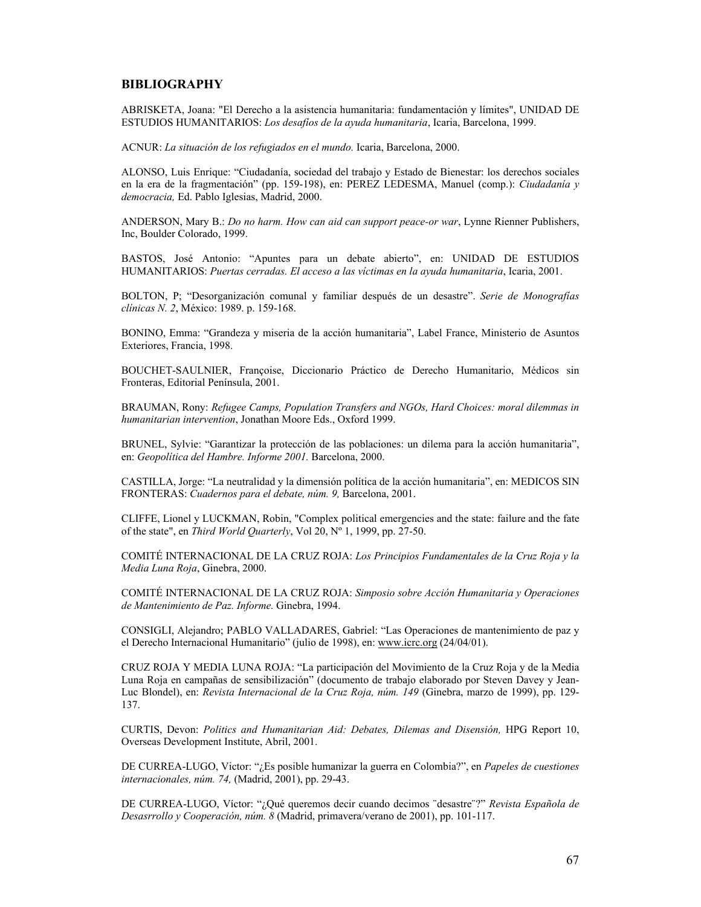## BIBLIOGRAPHY

ABRISKETA, Joana: "El Derecho a la asistencia humanitaria: fundamentación y límites", UNIDAD DE ESTUDIOS HUMANITARIOS: *Los desafíos de la ayuda humanitaria*, Icaria, Barcelona, 1999.

ACNUR: *La situación de los refugiados en el mundo.* Icaria, Barcelona, 2000.

ALONSO, Luis Enrique: "Ciudadanía, sociedad del trabajo y Estado de Bienestar: los derechos sociales en la era de la fragmentación" (pp. 159-198), en: PEREZ LEDESMA, Manuel (comp.): *Ciudadanía y democracia,* Ed. Pablo Iglesias, Madrid, 2000.

ANDERSON, Mary B.: *Do no harm. How can aid can support peace-or war*, Lynne Rienner Publishers, Inc, Boulder Colorado, 1999.

BASTOS, José Antonio: "Apuntes para un debate abierto", en: UNIDAD DE ESTUDIOS HUMANITARIOS: *Puertas cerradas. El acceso a las víctimas en la ayuda humanitaria*, Icaria, 2001.

BOLTON, P; "Desorganización comunal y familiar después de un desastre". *Serie de Monografías clínicas N. 2*, México: 1989. p. 159-168.

BONINO, Emma: "Grandeza y miseria de la acción humanitaria", Label France, Ministerio de Asuntos Exteriores, Francia, 1998.

BOUCHET-SAULNIER, Françoise, Diccionario Práctico de Derecho Humanitario, Médicos sin Fronteras, Editorial Península, 2001.

BRAUMAN, Rony: *Refugee Camps, Population Transfers and NGOs, Hard Choices: moral dilemmas in humanitarian intervention*, Jonathan Moore Eds., Oxford 1999.

BRUNEL, Sylvie: "Garantizar la protección de las poblaciones: un dilema para la acción humanitaria", en: *Geopolítica del Hambre. Informe 2001.* Barcelona, 2000.

CASTILLA, Jorge: "La neutralidad y la dimensión política de la acción humanitaria", en: MEDICOS SIN FRONTERAS: *Cuadernos para el debate, núm. 9,* Barcelona, 2001.

CLIFFE, Lionel y LUCKMAN, Robin, "Complex political emergencies and the state: failure and the fate of the state", en *Third World Quarterly*, Vol 20, Nº 1, 1999, pp. 27-50.

COMITÉ INTERNACIONAL DE LA CRUZ ROJA: *Los Principios Fundamentales de la Cruz Roja y la Media Luna Roja*, Ginebra, 2000.

COMITÉ INTERNACIONAL DE LA CRUZ ROJA: *Simposio sobre Acción Humanitaria y Operaciones de Mantenimiento de Paz. Informe.* Ginebra, 1994.

CONSIGLI, Alejandro; PABLO VALLADARES, Gabriel: "Las Operaciones de mantenimiento de paz y el Derecho Internacional Humanitario" (julio de 1998), en: www.icrc.org (24/04/01).

CRUZ ROJA Y MEDIA LUNA ROJA: "La participación del Movimiento de la Cruz Roja y de la Media Luna Roja en campañas de sensibilización" (documento de trabajo elaborado por Steven Davey y Jean-Luc Blondel), en: *Revista Internacional de la Cruz Roja, núm. 149* (Ginebra, marzo de 1999), pp. 129-137.

CURTIS, Devon: *Politics and Humanitarian Aid: Debates, Dilemas and Disensión,* HPG Report 10, Overseas Development Institute, Abril, 2001.

DE CURREA-LUGO, Victor: "¿Es posible humanizar la guerra en Colombia?", en *Papeles de cuestiones internacionales, núm. 74,* (Madrid, 2001), pp. 29-43.

DE CURREA-LUGO, Víctor: "¿Qué queremos decir cuando decimos ¨desastre¨?" *Revista Española de Desasrrollo y Cooperación, núm. 8* (Madrid, primavera/verano de 2001), pp. 101-117.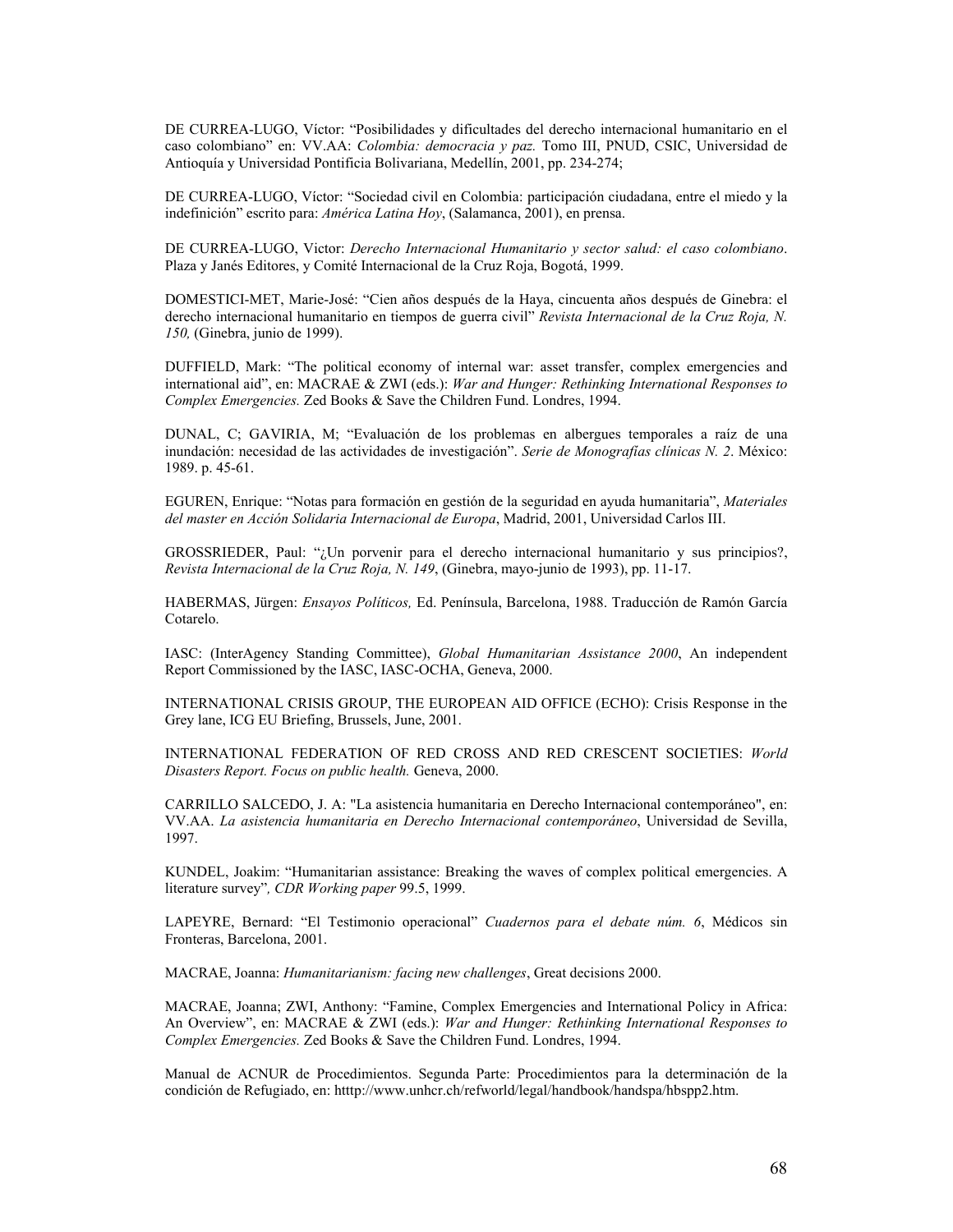DE CURREA-LUGO, Víctor: "Posibilidades y dificultades del derecho internacional humanitario en el caso colombiano" en: VV.AA: *Colombia: democracia y paz.* Tomo III, PNUD, CSIC, Universidad de Antioquía y Universidad Pontificia Bolivariana, Medellín, 2001, pp. 234-274;

DE CURREA-LUGO, Víctor: "Sociedad civil en Colombia: participación ciudadana, entre el miedo y la indefinición" escrito para: *América Latina Hoy*, (Salamanca, 2001), en prensa.

DE CURREA-LUGO, Victor: *Derecho Internacional Humanitario y sector salud: el caso colombiano*. Plaza y Janés Editores, y Comité Internacional de la Cruz Roja, Bogotá, 1999.

DOMESTICI-MET, Marie-José: "Cien años después de la Haya, cincuenta años después de Ginebra: el derecho internacional humanitario en tiempos de guerra civil" *Revista Internacional de la Cruz Roja, N. 150,* (Ginebra, junio de 1999).

DUFFIELD, Mark: "The political economy of internal war: asset transfer, complex emergencies and international aid", en: MACRAE & ZWI (eds.): *War and Hunger: Rethinking International Responses to Complex Emergencies.* Zed Books & Save the Children Fund. Londres, 1994.

DUNAL, C; GAVIRIA, M; "Evaluación de los problemas en albergues temporales a raíz de una inundación: necesidad de las actividades de investigación". *Serie de Monografías clínicas N. 2*. México: 1989. p. 45-61.

EGUREN, Enrique: "Notas para formación en gestión de la seguridad en ayuda humanitaria", *Materiales del master en Acción Solidaria Internacional de Europa*, Madrid, 2001, Universidad Carlos III.

GROSSRIEDER, Paul: "¿Un porvenir para el derecho internacional humanitario y sus principios?, *Revista Internacional de la Cruz Roja, N. 149*, (Ginebra, mayo-junio de 1993), pp. 11-17.

HABERMAS, Jürgen: *Ensayos Políticos,* Ed. Península, Barcelona, 1988. Traducción de Ramón García Cotarelo.

IASC: (InterAgency Standing Committee), *Global Humanitarian Assistance 2000*, An independent Report Commissioned by the IASC, IASC-OCHA, Geneva, 2000.

INTERNATIONAL CRISIS GROUP, THE EUROPEAN AID OFFICE (ECHO): Crisis Response in the Grey lane, ICG EU Briefing, Brussels, June, 2001.

INTERNATIONAL FEDERATION OF RED CROSS AND RED CRESCENT SOCIETIES: *World Disasters Report. Focus on public health.* Geneva, 2000.

CARRILLO SALCEDO, J. A: "La asistencia humanitaria en Derecho Internacional contemporáneo", en: VV.AA. *La asistencia humanitaria en Derecho Internacional contemporáneo*, Universidad de Sevilla, 1997.

KUNDEL, Joakim: "Humanitarian assistance: Breaking the waves of complex political emergencies. A literature survey"*, CDR Working paper* 99.5, 1999.

LAPEYRE, Bernard: "El Testimonio operacional" *Cuadernos para el debate núm. 6*, Médicos sin Fronteras, Barcelona, 2001.

MACRAE, Joanna: *Humanitarianism: facing new challenges*, Great decisions 2000.

MACRAE, Joanna; ZWI, Anthony: "Famine, Complex Emergencies and International Policy in Africa: An Overview", en: MACRAE & ZWI (eds.): *War and Hunger: Rethinking International Responses to Complex Emergencies.* Zed Books & Save the Children Fund. Londres, 1994.

Manual de ACNUR de Procedimientos. Segunda Parte: Procedimientos para la determinación de la condición de Refugiado, en: htttp://www.unhcr.ch/refworld/legal/handbook/handspa/hbspp2.htm.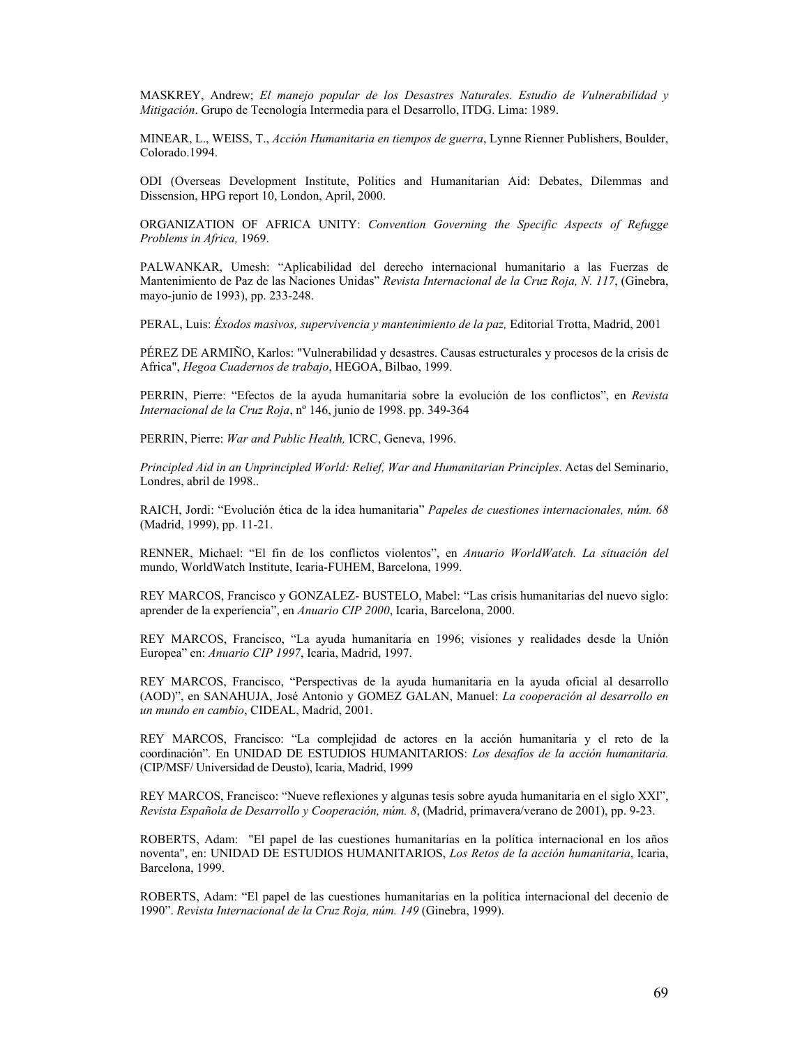MASKREY, Andrew; *El manejo popular de los Desastres Naturales. Estudio de Vulnerabilidad y Mitigación*. Grupo de Tecnología Intermedia para el Desarrollo, ITDG. Lima: 1989.

MINEAR, L., WEISS, T., *Acción Humanitaria en tiempos de guerra*, Lynne Rienner Publishers, Boulder, Colorado.1994.

ODI (Overseas Development Institute, Politics and Humanitarian Aid: Debates, Dilemmas and Dissension, HPG report 10, London, April, 2000.

ORGANIZATION OF AFRICA UNITY: *Convention Governing the Specific Aspects of Refugge Problems in Africa,* 1969.

PALWANKAR, Umesh: "Aplicabilidad del derecho internacional humanitario a las Fuerzas de Mantenimiento de Paz de las Naciones Unidas" *Revista Internacional de la Cruz Roja, N. 117*, (Ginebra, mayo-junio de 1993), pp. 233-248.

PERAL, Luis: *Éxodos masivos, supervivencia y mantenimiento de la paz,* Editorial Trotta, Madrid, 2001

PÉREZ DE ARMIÑO, Karlos: "Vulnerabilidad y desastres. Causas estructurales y procesos de la crisis de Africa", *Hegoa Cuadernos de trabajo*, HEGOA, Bilbao, 1999.

PERRIN, Pierre: "Efectos de la ayuda humanitaria sobre la evolución de los conflictos", en *Revista Internacional de la Cruz Roja*, nº 146, junio de 1998. pp. 349-364

PERRIN, Pierre: *War and Public Health,* ICRC, Geneva, 1996.

*Principled Aid in an Unprincipled World: Relief, War and Humanitarian Principles*. Actas del Seminario, Londres, abril de 1998..

RAICH, Jordi: "Evolución ética de la idea humanitaria" *Papeles de cuestiones internacionales, núm. 68* (Madrid, 1999), pp. 11-21.

RENNER, Michael: "El fin de los conflictos violentos", en *Anuario WorldWatch. La situación del* mundo, WorldWatch Institute, Icaria-FUHEM, Barcelona, 1999.

REY MARCOS, Francisco y GONZALEZ- BUSTELO, Mabel: "Las crisis humanitarias del nuevo siglo: aprender de la experiencia", en *Anuario CIP 2000*, Icaria, Barcelona, 2000.

REY MARCOS, Francisco, "La ayuda humanitaria en 1996; visiones y realidades desde la Unión Europea" en: *Anuario CIP 1997*, Icaria, Madrid, 1997.

REY MARCOS, Francisco, "Perspectivas de la ayuda humanitaria en la ayuda oficial al desarrollo (AOD)", en SANAHUJA, José Antonio y GOMEZ GALAN, Manuel: *La cooperación al desarrollo en un mundo en cambio*, CIDEAL, Madrid, 2001.

REY MARCOS, Francisco: "La complejidad de actores en la acción humanitaria y el reto de la coordinación". En UNIDAD DE ESTUDIOS HUMANITARIOS: *Los desafíos de la acción humanitaria.* (CIP/MSF/ Universidad de Deusto), Icaria, Madrid, 1999

REY MARCOS, Francisco: "Nueve reflexiones y algunas tesis sobre ayuda humanitaria en el siglo XXI", *Revista Española de Desarrollo y Cooperación, núm. 8*, (Madrid, primavera/verano de 2001), pp. 9-23.

ROBERTS, Adam: "El papel de las cuestiones humanitarias en la política internacional en los años noventa", en: UNIDAD DE ESTUDIOS HUMANITARIOS, *Los Retos de la acción humanitaria*, Icaria, Barcelona, 1999.

ROBERTS, Adam: "El papel de las cuestiones humanitarias en la política internacional del decenio de 1990". *Revista Internacional de la Cruz Roja, núm. 149* (Ginebra, 1999).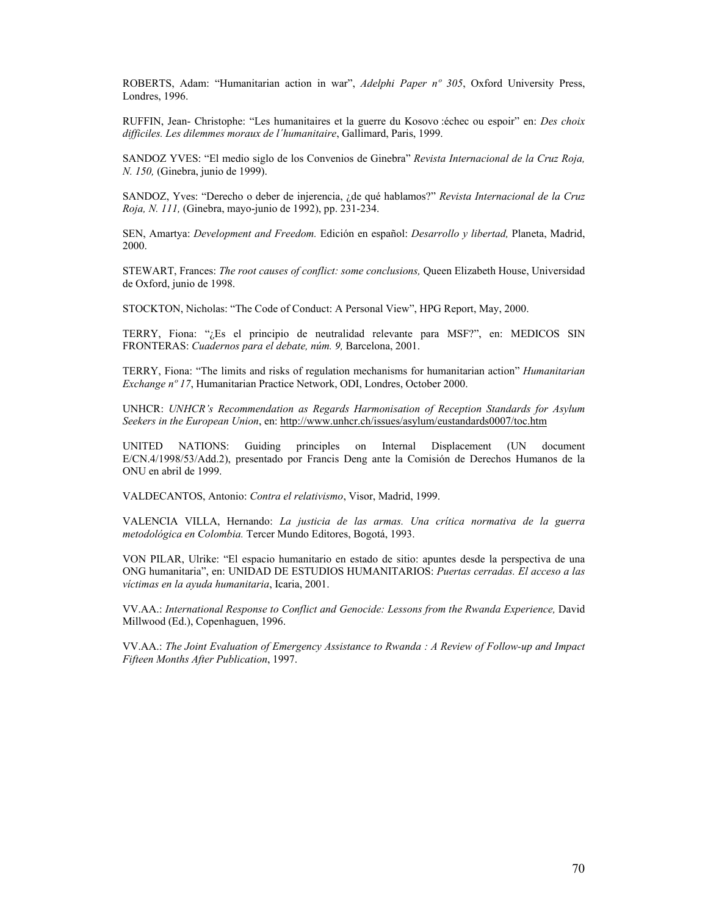ROBERTS, Adam: "Humanitarian action in war", *Adelphi Paper nº 305*, Oxford University Press, Londres, 1996.

RUFFIN, Jean- Christophe: "Les humanitaires et la guerre du Kosovo :échec ou espoir" en: *Des choix difficiles. Les dilemmes moraux de l´humanitaire*, Gallimard, Paris, 1999.

SANDOZ YVES: "El medio siglo de los Convenios de Ginebra" *Revista Internacional de la Cruz Roja, N. 150,* (Ginebra, junio de 1999).

SANDOZ, Yves: "Derecho o deber de injerencia, ¿de qué hablamos?" *Revista Internacional de la Cruz Roja, N. 111,* (Ginebra, mayo-junio de 1992), pp. 231-234.

SEN, Amartya: *Development and Freedom.* Edición en español: *Desarrollo y libertad,* Planeta, Madrid, 2000.

STEWART, Frances: *The root causes of conflict: some conclusions,* Queen Elizabeth House, Universidad de Oxford, junio de 1998.

STOCKTON, Nicholas: "The Code of Conduct: A Personal View", HPG Report, May, 2000.

TERRY, Fiona: "¿Es el principio de neutralidad relevante para MSF?", en: MEDICOS SIN FRONTERAS: *Cuadernos para el debate, núm. 9,* Barcelona, 2001.

TERRY, Fiona: "The limits and risks of regulation mechanisms for humanitarian action" *Humanitarian Exchange nº 17*, Humanitarian Practice Network, ODI, Londres, October 2000.

UNHCR: *UNHCR's Recommendation as Regards Harmonisation of Reception Standards for Asylum Seekers in the European Union*, en: http://www.unhcr.ch/issues/asylum/eustandards0007/toc.htm

UNITED NATIONS: Guiding principles on Internal Displacement (UN document E/CN.4/1998/53/Add.2), presentado por Francis Deng ante la Comisión de Derechos Humanos de la ONU en abril de 1999.

VALDECANTOS, Antonio: *Contra el relativismo*, Visor, Madrid, 1999.

VALENCIA VILLA, Hernando: *La justicia de las armas. Una crítica normativa de la guerra metodológica en Colombia.* Tercer Mundo Editores, Bogotá, 1993.

VON PILAR, Ulrike: "El espacio humanitario en estado de sitio: apuntes desde la perspectiva de una ONG humanitaria", en: UNIDAD DE ESTUDIOS HUMANITARIOS: *Puertas cerradas. El acceso a las víctimas en la ayuda humanitaria*, Icaria, 2001.

VV.AA.: *International Response to Conflict and Genocide: Lessons from the Rwanda Experience,* David Millwood (Ed.), Copenhaguen, 1996.

VV.AA.: *The Joint Evaluation of Emergency Assistance to Rwanda : A Review of Follow-up and Impact Fifteen Months After Publication*, 1997.